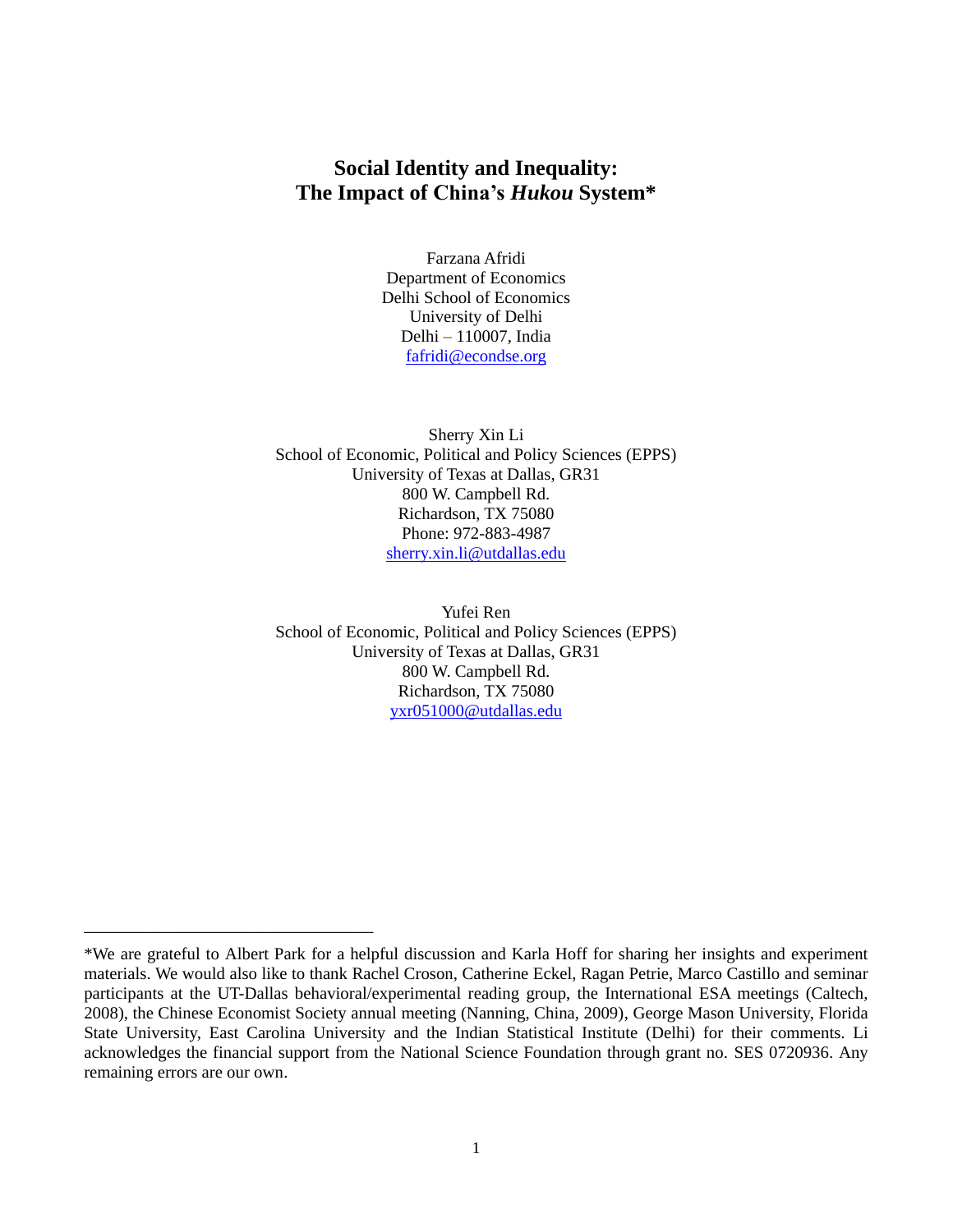# Social Identity and Inequality: The Impact of China's *Hukou* System*

Farzana Afridi
Department of Economics
Delhi School of Economics
University of Delhi
Delhi – 110007, India
fafridi@econdse.org

Sherry Xin Li
School of Economic, Political and Policy Sciences (EPPS)
University of Texas at Dallas, GR31
800 W. Campbell Rd.
Richardson, TX 75080
Phone: 972-883-4987
sherry.xin.li@utdallas.edu

Yufei Ren
School of Economic, Political and Policy Sciences (EPPS)
University of Texas at Dallas, GR31
800 W. Campbell Rd.
Richardson, TX 75080
yxr051000@utdallas.edu

---

*We are grateful to Albert Park for a helpful discussion and Karla Hoff for sharing her insights and experiment materials. We would also like to thank Rachel Croson, Catherine Eckel, Ragan Petrie, Marco Castillo and seminar participants at the UT-Dallas behavioral/experimental reading group, the International ESA meetings (Caltech, 2008), the Chinese Economist Society annual meeting (Nanning, China, 2009), George Mason University, Florida State University, East Carolina University and the Indian Statistical Institute (Delhi) for their comments. Li acknowledges the financial support from the National Science Foundation through grant no. SES 0720936. Any remaining errors are our own.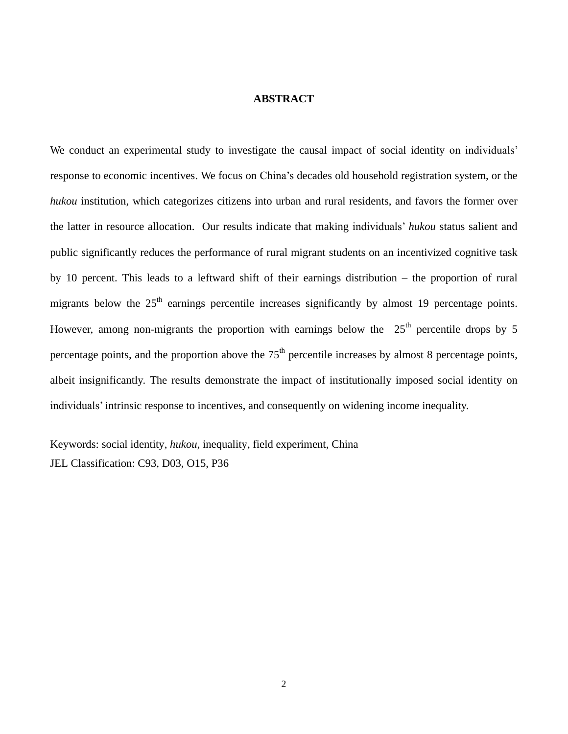## ABSTRACT

We conduct an experimental study to investigate the causal impact of social identity on individuals' response to economic incentives. We focus on China's decades old household registration system, or the *hukou* institution, which categorizes citizens into urban and rural residents, and favors the former over the latter in resource allocation. Our results indicate that making individuals' *hukou* status salient and public significantly reduces the performance of rural migrant students on an incentivized cognitive task by 10 percent. This leads to a leftward shift of their earnings distribution – the proportion of rural migrants below the 25th earnings percentile increases significantly by almost 19 percentage points. However, among non-migrants the proportion with earnings below the 25th percentile drops by 5 percentage points, and the proportion above the 75th percentile increases by almost 8 percentage points, albeit insignificantly. The results demonstrate the impact of institutionally imposed social identity on individuals' intrinsic response to incentives, and consequently on widening income inequality.

Keywords: social identity, *hukou*, inequality, field experiment, China
JEL Classification: C93, D03, O15, P36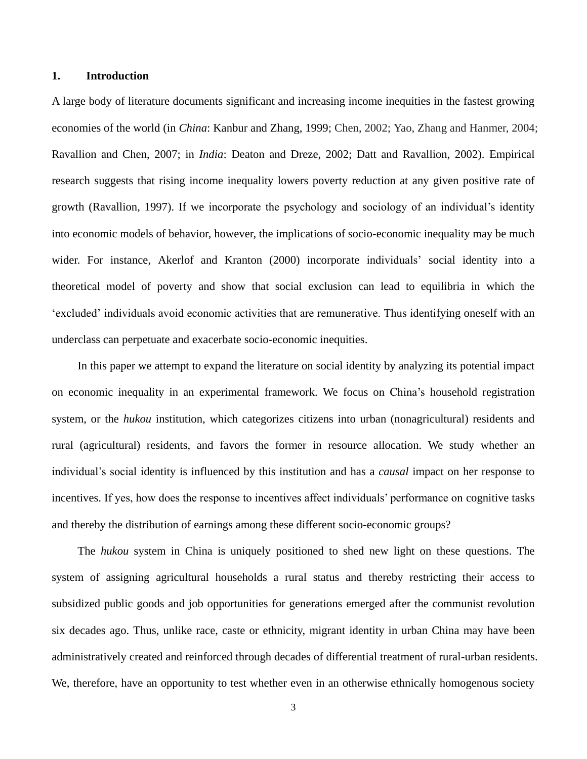## 1. Introduction

A large body of literature documents significant and increasing income inequities in the fastest growing economies of the world (in *China*: Kanbur and Zhang, 1999; Chen, 2002; Yao, Zhang and Hanmer, 2004; Ravallion and Chen, 2007; in *India*: Deaton and Dreze, 2002; Datt and Ravallion, 2002). Empirical research suggests that rising income inequality lowers poverty reduction at any given positive rate of growth (Ravallion, 1997). If we incorporate the psychology and sociology of an individual's identity into economic models of behavior, however, the implications of socio-economic inequality may be much wider. For instance, Akerlof and Kranton (2000) incorporate individuals' social identity into a theoretical model of poverty and show that social exclusion can lead to equilibria in which the 'excluded' individuals avoid economic activities that are remunerative. Thus identifying oneself with an underclass can perpetuate and exacerbate socio-economic inequities.

In this paper we attempt to expand the literature on social identity by analyzing its potential impact on economic inequality in an experimental framework. We focus on China's household registration system, or the *hukou* institution, which categorizes citizens into urban (nonagricultural) residents and rural (agricultural) residents, and favors the former in resource allocation. We study whether an individual's social identity is influenced by this institution and has a *causal* impact on her response to incentives. If yes, how does the response to incentives affect individuals' performance on cognitive tasks and thereby the distribution of earnings among these different socio-economic groups?

The *hukou* system in China is uniquely positioned to shed new light on these questions. The system of assigning agricultural households a rural status and thereby restricting their access to subsidized public goods and job opportunities for generations emerged after the communist revolution six decades ago. Thus, unlike race, caste or ethnicity, migrant identity in urban China may have been administratively created and reinforced through decades of differential treatment of rural-urban residents. We, therefore, have an opportunity to test whether even in an otherwise ethnically homogenous society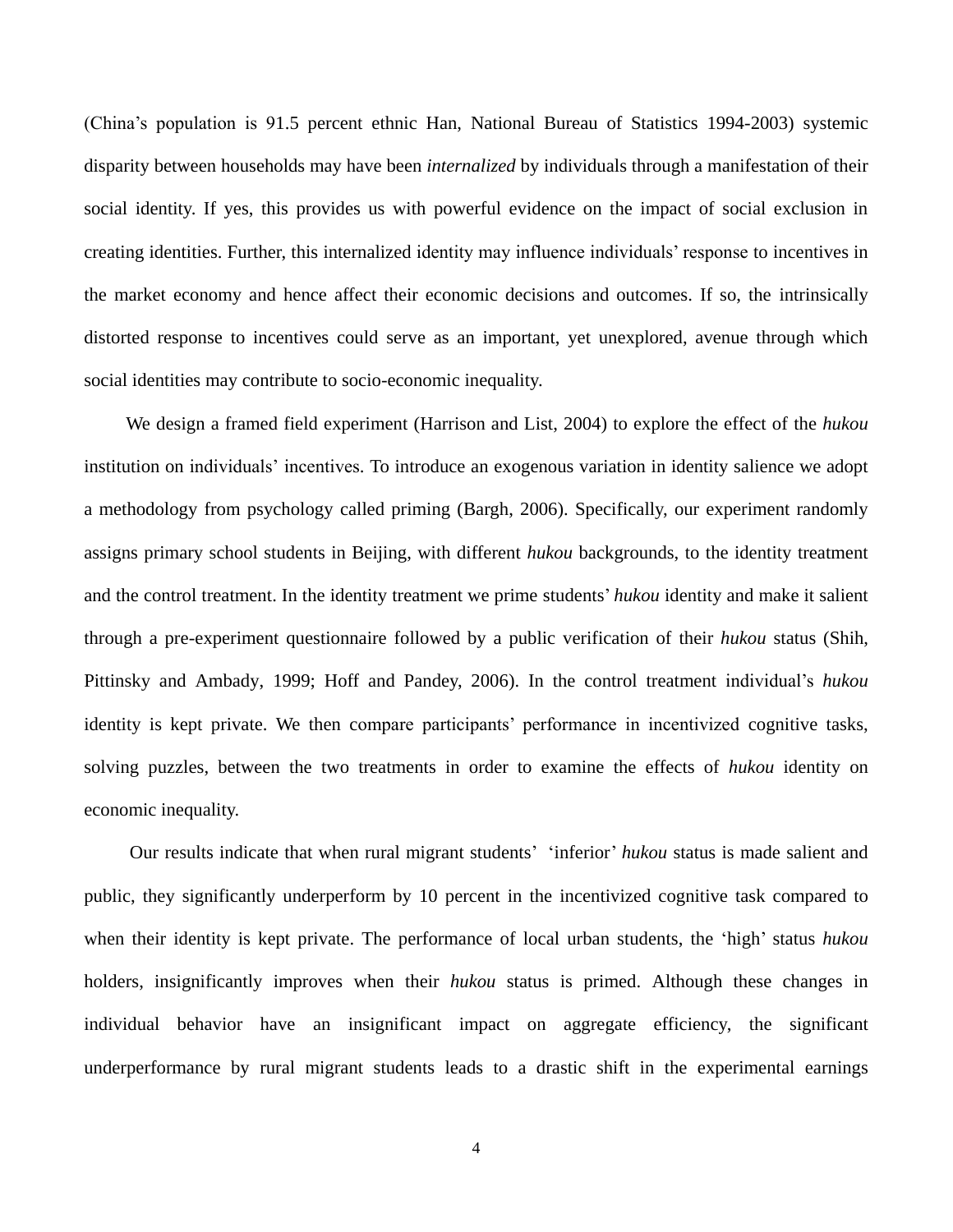(China's population is 91.5 percent ethnic Han, National Bureau of Statistics 1994-2003) systemic disparity between households may have been *internalized* by individuals through a manifestation of their social identity. If yes, this provides us with powerful evidence on the impact of social exclusion in creating identities. Further, this internalized identity may influence individuals' response to incentives in the market economy and hence affect their economic decisions and outcomes. If so, the intrinsically distorted response to incentives could serve as an important, yet unexplored, avenue through which social identities may contribute to socio-economic inequality.

We design a framed field experiment (Harrison and List, 2004) to explore the effect of the *hukou* institution on individuals' incentives. To introduce an exogenous variation in identity salience we adopt a methodology from psychology called priming (Bargh, 2006). Specifically, our experiment randomly assigns primary school students in Beijing, with different *hukou* backgrounds, to the identity treatment and the control treatment. In the identity treatment we prime students' *hukou* identity and make it salient through a pre-experiment questionnaire followed by a public verification of their *hukou* status (Shih, Pittinsky and Ambady, 1999; Hoff and Pandey, 2006). In the control treatment individual's *hukou* identity is kept private. We then compare participants' performance in incentivized cognitive tasks, solving puzzles, between the two treatments in order to examine the effects of *hukou* identity on economic inequality.

Our results indicate that when rural migrant students' 'inferior' *hukou* status is made salient and public, they significantly underperform by 10 percent in the incentivized cognitive task compared to when their identity is kept private. The performance of local urban students, the 'high' status *hukou* holders, insignificantly improves when their *hukou* status is primed. Although these changes in individual behavior have an insignificant impact on aggregate efficiency, the significant underperformance by rural migrant students leads to a drastic shift in the experimental earnings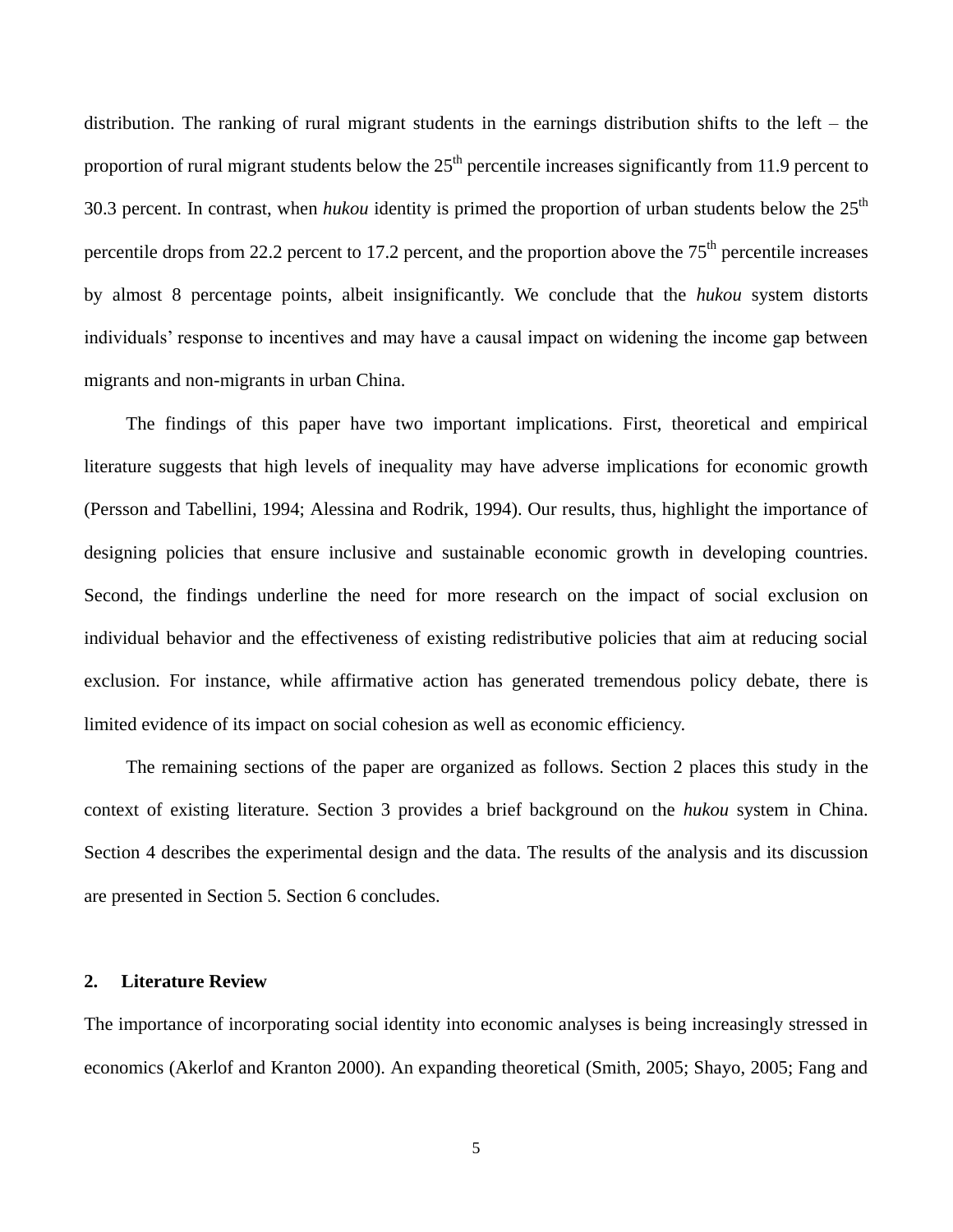distribution. The ranking of rural migrant students in the earnings distribution shifts to the left – the proportion of rural migrant students below the 25$^{th}$ percentile increases significantly from 11.9 percent to 30.3 percent. In contrast, when *hukou* identity is primed the proportion of urban students below the 25$^{th}$ percentile drops from 22.2 percent to 17.2 percent, and the proportion above the 75$^{th}$ percentile increases by almost 8 percentage points, albeit insignificantly. We conclude that the *hukou* system distorts individuals' response to incentives and may have a causal impact on widening the income gap between migrants and non-migrants in urban China.

The findings of this paper have two important implications. First, theoretical and empirical literature suggests that high levels of inequality may have adverse implications for economic growth (Persson and Tabellini, 1994; Alessina and Rodrik, 1994). Our results, thus, highlight the importance of designing policies that ensure inclusive and sustainable economic growth in developing countries. Second, the findings underline the need for more research on the impact of social exclusion on individual behavior and the effectiveness of existing redistributive policies that aim at reducing social exclusion. For instance, while affirmative action has generated tremendous policy debate, there is limited evidence of its impact on social cohesion as well as economic efficiency.

The remaining sections of the paper are organized as follows. Section 2 places this study in the context of existing literature. Section 3 provides a brief background on the *hukou* system in China. Section 4 describes the experimental design and the data. The results of the analysis and its discussion are presented in Section 5. Section 6 concludes.

## 2. Literature Review

The importance of incorporating social identity into economic analyses is being increasingly stressed in economics (Akerlof and Kranton 2000). An expanding theoretical (Smith, 2005; Shayo, 2005; Fang and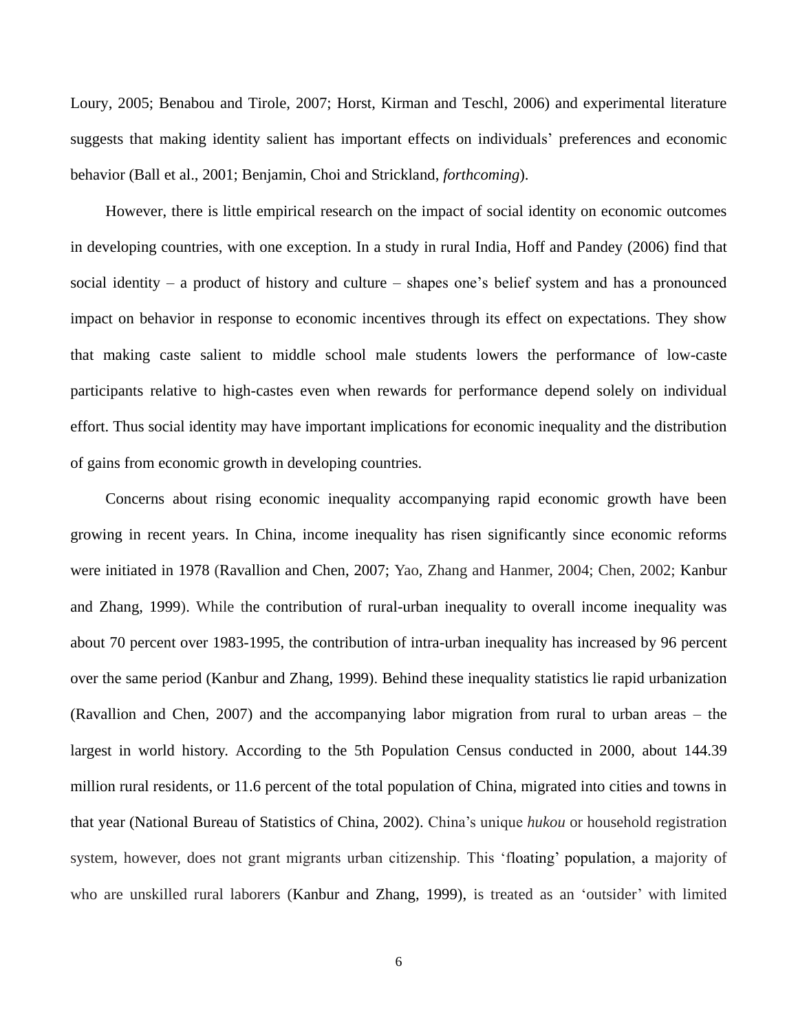Loury, 2005; Benabou and Tirole, 2007; Horst, Kirman and Teschl, 2006) and experimental literature suggests that making identity salient has important effects on individuals' preferences and economic behavior (Ball et al., 2001; Benjamin, Choi and Strickland, *forthcoming*).

However, there is little empirical research on the impact of social identity on economic outcomes in developing countries, with one exception. In a study in rural India, Hoff and Pandey (2006) find that social identity – a product of history and culture – shapes one's belief system and has a pronounced impact on behavior in response to economic incentives through its effect on expectations. They show that making caste salient to middle school male students lowers the performance of low-caste participants relative to high-castes even when rewards for performance depend solely on individual effort. Thus social identity may have important implications for economic inequality and the distribution of gains from economic growth in developing countries.

Concerns about rising economic inequality accompanying rapid economic growth have been growing in recent years. In China, income inequality has risen significantly since economic reforms were initiated in 1978 (Ravallion and Chen, 2007; Yao, Zhang and Hanmer, 2004; Chen, 2002; Kanbur and Zhang, 1999). While the contribution of rural-urban inequality to overall income inequality was about 70 percent over 1983-1995, the contribution of intra-urban inequality has increased by 96 percent over the same period (Kanbur and Zhang, 1999). Behind these inequality statistics lie rapid urbanization (Ravallion and Chen, 2007) and the accompanying labor migration from rural to urban areas – the largest in world history. According to the 5th Population Census conducted in 2000, about 144.39 million rural residents, or 11.6 percent of the total population of China, migrated into cities and towns in that year (National Bureau of Statistics of China, 2002). China's unique *hukou* or household registration system, however, does not grant migrants urban citizenship. This 'floating' population, a majority of who are unskilled rural laborers (Kanbur and Zhang, 1999), is treated as an 'outsider' with limited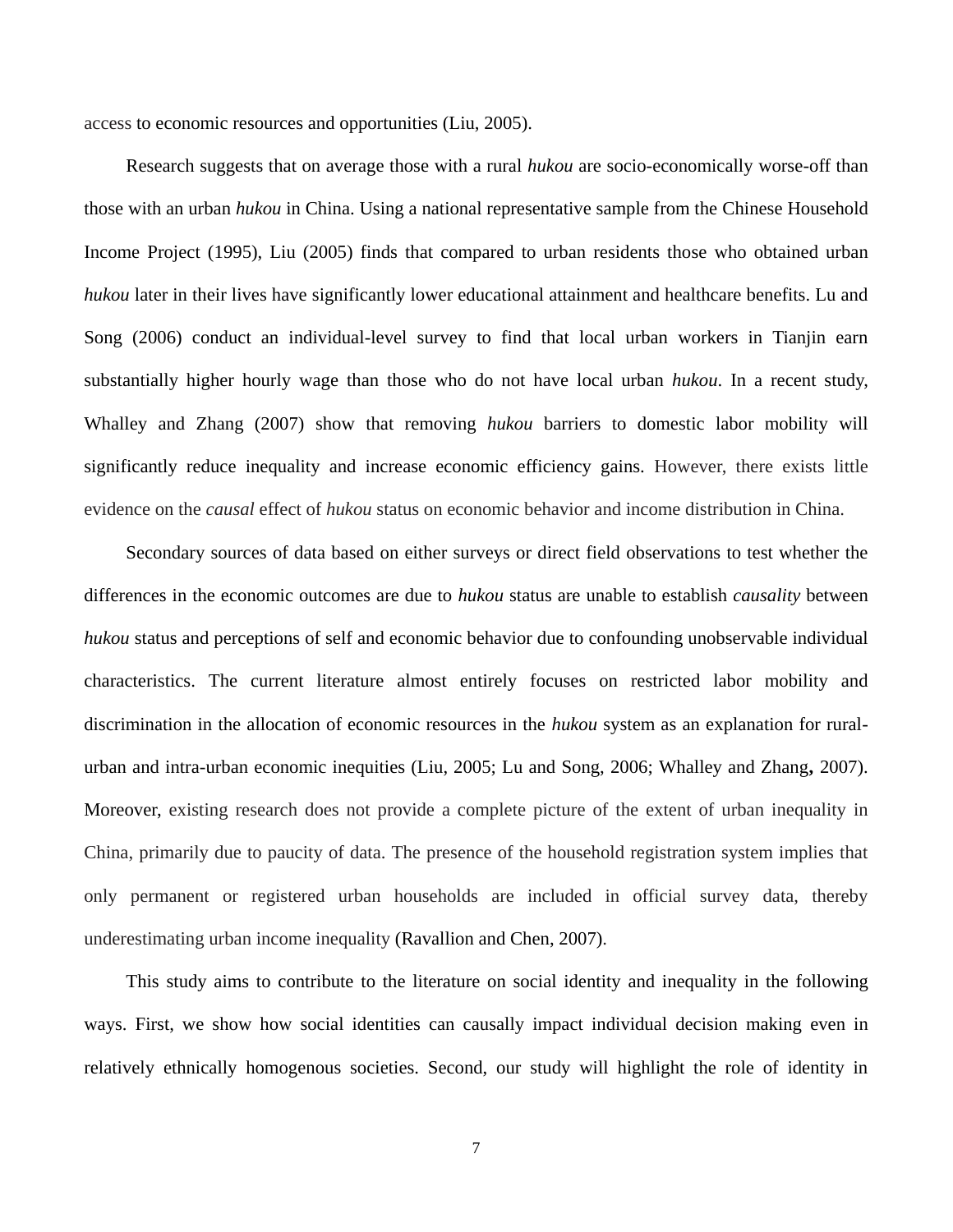access to economic resources and opportunities (Liu, 2005).

Research suggests that on average those with a rural *hukou* are socio-economically worse-off than those with an urban *hukou* in China. Using a national representative sample from the Chinese Household Income Project (1995), Liu (2005) finds that compared to urban residents those who obtained urban *hukou* later in their lives have significantly lower educational attainment and healthcare benefits. Lu and Song (2006) conduct an individual-level survey to find that local urban workers in Tianjin earn substantially higher hourly wage than those who do not have local urban *hukou*. In a recent study, Whalley and Zhang (2007) show that removing *hukou* barriers to domestic labor mobility will significantly reduce inequality and increase economic efficiency gains. However, there exists little evidence on the *causal* effect of *hukou* status on economic behavior and income distribution in China.

Secondary sources of data based on either surveys or direct field observations to test whether the differences in the economic outcomes are due to *hukou* status are unable to establish *causality* between *hukou* status and perceptions of self and economic behavior due to confounding unobservable individual characteristics. The current literature almost entirely focuses on restricted labor mobility and discrimination in the allocation of economic resources in the *hukou* system as an explanation for rural-urban and intra-urban economic inequities (Liu, 2005; Lu and Song, 2006; Whalley and Zhang**,** 2007). Moreover, existing research does not provide a complete picture of the extent of urban inequality in China, primarily due to paucity of data. The presence of the household registration system implies that only permanent or registered urban households are included in official survey data, thereby underestimating urban income inequality (Ravallion and Chen, 2007).

This study aims to contribute to the literature on social identity and inequality in the following ways. First, we show how social identities can causally impact individual decision making even in relatively ethnically homogenous societies. Second, our study will highlight the role of identity in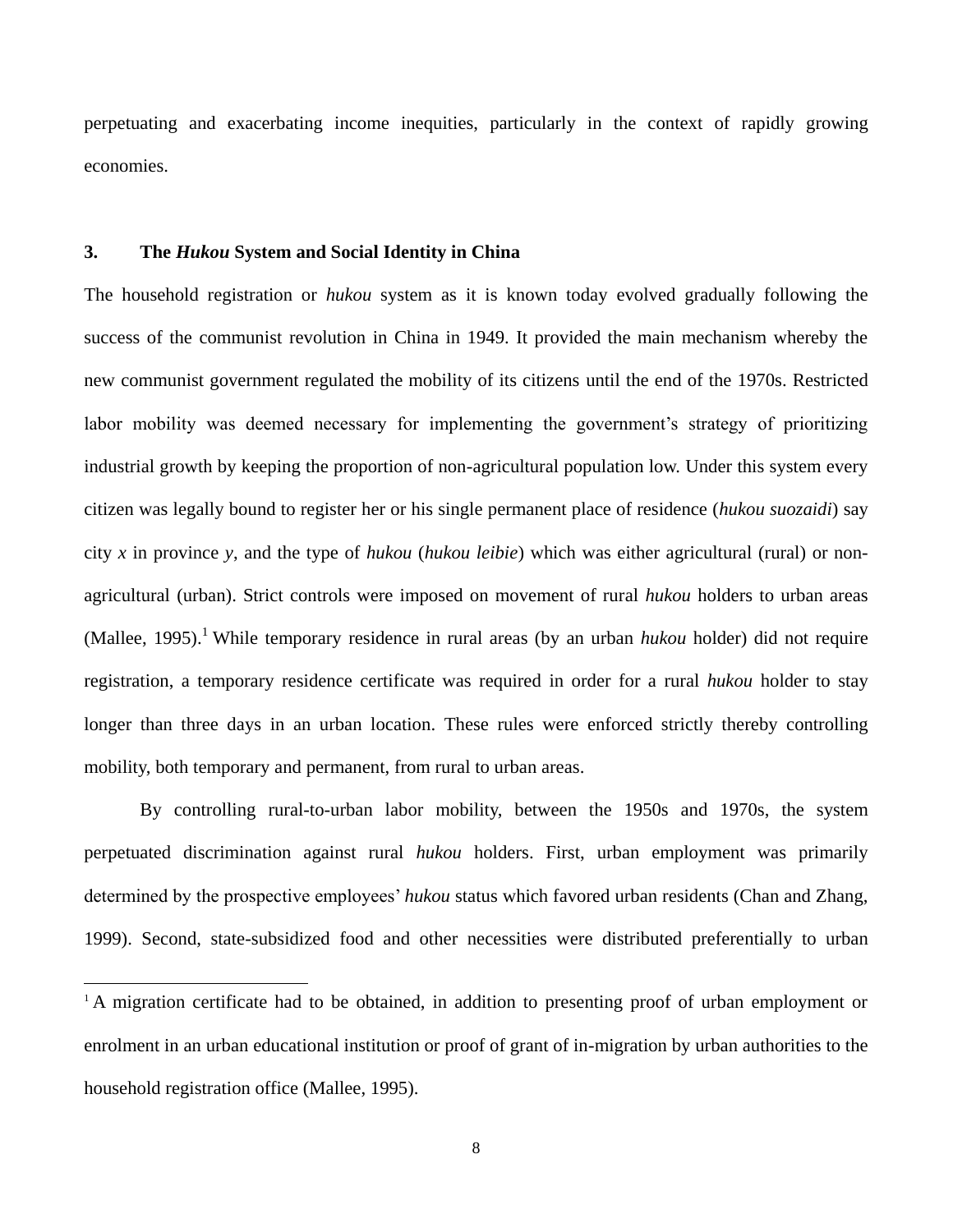perpetuating and exacerbating income inequities, particularly in the context of rapidly growing economies.

## 3. The *Hukou* System and Social Identity in China

The household registration or *hukou* system as it is known today evolved gradually following the success of the communist revolution in China in 1949. It provided the main mechanism whereby the new communist government regulated the mobility of its citizens until the end of the 1970s. Restricted labor mobility was deemed necessary for implementing the government's strategy of prioritizing industrial growth by keeping the proportion of non-agricultural population low. Under this system every citizen was legally bound to register her or his single permanent place of residence (*hukou suozaidi*) say city *x* in province *y*, and the type of *hukou* (*hukou leibie*) which was either agricultural (rural) or non-agricultural (urban). Strict controls were imposed on movement of rural *hukou* holders to urban areas (Mallee, 1995).[1] While temporary residence in rural areas (by an urban *hukou* holder) did not require registration, a temporary residence certificate was required in order for a rural *hukou* holder to stay longer than three days in an urban location. These rules were enforced strictly thereby controlling mobility, both temporary and permanent, from rural to urban areas.

By controlling rural-to-urban labor mobility, between the 1950s and 1970s, the system perpetuated discrimination against rural *hukou* holders. First, urban employment was primarily determined by the prospective employees' *hukou* status which favored urban residents (Chan and Zhang, 1999). Second, state-subsidized food and other necessities were distributed preferentially to urban

---

[1] A migration certificate had to be obtained, in addition to presenting proof of urban employment or enrolment in an urban educational institution or proof of grant of in-migration by urban authorities to the household registration office (Mallee, 1995).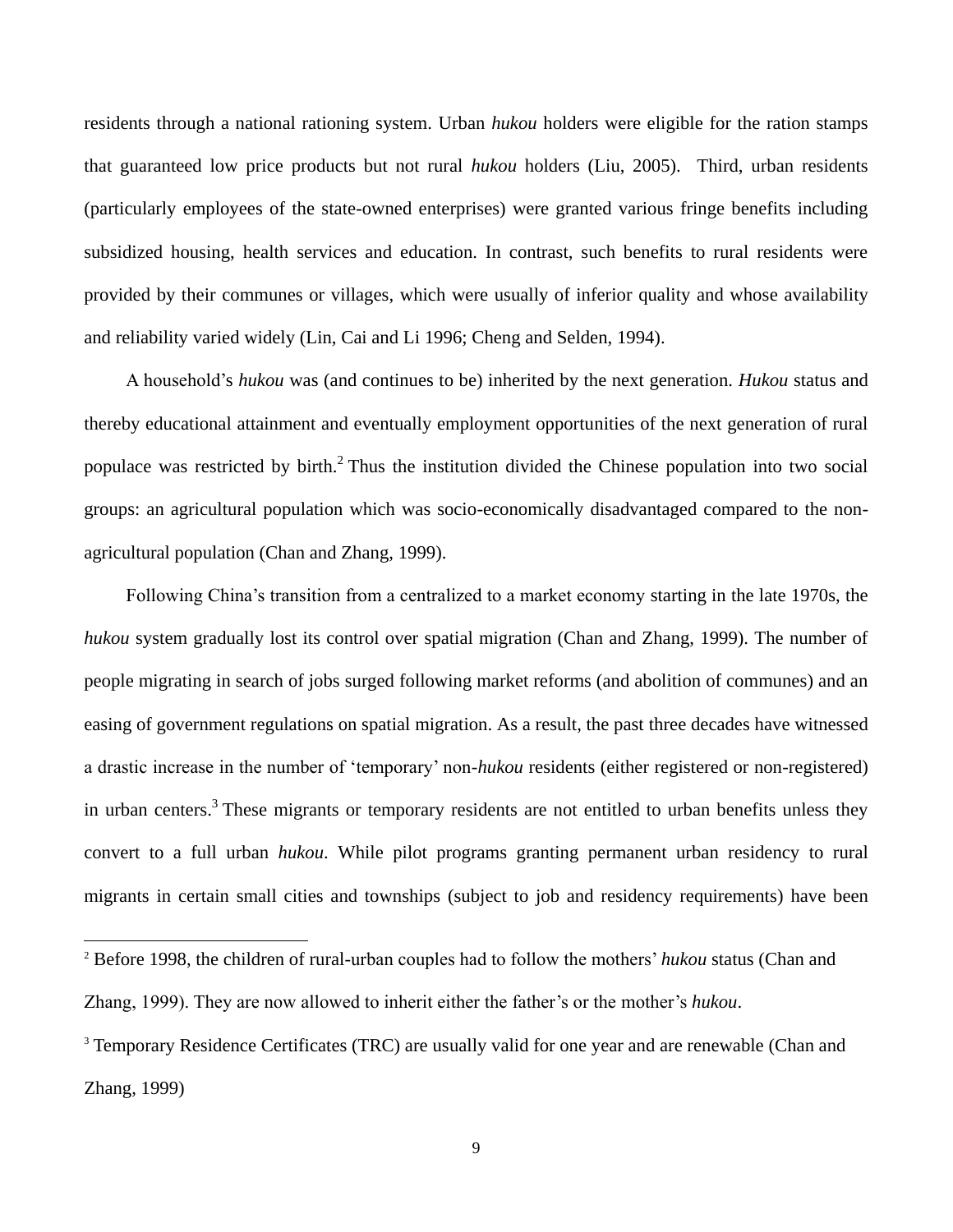residents through a national rationing system. Urban *hukou* holders were eligible for the ration stamps that guaranteed low price products but not rural *hukou* holders (Liu, 2005). Third, urban residents (particularly employees of the state-owned enterprises) were granted various fringe benefits including subsidized housing, health services and education. In contrast, such benefits to rural residents were provided by their communes or villages, which were usually of inferior quality and whose availability and reliability varied widely (Lin, Cai and Li 1996; Cheng and Selden, 1994).

A household's *hukou* was (and continues to be) inherited by the next generation. *Hukou* status and thereby educational attainment and eventually employment opportunities of the next generation of rural populace was restricted by birth.[2] Thus the institution divided the Chinese population into two social groups: an agricultural population which was socio-economically disadvantaged compared to the non-agricultural population (Chan and Zhang, 1999).

Following China's transition from a centralized to a market economy starting in the late 1970s, the *hukou* system gradually lost its control over spatial migration (Chan and Zhang, 1999). The number of people migrating in search of jobs surged following market reforms (and abolition of communes) and an easing of government regulations on spatial migration. As a result, the past three decades have witnessed a drastic increase in the number of 'temporary' non-*hukou* residents (either registered or non-registered) in urban centers.[3] These migrants or temporary residents are not entitled to urban benefits unless they convert to a full urban *hukou*. While pilot programs granting permanent urban residency to rural migrants in certain small cities and townships (subject to job and residency requirements) have been

---

[2] Before 1998, the children of rural-urban couples had to follow the mothers' *hukou* status (Chan and Zhang, 1999). They are now allowed to inherit either the father's or the mother's *hukou*.

[3] Temporary Residence Certificates (TRC) are usually valid for one year and are renewable (Chan and Zhang, 1999)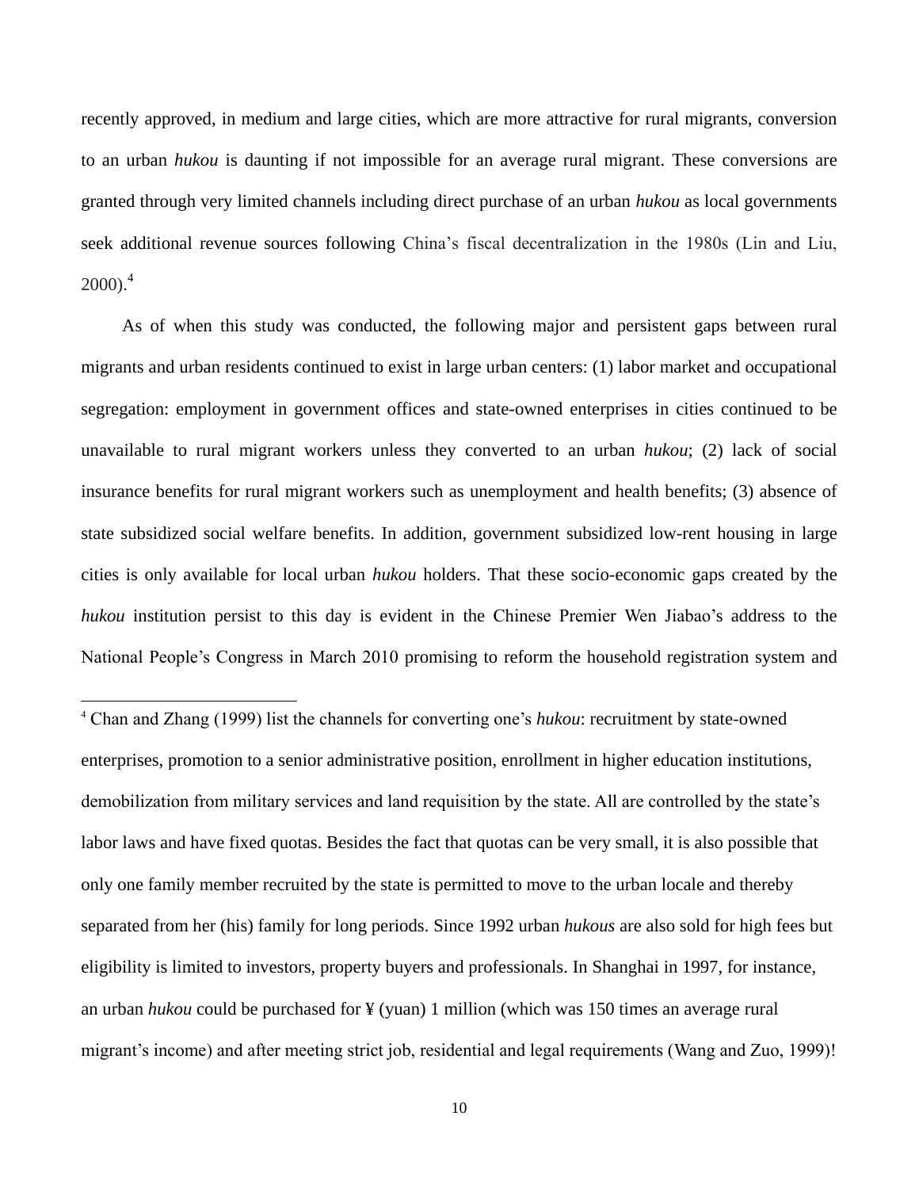recently approved, in medium and large cities, which are more attractive for rural migrants, conversion to an urban *hukou* is daunting if not impossible for an average rural migrant. These conversions are granted through very limited channels including direct purchase of an urban *hukou* as local governments seek additional revenue sources following China's fiscal decentralization in the 1980s (Lin and Liu, 2000).[4]

As of when this study was conducted, the following major and persistent gaps between rural migrants and urban residents continued to exist in large urban centers: (1) labor market and occupational segregation: employment in government offices and state-owned enterprises in cities continued to be unavailable to rural migrant workers unless they converted to an urban *hukou*; (2) lack of social insurance benefits for rural migrant workers such as unemployment and health benefits; (3) absence of state subsidized social welfare benefits. In addition, government subsidized low-rent housing in large cities is only available for local urban *hukou* holders. That these socio-economic gaps created by the *hukou* institution persist to this day is evident in the Chinese Premier Wen Jiabao's address to the National People's Congress in March 2010 promising to reform the household registration system and

---

[4] Chan and Zhang (1999) list the channels for converting one's *hukou*: recruitment by state-owned enterprises, promotion to a senior administrative position, enrollment in higher education institutions, demobilization from military services and land requisition by the state. All are controlled by the state's labor laws and have fixed quotas. Besides the fact that quotas can be very small, it is also possible that only one family member recruited by the state is permitted to move to the urban locale and thereby separated from her (his) family for long periods. Since 1992 urban *hukous* are also sold for high fees but eligibility is limited to investors, property buyers and professionals. In Shanghai in 1997, for instance, an urban *hukou* could be purchased for ¥ (yuan) 1 million (which was 150 times an average rural migrant's income) and after meeting strict job, residential and legal requirements (Wang and Zuo, 1999)!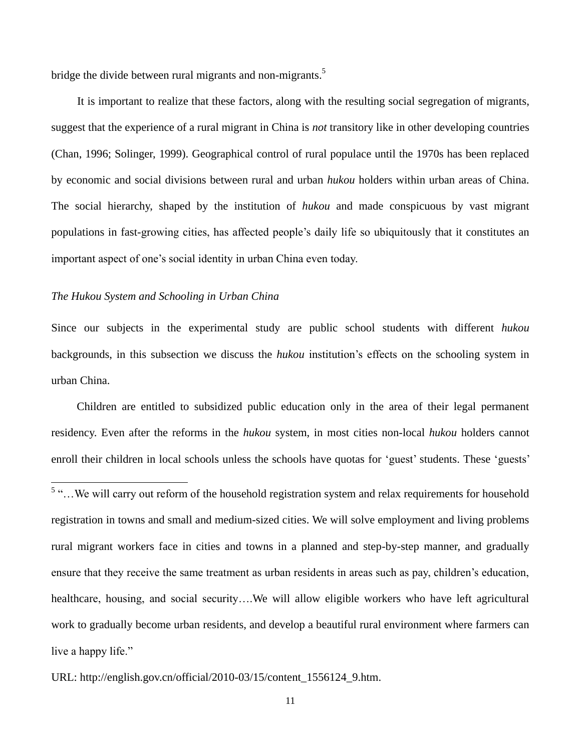bridge the divide between rural migrants and non-migrants.[5]

It is important to realize that these factors, along with the resulting social segregation of migrants, suggest that the experience of a rural migrant in China is *not* transitory like in other developing countries (Chan, 1996; Solinger, 1999). Geographical control of rural populace until the 1970s has been replaced by economic and social divisions between rural and urban *hukou* holders within urban areas of China. The social hierarchy, shaped by the institution of *hukou* and made conspicuous by vast migrant populations in fast-growing cities, has affected people's daily life so ubiquitously that it constitutes an important aspect of one's social identity in urban China even today.

### *The Hukou System and Schooling in Urban China*

Since our subjects in the experimental study are public school students with different *hukou* backgrounds, in this subsection we discuss the *hukou* institution's effects on the schooling system in urban China.

Children are entitled to subsidized public education only in the area of their legal permanent residency. Even after the reforms in the *hukou* system, in most cities non-local *hukou* holders cannot enroll their children in local schools unless the schools have quotas for 'guest' students. These 'guests'

---

[5] "…We will carry out reform of the household registration system and relax requirements for household registration in towns and small and medium-sized cities. We will solve employment and living problems rural migrant workers face in cities and towns in a planned and step-by-step manner, and gradually ensure that they receive the same treatment as urban residents in areas such as pay, children's education, healthcare, housing, and social security….We will allow eligible workers who have left agricultural work to gradually become urban residents, and develop a beautiful rural environment where farmers can live a happy life."

URL: http://english.gov.cn/official/2010-03/15/content_1556124_9.htm.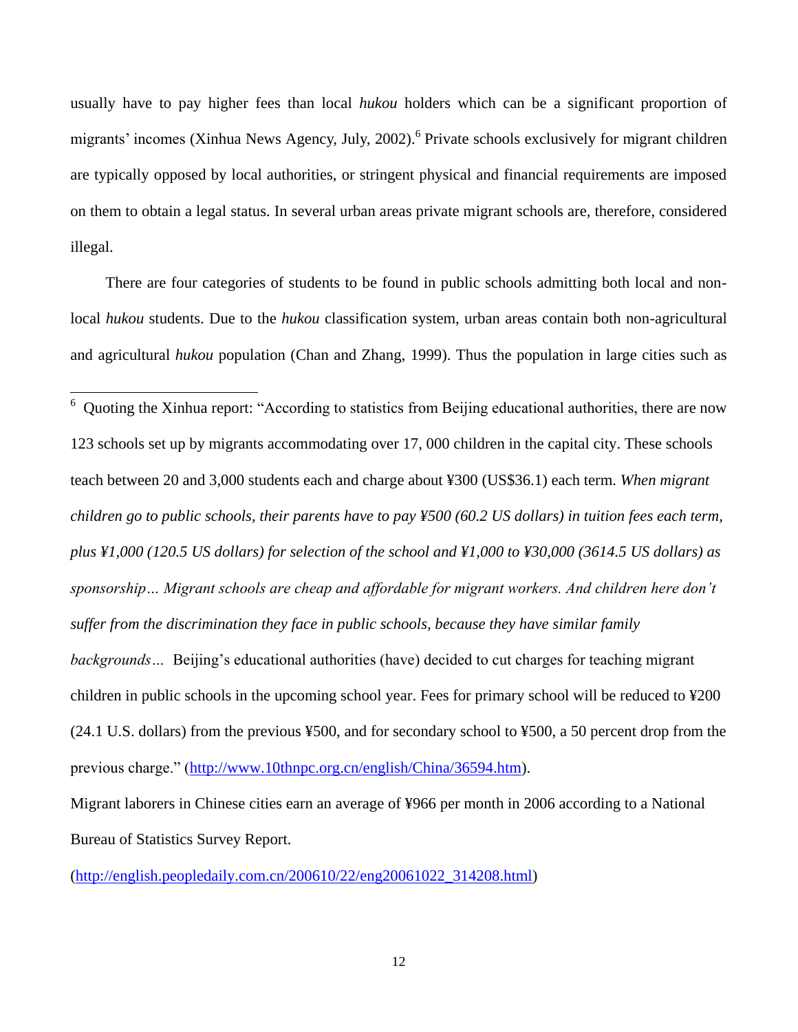usually have to pay higher fees than local *hukou* holders which can be a significant proportion of migrants' incomes (Xinhua News Agency, July, 2002).[6] Private schools exclusively for migrant children are typically opposed by local authorities, or stringent physical and financial requirements are imposed on them to obtain a legal status. In several urban areas private migrant schools are, therefore, considered illegal.

There are four categories of students to be found in public schools admitting both local and non-local *hukou* students. Due to the *hukou* classification system, urban areas contain both non-agricultural and agricultural *hukou* population (Chan and Zhang, 1999). Thus the population in large cities such as

---

[6] Quoting the Xinhua report: "According to statistics from Beijing educational authorities, there are now 123 schools set up by migrants accommodating over 17, 000 children in the capital city. These schools teach between 20 and 3,000 students each and charge about ¥300 (US$36.1) each term. *When migrant children go to public schools, their parents have to pay ¥500 (60.2 US dollars) in tuition fees each term, plus ¥1,000 (120.5 US dollars) for selection of the school and ¥1,000 to ¥30,000 (3614.5 US dollars) as sponsorship… Migrant schools are cheap and affordable for migrant workers. And children here don't suffer from the discrimination they face in public schools, because they have similar family backgrounds…* Beijing's educational authorities (have) decided to cut charges for teaching migrant children in public schools in the upcoming school year. Fees for primary school will be reduced to ¥200 (24.1 U.S. dollars) from the previous ¥500, and for secondary school to ¥500, a 50 percent drop from the previous charge." (http://www.10thnpc.org.cn/english/China/36594.htm).

Migrant laborers in Chinese cities earn an average of ¥966 per month in 2006 according to a National Bureau of Statistics Survey Report.

(http://english.peopledaily.com.cn/200610/22/eng20061022_314208.html)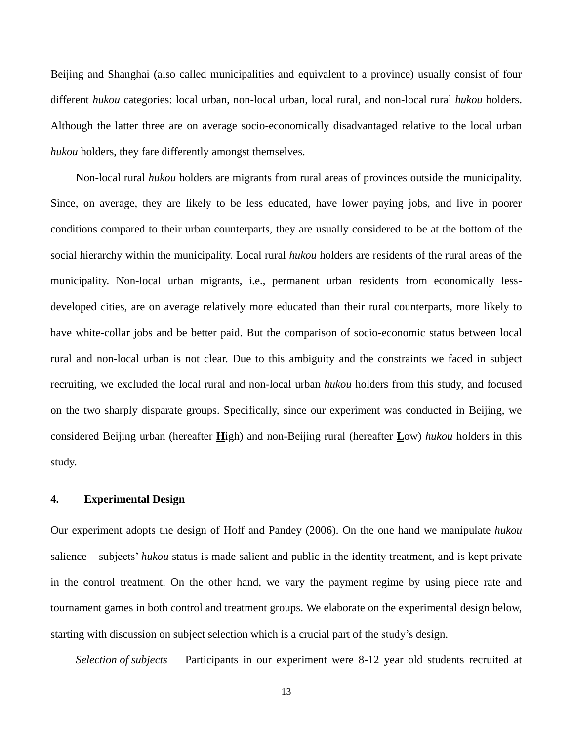Beijing and Shanghai (also called municipalities and equivalent to a province) usually consist of four different *hukou* categories: local urban, non-local urban, local rural, and non-local rural *hukou* holders. Although the latter three are on average socio-economically disadvantaged relative to the local urban *hukou* holders, they fare differently amongst themselves.

Non-local rural *hukou* holders are migrants from rural areas of provinces outside the municipality. Since, on average, they are likely to be less educated, have lower paying jobs, and live in poorer conditions compared to their urban counterparts, they are usually considered to be at the bottom of the social hierarchy within the municipality. Local rural *hukou* holders are residents of the rural areas of the municipality. Non-local urban migrants, i.e., permanent urban residents from economically less-developed cities, are on average relatively more educated than their rural counterparts, more likely to have white-collar jobs and be better paid. But the comparison of socio-economic status between local rural and non-local urban is not clear. Due to this ambiguity and the constraints we faced in subject recruiting, we excluded the local rural and non-local urban *hukou* holders from this study, and focused on the two sharply disparate groups. Specifically, since our experiment was conducted in Beijing, we considered Beijing urban (hereafter **H**igh) and non-Beijing rural (hereafter **L**ow) *hukou* holders in this study.

## 4. Experimental Design

Our experiment adopts the design of Hoff and Pandey (2006). On the one hand we manipulate *hukou* salience – subjects' *hukou* status is made salient and public in the identity treatment, and is kept private in the control treatment. On the other hand, we vary the payment regime by using piece rate and tournament games in both control and treatment groups. We elaborate on the experimental design below, starting with discussion on subject selection which is a crucial part of the study's design.

*Selection of subjects* Participants in our experiment were 8-12 year old students recruited at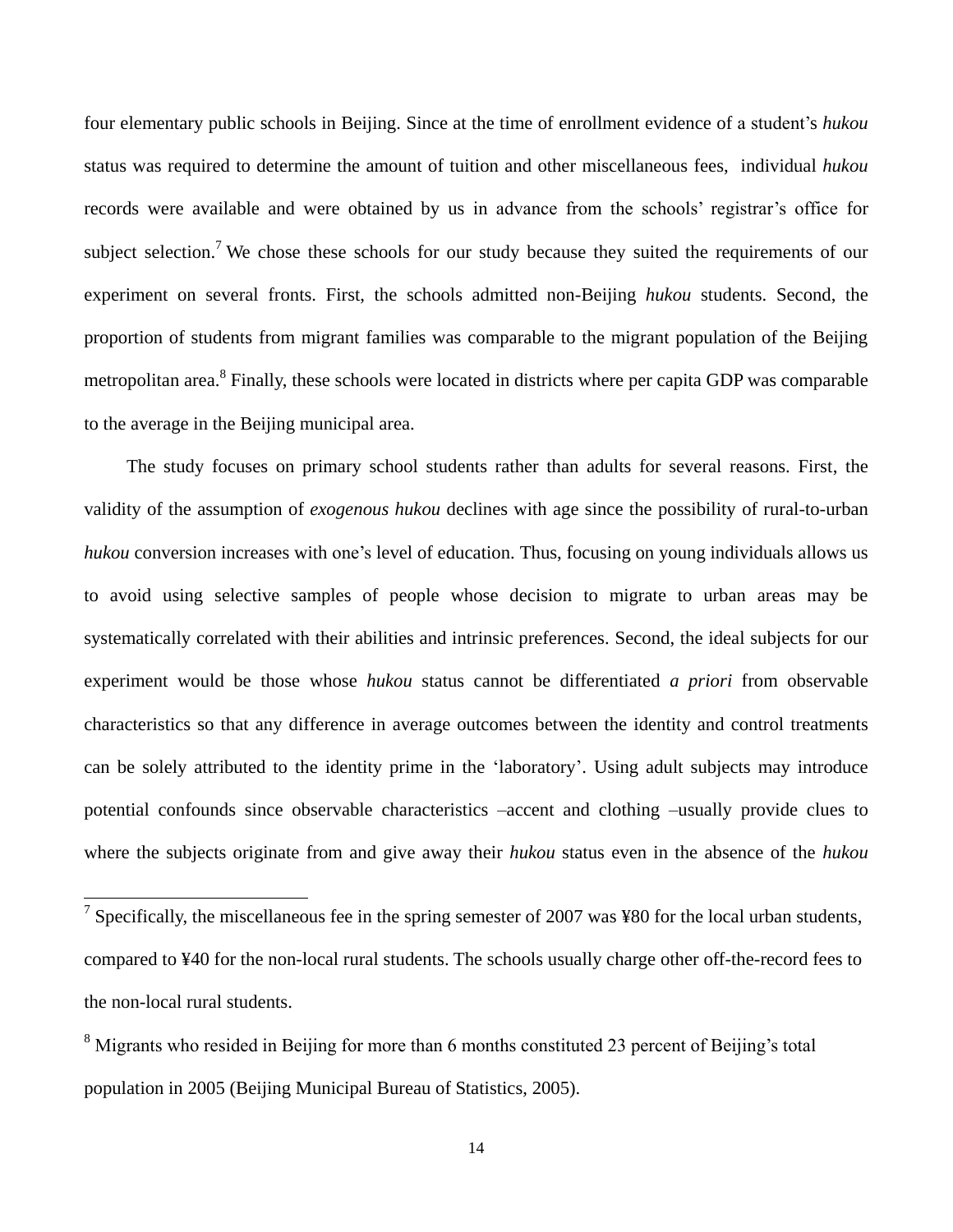four elementary public schools in Beijing. Since at the time of enrollment evidence of a student's *hukou* status was required to determine the amount of tuition and other miscellaneous fees, individual *hukou* records were available and were obtained by us in advance from the schools' registrar's office for subject selection.[7] We chose these schools for our study because they suited the requirements of our experiment on several fronts. First, the schools admitted non-Beijing *hukou* students. Second, the proportion of students from migrant families was comparable to the migrant population of the Beijing metropolitan area.[8] Finally, these schools were located in districts where per capita GDP was comparable to the average in the Beijing municipal area.

The study focuses on primary school students rather than adults for several reasons. First, the validity of the assumption of *exogenous hukou* declines with age since the possibility of rural-to-urban *hukou* conversion increases with one's level of education. Thus, focusing on young individuals allows us to avoid using selective samples of people whose decision to migrate to urban areas may be systematically correlated with their abilities and intrinsic preferences. Second, the ideal subjects for our experiment would be those whose *hukou* status cannot be differentiated *a priori* from observable characteristics so that any difference in average outcomes between the identity and control treatments can be solely attributed to the identity prime in the 'laboratory'. Using adult subjects may introduce potential confounds since observable characteristics –accent and clothing –usually provide clues to where the subjects originate from and give away their *hukou* status even in the absence of the *hukou*

---

[7] Specifically, the miscellaneous fee in the spring semester of 2007 was ¥80 for the local urban students, compared to ¥40 for the non-local rural students. The schools usually charge other off-the-record fees to the non-local rural students.

[8] Migrants who resided in Beijing for more than 6 months constituted 23 percent of Beijing's total population in 2005 (Beijing Municipal Bureau of Statistics, 2005).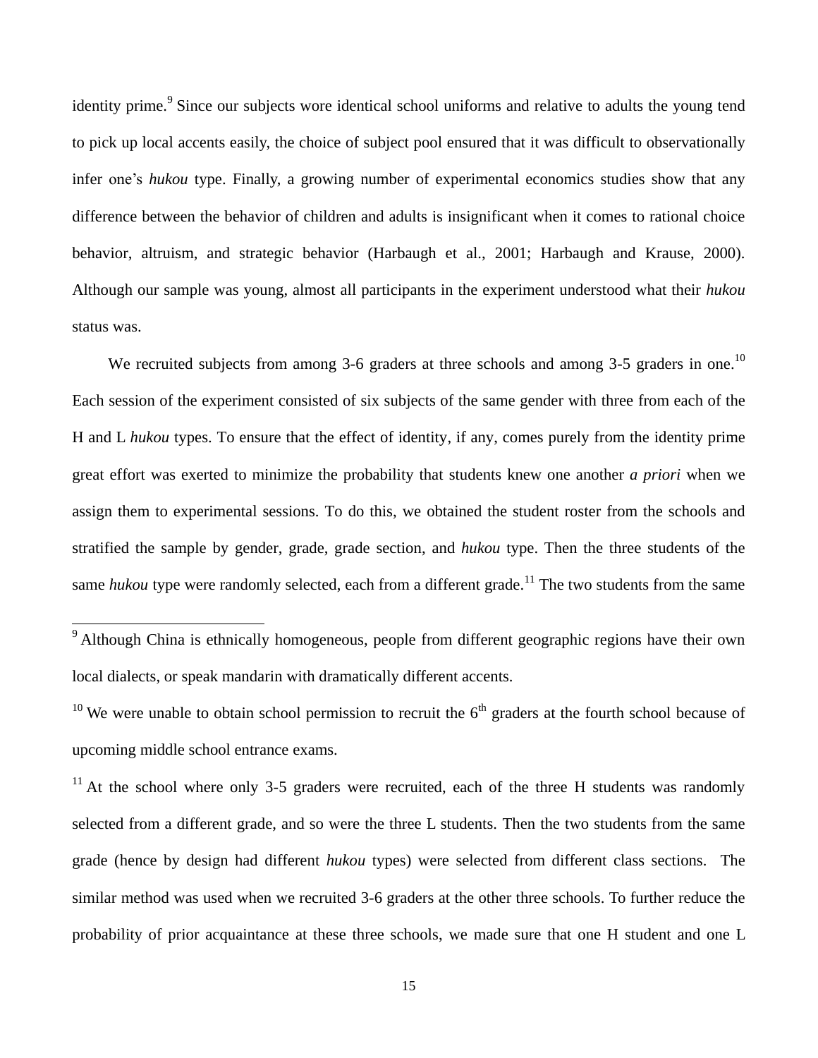identity prime.[9] Since our subjects wore identical school uniforms and relative to adults the young tend to pick up local accents easily, the choice of subject pool ensured that it was difficult to observationally infer one's *hukou* type. Finally, a growing number of experimental economics studies show that any difference between the behavior of children and adults is insignificant when it comes to rational choice behavior, altruism, and strategic behavior (Harbaugh et al., 2001; Harbaugh and Krause, 2000). Although our sample was young, almost all participants in the experiment understood what their *hukou* status was.

We recruited subjects from among 3-6 graders at three schools and among 3-5 graders in one.[10] Each session of the experiment consisted of six subjects of the same gender with three from each of the H and L *hukou* types. To ensure that the effect of identity, if any, comes purely from the identity prime great effort was exerted to minimize the probability that students knew one another *a priori* when we assign them to experimental sessions. To do this, we obtained the student roster from the schools and stratified the sample by gender, grade, grade section, and *hukou* type. Then the three students of the same *hukou* type were randomly selected, each from a different grade.[11] The two students from the same

---

[9] Although China is ethnically homogeneous, people from different geographic regions have their own local dialects, or speak mandarin with dramatically different accents.

[10] We were unable to obtain school permission to recruit the 6th graders at the fourth school because of upcoming middle school entrance exams.

[11] At the school where only 3-5 graders were recruited, each of the three H students was randomly selected from a different grade, and so were the three L students. Then the two students from the same grade (hence by design had different *hukou* types) were selected from different class sections. The similar method was used when we recruited 3-6 graders at the other three schools. To further reduce the probability of prior acquaintance at these three schools, we made sure that one H student and one L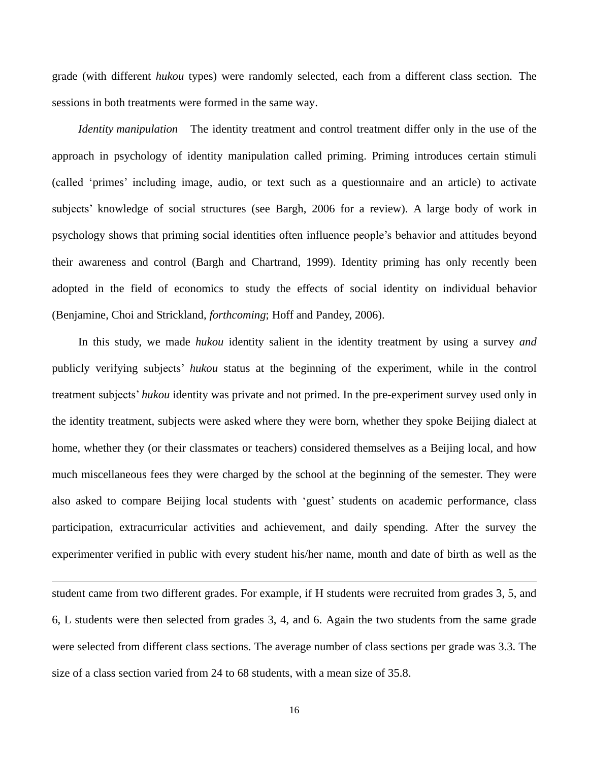grade (with different *hukou* types) were randomly selected, each from a different class section. The sessions in both treatments were formed in the same way.

*Identity manipulation* The identity treatment and control treatment differ only in the use of the approach in psychology of identity manipulation called priming. Priming introduces certain stimuli (called 'primes' including image, audio, or text such as a questionnaire and an article) to activate subjects' knowledge of social structures (see Bargh, 2006 for a review). A large body of work in psychology shows that priming social identities often influence people's behavior and attitudes beyond their awareness and control (Bargh and Chartrand, 1999). Identity priming has only recently been adopted in the field of economics to study the effects of social identity on individual behavior (Benjamine, Choi and Strickland, *forthcoming*; Hoff and Pandey, 2006).

In this study, we made *hukou* identity salient in the identity treatment by using a survey *and* publicly verifying subjects' *hukou* status at the beginning of the experiment, while in the control treatment subjects' *hukou* identity was private and not primed. In the pre-experiment survey used only in the identity treatment, subjects were asked where they were born, whether they spoke Beijing dialect at home, whether they (or their classmates or teachers) considered themselves as a Beijing local, and how much miscellaneous fees they were charged by the school at the beginning of the semester. They were also asked to compare Beijing local students with 'guest' students on academic performance, class participation, extracurricular activities and achievement, and daily spending. After the survey the experimenter verified in public with every student his/her name, month and date of birth as well as the

---

student came from two different grades. For example, if H students were recruited from grades 3, 5, and 6, L students were then selected from grades 3, 4, and 6. Again the two students from the same grade were selected from different class sections. The average number of class sections per grade was 3.3. The size of a class section varied from 24 to 68 students, with a mean size of 35.8.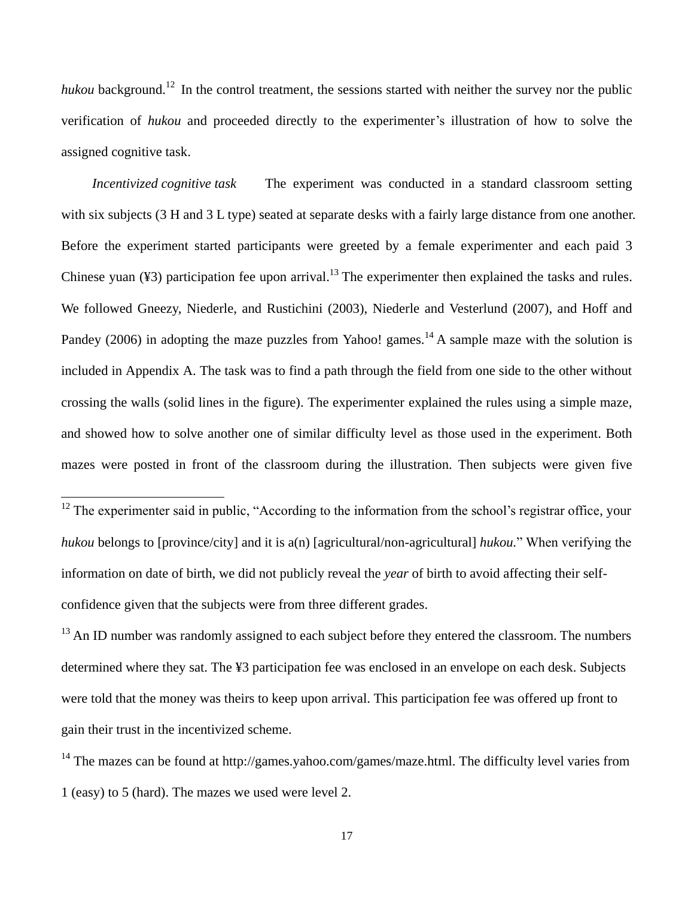*hukou* background.[12] In the control treatment, the sessions started with neither the survey nor the public verification of *hukou* and proceeded directly to the experimenter's illustration of how to solve the assigned cognitive task.

*Incentivized cognitive task* The experiment was conducted in a standard classroom setting with six subjects (3 H and 3 L type) seated at separate desks with a fairly large distance from one another. Before the experiment started participants were greeted by a female experimenter and each paid 3 Chinese yuan (¥3) participation fee upon arrival.[13] The experimenter then explained the tasks and rules. We followed Gneezy, Niederle, and Rustichini (2003), Niederle and Vesterlund (2007), and Hoff and Pandey (2006) in adopting the maze puzzles from Yahoo! games.[14] A sample maze with the solution is included in Appendix A. The task was to find a path through the field from one side to the other without crossing the walls (solid lines in the figure). The experimenter explained the rules using a simple maze, and showed how to solve another one of similar difficulty level as those used in the experiment. Both mazes were posted in front of the classroom during the illustration. Then subjects were given five

---

[12] The experimenter said in public, "According to the information from the school's registrar office, your *hukou* belongs to [province/city] and it is a(n) [agricultural/non-agricultural] *hukou*." When verifying the information on date of birth, we did not publicly reveal the *year* of birth to avoid affecting their self-confidence given that the subjects were from three different grades.

[13] An ID number was randomly assigned to each subject before they entered the classroom. The numbers determined where they sat. The ¥3 participation fee was enclosed in an envelope on each desk. Subjects were told that the money was theirs to keep upon arrival. This participation fee was offered up front to gain their trust in the incentivized scheme.

[14] The mazes can be found at http://games.yahoo.com/games/maze.html. The difficulty level varies from 1 (easy) to 5 (hard). The mazes we used were level 2.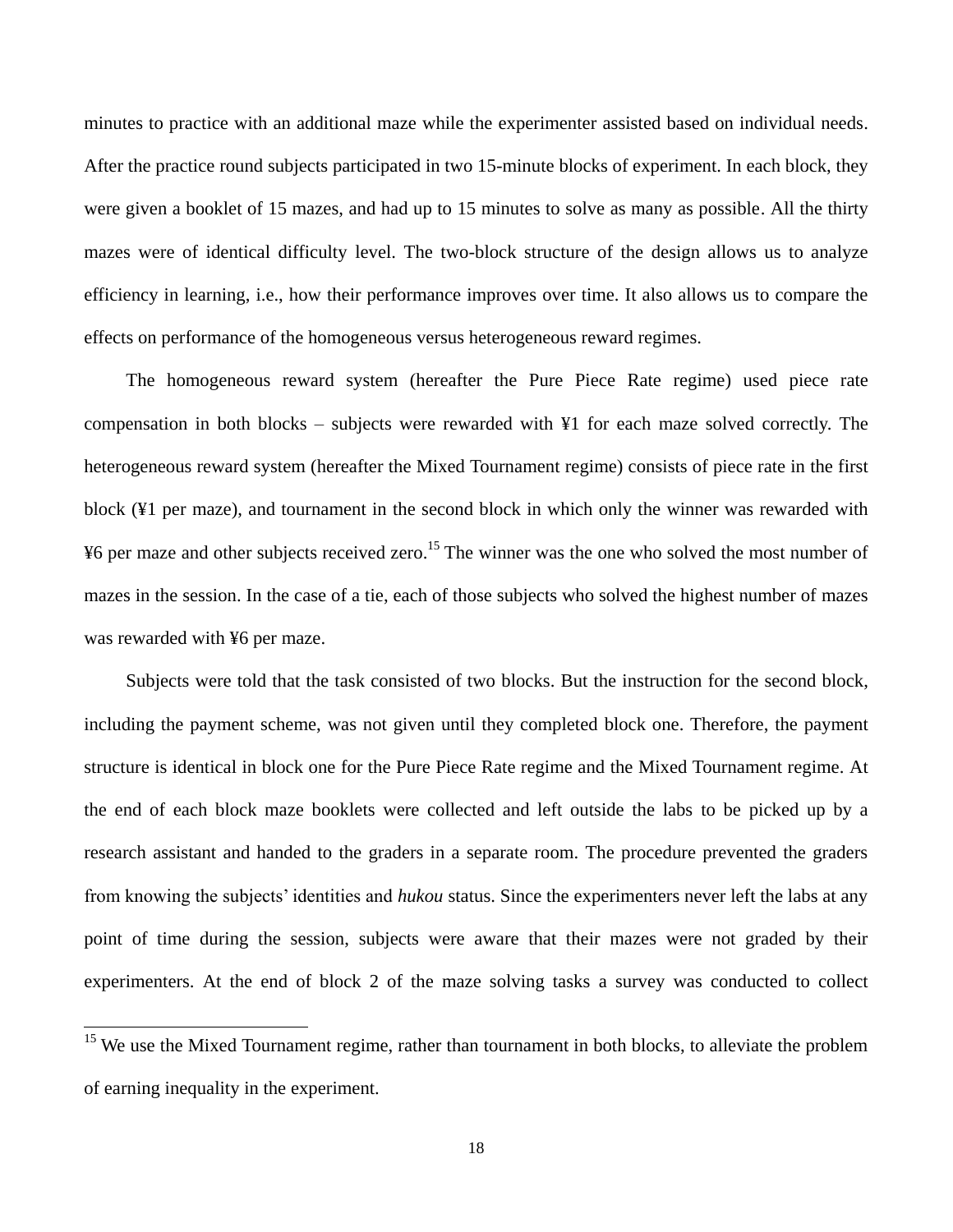minutes to practice with an additional maze while the experimenter assisted based on individual needs. After the practice round subjects participated in two 15-minute blocks of experiment. In each block, they were given a booklet of 15 mazes, and had up to 15 minutes to solve as many as possible. All the thirty mazes were of identical difficulty level. The two-block structure of the design allows us to analyze efficiency in learning, i.e., how their performance improves over time. It also allows us to compare the effects on performance of the homogeneous versus heterogeneous reward regimes.

The homogeneous reward system (hereafter the Pure Piece Rate regime) used piece rate compensation in both blocks – subjects were rewarded with ¥1 for each maze solved correctly. The heterogeneous reward system (hereafter the Mixed Tournament regime) consists of piece rate in the first block (¥1 per maze), and tournament in the second block in which only the winner was rewarded with ¥6 per maze and other subjects received zero.[15] The winner was the one who solved the most number of mazes in the session. In the case of a tie, each of those subjects who solved the highest number of mazes was rewarded with ¥6 per maze.

Subjects were told that the task consisted of two blocks. But the instruction for the second block, including the payment scheme, was not given until they completed block one. Therefore, the payment structure is identical in block one for the Pure Piece Rate regime and the Mixed Tournament regime. At the end of each block maze booklets were collected and left outside the labs to be picked up by a research assistant and handed to the graders in a separate room. The procedure prevented the graders from knowing the subjects' identities and *hukou* status. Since the experimenters never left the labs at any point of time during the session, subjects were aware that their mazes were not graded by their experimenters. At the end of block 2 of the maze solving tasks a survey was conducted to collect

[15] We use the Mixed Tournament regime, rather than tournament in both blocks, to alleviate the problem of earning inequality in the experiment.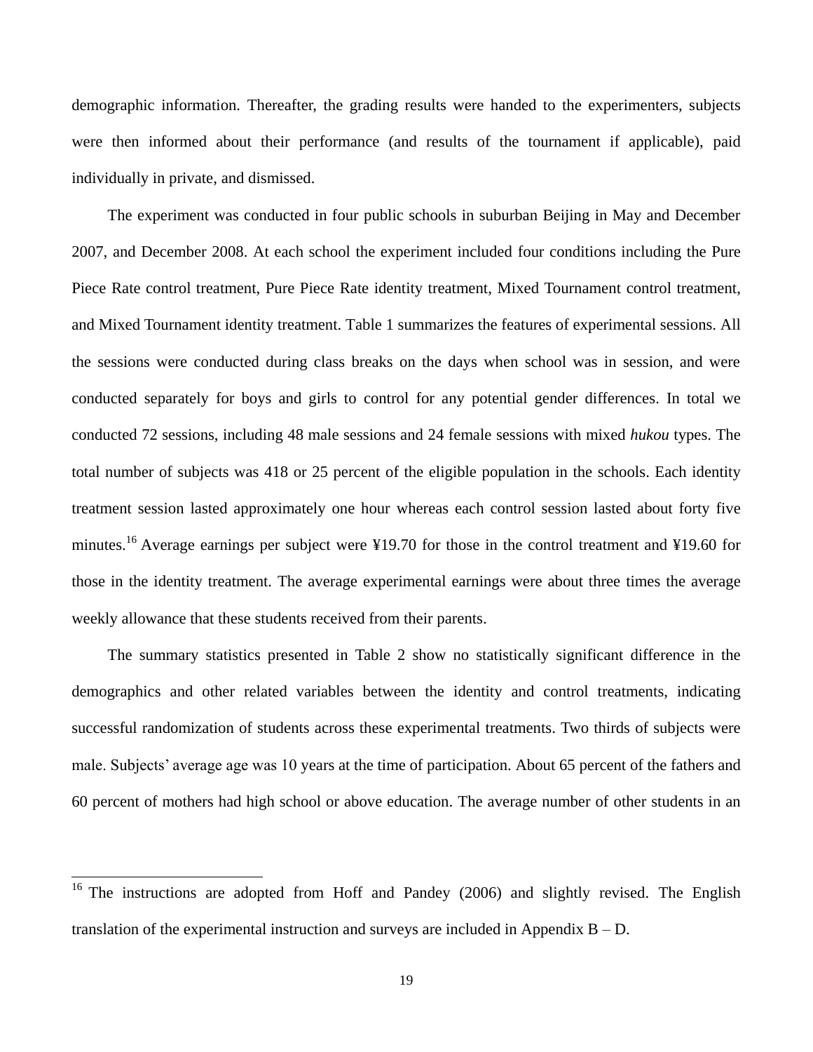demographic information. Thereafter, the grading results were handed to the experimenters, subjects were then informed about their performance (and results of the tournament if applicable), paid individually in private, and dismissed.

The experiment was conducted in four public schools in suburban Beijing in May and December 2007, and December 2008. At each school the experiment included four conditions including the Pure Piece Rate control treatment, Pure Piece Rate identity treatment, Mixed Tournament control treatment, and Mixed Tournament identity treatment. Table 1 summarizes the features of experimental sessions. All the sessions were conducted during class breaks on the days when school was in session, and were conducted separately for boys and girls to control for any potential gender differences. In total we conducted 72 sessions, including 48 male sessions and 24 female sessions with mixed *hukou* types. The total number of subjects was 418 or 25 percent of the eligible population in the schools. Each identity treatment session lasted approximately one hour whereas each control session lasted about forty five minutes.[16] Average earnings per subject were ¥19.70 for those in the control treatment and ¥19.60 for those in the identity treatment. The average experimental earnings were about three times the average weekly allowance that these students received from their parents.

The summary statistics presented in Table 2 show no statistically significant difference in the demographics and other related variables between the identity and control treatments, indicating successful randomization of students across these experimental treatments. Two thirds of subjects were male. Subjects' average age was 10 years at the time of participation. About 65 percent of the fathers and 60 percent of mothers had high school or above education. The average number of other students in an

[16] The instructions are adopted from Hoff and Pandey (2006) and slightly revised. The English translation of the experimental instruction and surveys are included in Appendix B – D.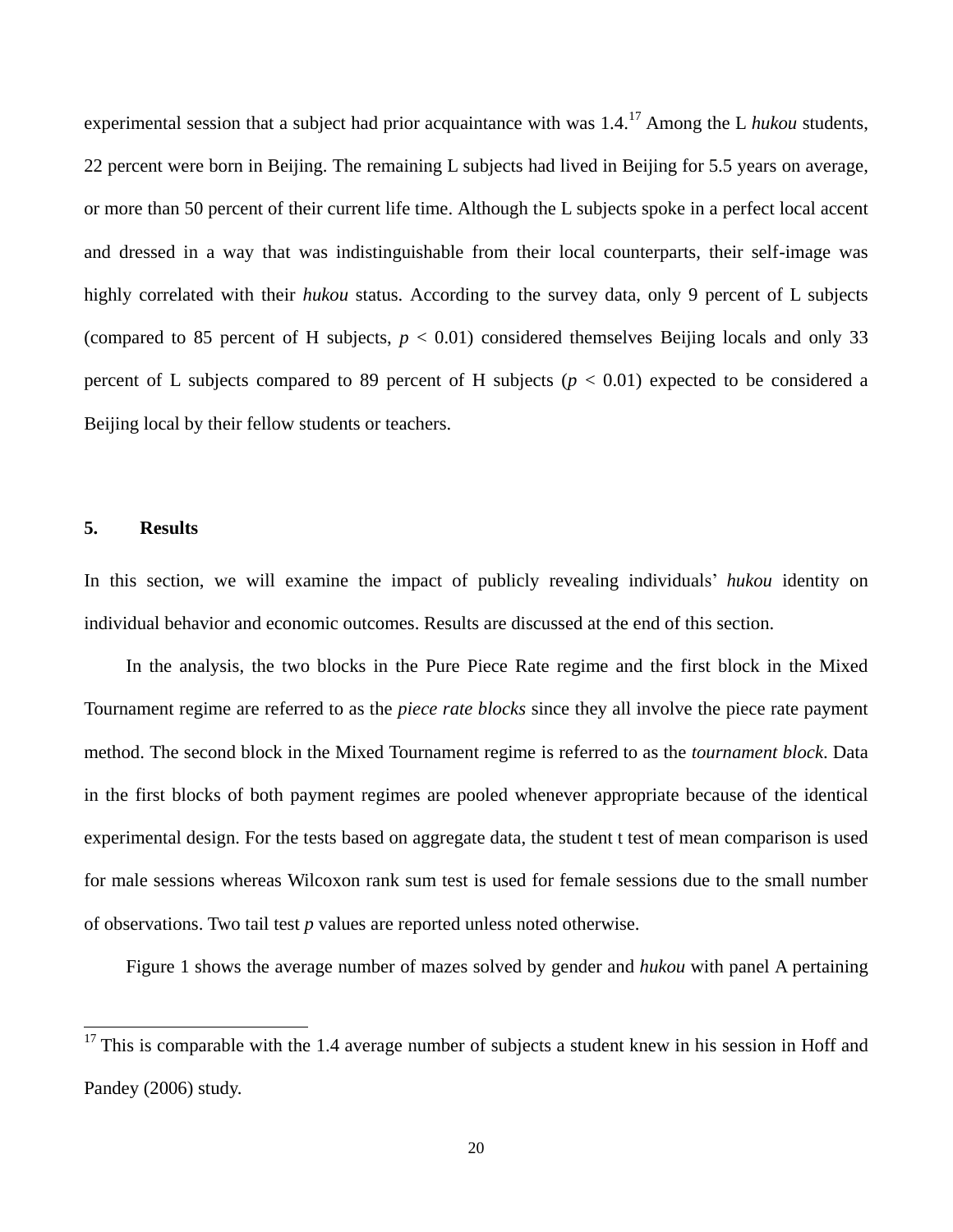experimental session that a subject had prior acquaintance with was 1.4.[17] Among the L *hukou* students, 22 percent were born in Beijing. The remaining L subjects had lived in Beijing for 5.5 years on average, or more than 50 percent of their current life time. Although the L subjects spoke in a perfect local accent and dressed in a way that was indistinguishable from their local counterparts, their self-image was highly correlated with their *hukou* status. According to the survey data, only 9 percent of L subjects (compared to 85 percent of H subjects, $p < 0.01$) considered themselves Beijing locals and only 33 percent of L subjects compared to 89 percent of H subjects ($p < 0.01$) expected to be considered a Beijing local by their fellow students or teachers.

## 5. Results

In this section, we will examine the impact of publicly revealing individuals' *hukou* identity on individual behavior and economic outcomes. Results are discussed at the end of this section.

In the analysis, the two blocks in the Pure Piece Rate regime and the first block in the Mixed Tournament regime are referred to as the *piece rate blocks* since they all involve the piece rate payment method. The second block in the Mixed Tournament regime is referred to as the *tournament block*. Data in the first blocks of both payment regimes are pooled whenever appropriate because of the identical experimental design. For the tests based on aggregate data, the student t test of mean comparison is used for male sessions whereas Wilcoxon rank sum test is used for female sessions due to the small number of observations. Two tail test *p* values are reported unless noted otherwise.

Figure 1 shows the average number of mazes solved by gender and *hukou* with panel A pertaining

[17] This is comparable with the 1.4 average number of subjects a student knew in his session in Hoff and Pandey (2006) study.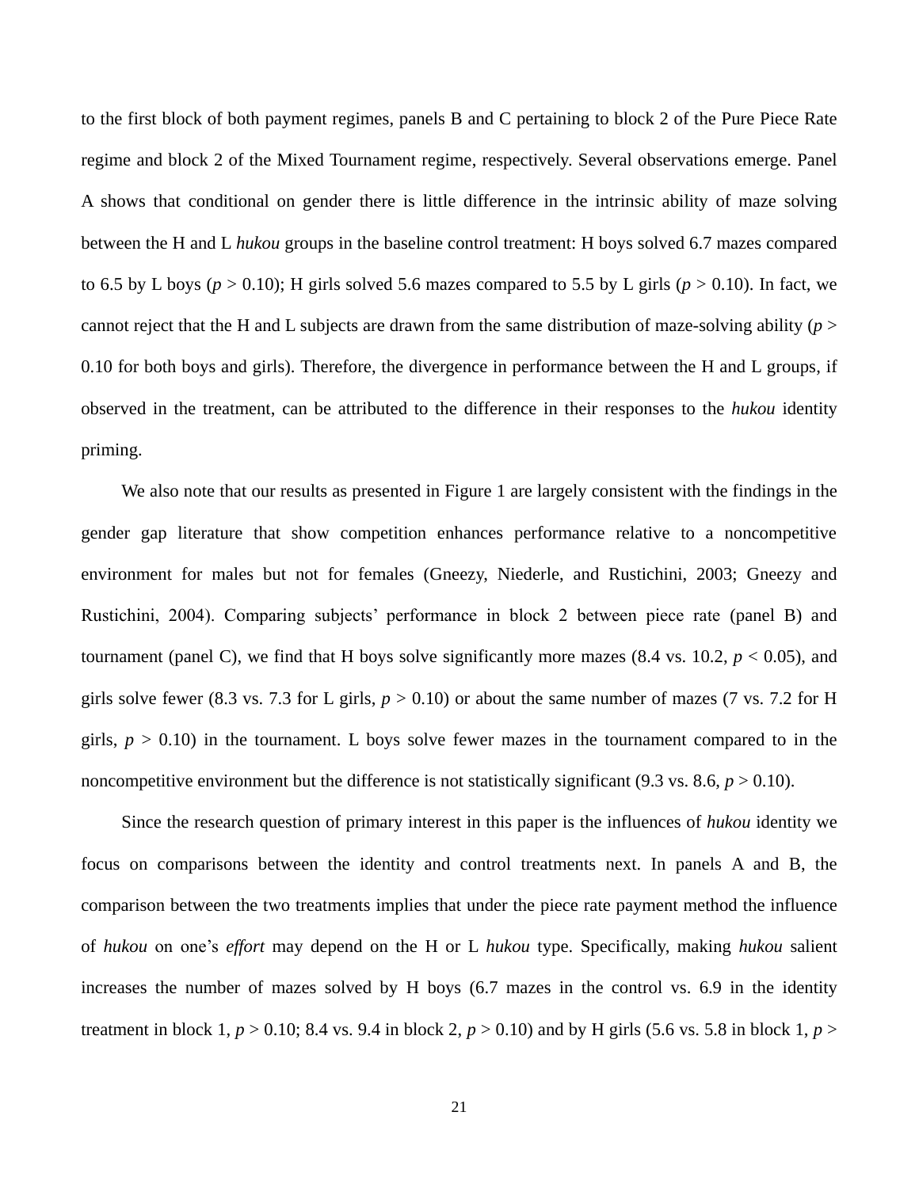to the first block of both payment regimes, panels B and C pertaining to block 2 of the Pure Piece Rate regime and block 2 of the Mixed Tournament regime, respectively. Several observations emerge. Panel A shows that conditional on gender there is little difference in the intrinsic ability of maze solving between the H and L *hukou* groups in the baseline control treatment: H boys solved 6.7 mazes compared to 6.5 by L boys ($p > 0.10$); H girls solved 5.6 mazes compared to 5.5 by L girls ($p > 0.10$). In fact, we cannot reject that the H and L subjects are drawn from the same distribution of maze-solving ability ($p > 0.10$ for both boys and girls). Therefore, the divergence in performance between the H and L groups, if observed in the treatment, can be attributed to the difference in their responses to the *hukou* identity priming.

We also note that our results as presented in Figure 1 are largely consistent with the findings in the gender gap literature that show competition enhances performance relative to a noncompetitive environment for males but not for females (Gneezy, Niederle, and Rustichini, 2003; Gneezy and Rustichini, 2004). Comparing subjects' performance in block 2 between piece rate (panel B) and tournament (panel C), we find that H boys solve significantly more mazes (8.4 vs. 10.2, $p < 0.05$), and girls solve fewer (8.3 vs. 7.3 for L girls, $p > 0.10$) or about the same number of mazes (7 vs. 7.2 for H girls, $p > 0.10$) in the tournament. L boys solve fewer mazes in the tournament compared to in the noncompetitive environment but the difference is not statistically significant (9.3 vs. 8.6, $p > 0.10$).

Since the research question of primary interest in this paper is the influences of *hukou* identity we focus on comparisons between the identity and control treatments next. In panels A and B, the comparison between the two treatments implies that under the piece rate payment method the influence of *hukou* on one's *effort* may depend on the H or L *hukou* type. Specifically, making *hukou* salient increases the number of mazes solved by H boys (6.7 mazes in the control vs. 6.9 in the identity treatment in block 1, $p > 0.10$; 8.4 vs. 9.4 in block 2, $p > 0.10$) and by H girls (5.6 vs. 5.8 in block 1, $p >$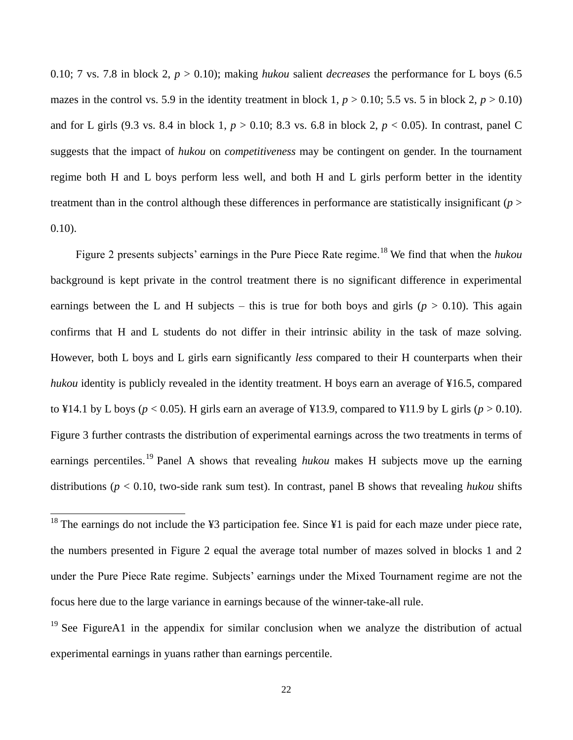0.10; 7 vs. 7.8 in block 2, $p > 0.10$); making *hukou* salient *decreases* the performance for L boys (6.5 mazes in the control vs. 5.9 in the identity treatment in block 1, $p > 0.10$; 5.5 vs. 5 in block 2, $p > 0.10$) and for L girls (9.3 vs. 8.4 in block 1, $p > 0.10$; 8.3 vs. 6.8 in block 2, $p < 0.05$). In contrast, panel C suggests that the impact of *hukou* on *competitiveness* may be contingent on gender. In the tournament regime both H and L boys perform less well, and both H and L girls perform better in the identity treatment than in the control although these differences in performance are statistically insignificant ($p > 0.10$).

Figure 2 presents subjects' earnings in the Pure Piece Rate regime.[18] We find that when the *hukou* background is kept private in the control treatment there is no significant difference in experimental earnings between the L and H subjects – this is true for both boys and girls ($p > 0.10$). This again confirms that H and L students do not differ in their intrinsic ability in the task of maze solving. However, both L boys and L girls earn significantly *less* compared to their H counterparts when their *hukou* identity is publicly revealed in the identity treatment. H boys earn an average of ¥16.5, compared to ¥14.1 by L boys ($p < 0.05$). H girls earn an average of ¥13.9, compared to ¥11.9 by L girls ($p > 0.10$). Figure 3 further contrasts the distribution of experimental earnings across the two treatments in terms of earnings percentiles.[19] Panel A shows that revealing *hukou* makes H subjects move up the earning distributions ($p < 0.10$, two-side rank sum test). In contrast, panel B shows that revealing *hukou* shifts

---

[18] The earnings do not include the ¥3 participation fee. Since ¥1 is paid for each maze under piece rate, the numbers presented in Figure 2 equal the average total number of mazes solved in blocks 1 and 2 under the Pure Piece Rate regime. Subjects' earnings under the Mixed Tournament regime are not the focus here due to the large variance in earnings because of the winner-take-all rule.

[19] See FigureA1 in the appendix for similar conclusion when we analyze the distribution of actual experimental earnings in yuans rather than earnings percentile.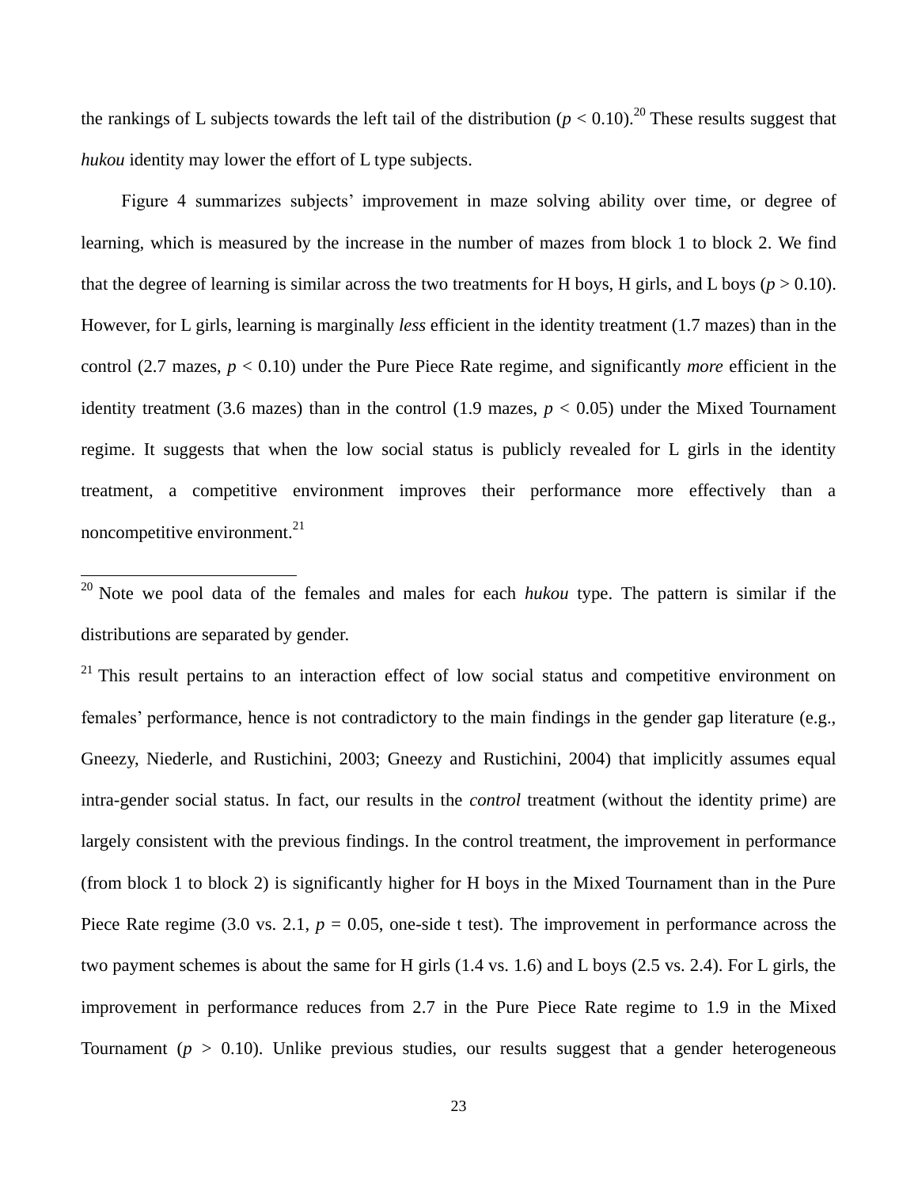the rankings of L subjects towards the left tail of the distribution ($p < 0.10$).[20] These results suggest that *hukou* identity may lower the effort of L type subjects.

Figure 4 summarizes subjects' improvement in maze solving ability over time, or degree of learning, which is measured by the increase in the number of mazes from block 1 to block 2. We find that the degree of learning is similar across the two treatments for H boys, H girls, and L boys ($p > 0.10$). However, for L girls, learning is marginally *less* efficient in the identity treatment (1.7 mazes) than in the control (2.7 mazes, $p < 0.10$) under the Pure Piece Rate regime, and significantly *more* efficient in the identity treatment (3.6 mazes) than in the control (1.9 mazes, $p < 0.05$) under the Mixed Tournament regime. It suggests that when the low social status is publicly revealed for L girls in the identity treatment, a competitive environment improves their performance more effectively than a noncompetitive environment.[21]

[20] Note we pool data of the females and males for each *hukou* type. The pattern is similar if the distributions are separated by gender.

[21] This result pertains to an interaction effect of low social status and competitive environment on females' performance, hence is not contradictory to the main findings in the gender gap literature (e.g., Gneezy, Niederle, and Rustichini, 2003; Gneezy and Rustichini, 2004) that implicitly assumes equal intra-gender social status. In fact, our results in the *control* treatment (without the identity prime) are largely consistent with the previous findings. In the control treatment, the improvement in performance (from block 1 to block 2) is significantly higher for H boys in the Mixed Tournament than in the Pure Piece Rate regime (3.0 vs. 2.1, $p = 0.05$, one-side t test). The improvement in performance across the two payment schemes is about the same for H girls (1.4 vs. 1.6) and L boys (2.5 vs. 2.4). For L girls, the improvement in performance reduces from 2.7 in the Pure Piece Rate regime to 1.9 in the Mixed Tournament ($p > 0.10$). Unlike previous studies, our results suggest that a gender heterogeneous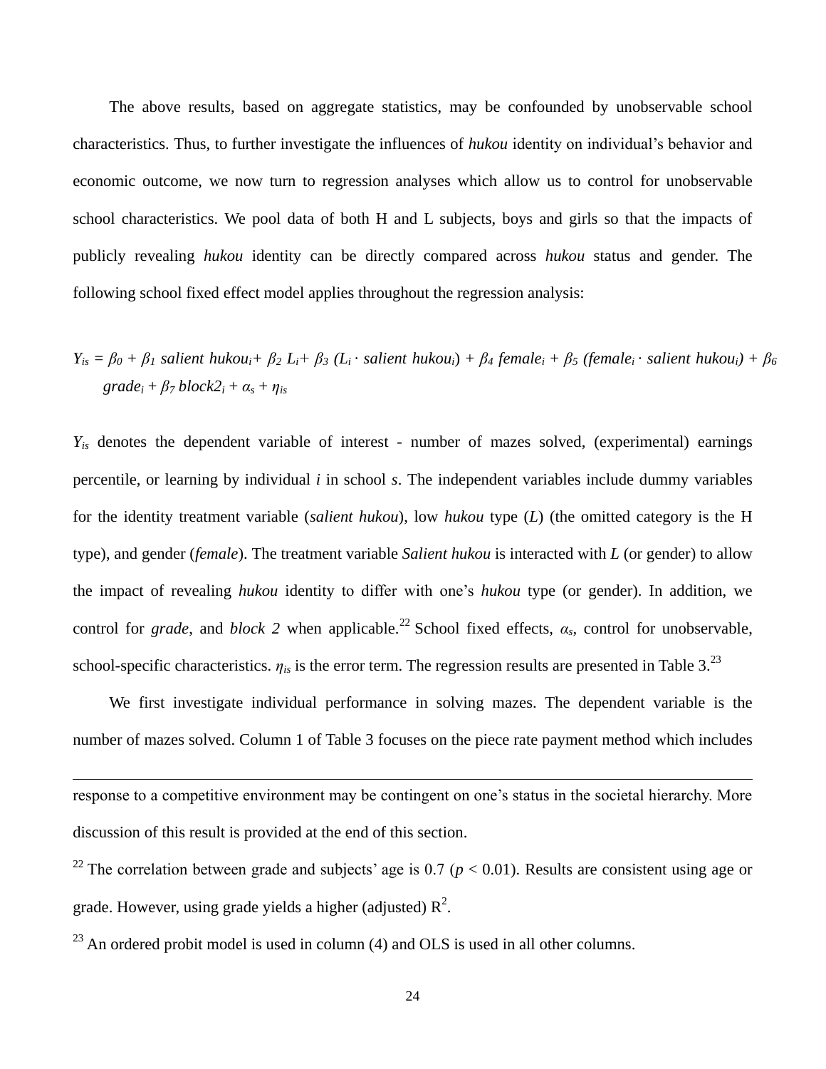The above results, based on aggregate statistics, may be confounded by unobservable school characteristics. Thus, to further investigate the influences of *hukou* identity on individual's behavior and economic outcome, we now turn to regression analyses which allow us to control for unobservable school characteristics. We pool data of both H and L subjects, boys and girls so that the impacts of publicly revealing *hukou* identity can be directly compared across *hukou* status and gender. The following school fixed effect model applies throughout the regression analysis:

$$Y_{is} = \beta_0 + \beta_1\ salient\ hukou_i + \beta_2\ L_i + \beta_3\ (L_i \cdot salient\ hukou_i) + \beta_4\ female_i + \beta_5\ (female_i \cdot salient\ hukou_i) + \beta_6\ grade_i + \beta_7\ block2_i + \alpha_s + \eta_{is}$$

$Y_{is}$ denotes the dependent variable of interest - number of mazes solved, (experimental) earnings percentile, or learning by individual *i* in school *s*. The independent variables include dummy variables for the identity treatment variable (*salient hukou*), low *hukou* type (*L*) (the omitted category is the H type), and gender (*female*). The treatment variable *Salient hukou* is interacted with *L* (or gender) to allow the impact of revealing *hukou* identity to differ with one's *hukou* type (or gender). In addition, we control for *grade*, and *block 2* when applicable.[22] School fixed effects, $\alpha_s$, control for unobservable, school-specific characteristics. $\eta_{is}$ is the error term. The regression results are presented in Table 3.[23]

We first investigate individual performance in solving mazes. The dependent variable is the number of mazes solved. Column 1 of Table 3 focuses on the piece rate payment method which includes

---

response to a competitive environment may be contingent on one's status in the societal hierarchy. More discussion of this result is provided at the end of this section.

[22] The correlation between grade and subjects' age is 0.7 ($p < 0.01$). Results are consistent using age or grade. However, using grade yields a higher (adjusted) $R^2$.

[23] An ordered probit model is used in column (4) and OLS is used in all other columns.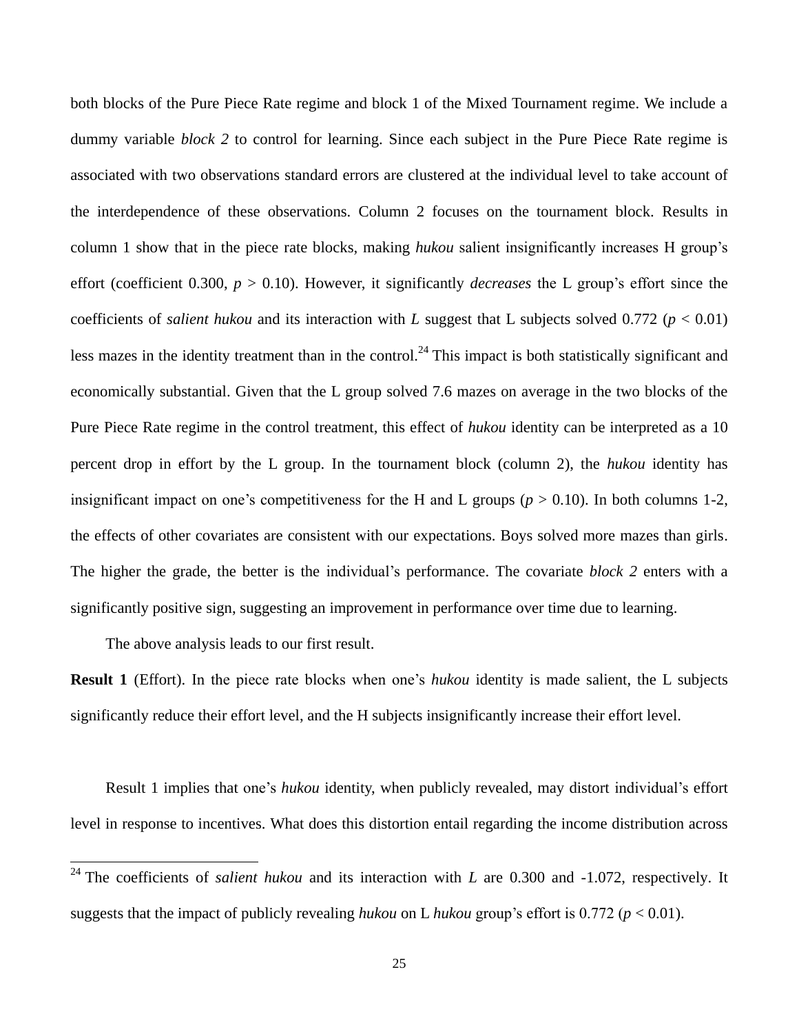both blocks of the Pure Piece Rate regime and block 1 of the Mixed Tournament regime. We include a dummy variable *block 2* to control for learning. Since each subject in the Pure Piece Rate regime is associated with two observations standard errors are clustered at the individual level to take account of the interdependence of these observations. Column 2 focuses on the tournament block. Results in column 1 show that in the piece rate blocks, making *hukou* salient insignificantly increases H group's effort (coefficient 0.300, $p > 0.10$). However, it significantly *decreases* the L group's effort since the coefficients of *salient hukou* and its interaction with *L* suggest that L subjects solved 0.772 ($p < 0.01$) less mazes in the identity treatment than in the control.[24] This impact is both statistically significant and economically substantial. Given that the L group solved 7.6 mazes on average in the two blocks of the Pure Piece Rate regime in the control treatment, this effect of *hukou* identity can be interpreted as a 10 percent drop in effort by the L group. In the tournament block (column 2), the *hukou* identity has insignificant impact on one's competitiveness for the H and L groups ($p > 0.10$). In both columns 1-2, the effects of other covariates are consistent with our expectations. Boys solved more mazes than girls. The higher the grade, the better is the individual's performance. The covariate *block 2* enters with a significantly positive sign, suggesting an improvement in performance over time due to learning.

The above analysis leads to our first result.

**Result 1** (Effort). In the piece rate blocks when one's *hukou* identity is made salient, the L subjects significantly reduce their effort level, and the H subjects insignificantly increase their effort level.

Result 1 implies that one's *hukou* identity, when publicly revealed, may distort individual's effort level in response to incentives. What does this distortion entail regarding the income distribution across

---

[24] The coefficients of *salient hukou* and its interaction with *L* are 0.300 and -1.072, respectively. It suggests that the impact of publicly revealing *hukou* on L *hukou* group's effort is 0.772 ($p < 0.01$).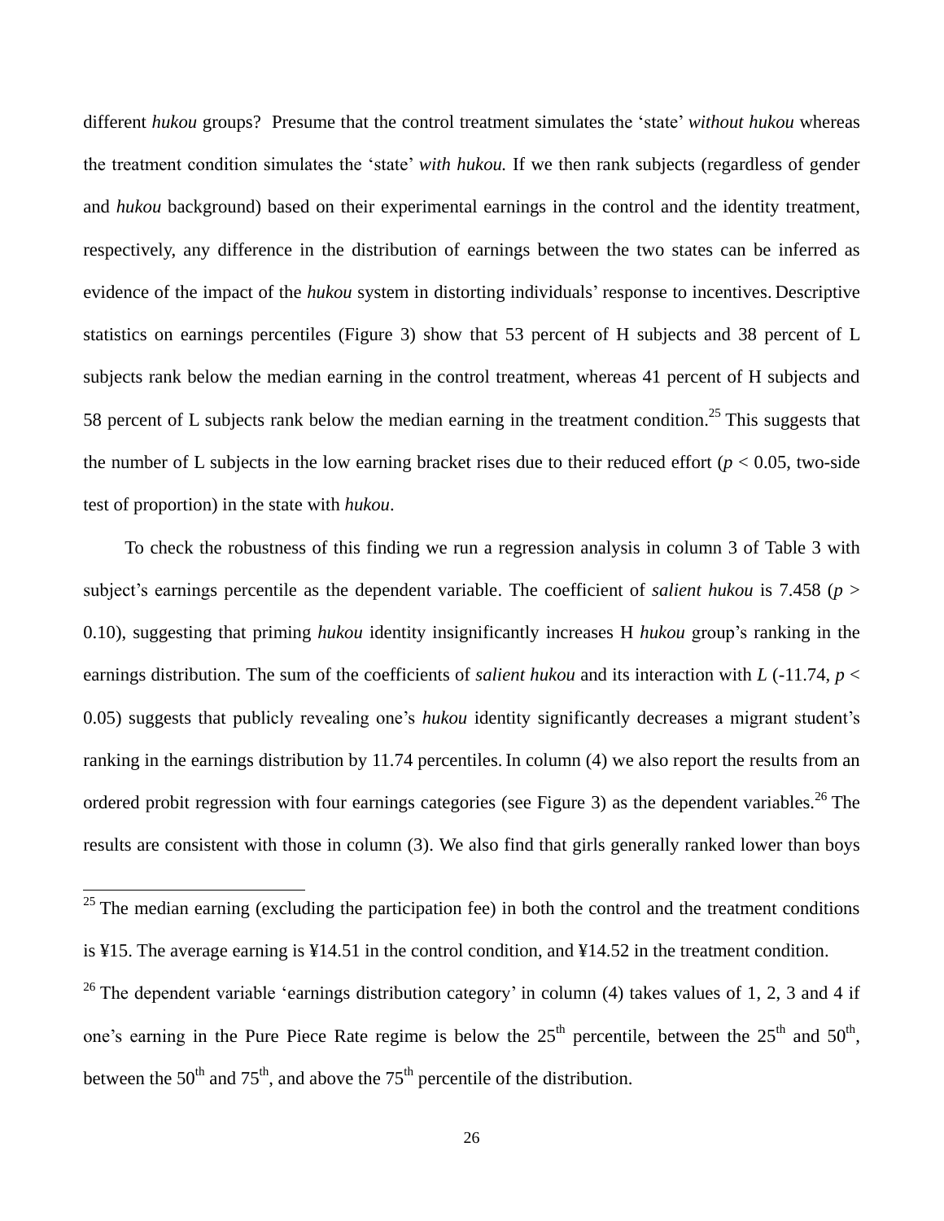different *hukou* groups? Presume that the control treatment simulates the 'state' *without hukou* whereas the treatment condition simulates the 'state' *with hukou.* If we then rank subjects (regardless of gender and *hukou* background) based on their experimental earnings in the control and the identity treatment, respectively, any difference in the distribution of earnings between the two states can be inferred as evidence of the impact of the *hukou* system in distorting individuals' response to incentives. Descriptive statistics on earnings percentiles (Figure 3) show that 53 percent of H subjects and 38 percent of L subjects rank below the median earning in the control treatment, whereas 41 percent of H subjects and 58 percent of L subjects rank below the median earning in the treatment condition.[25] This suggests that the number of L subjects in the low earning bracket rises due to their reduced effort ($p < 0.05$, two-side test of proportion) in the state with *hukou*.

To check the robustness of this finding we run a regression analysis in column 3 of Table 3 with subject's earnings percentile as the dependent variable. The coefficient of *salient hukou* is 7.458 ($p > 0.10$), suggesting that priming *hukou* identity insignificantly increases H *hukou* group's ranking in the earnings distribution. The sum of the coefficients of *salient hukou* and its interaction with *L* (-11.74, $p < 0.05$) suggests that publicly revealing one's *hukou* identity significantly decreases a migrant student's ranking in the earnings distribution by 11.74 percentiles. In column (4) we also report the results from an ordered probit regression with four earnings categories (see Figure 3) as the dependent variables.[26] The results are consistent with those in column (3). We also find that girls generally ranked lower than boys

---

[25] The median earning (excluding the participation fee) in both the control and the treatment conditions is ¥15. The average earning is ¥14.51 in the control condition, and ¥14.52 in the treatment condition.

[26] The dependent variable 'earnings distribution category' in column (4) takes values of 1, 2, 3 and 4 if one's earning in the Pure Piece Rate regime is below the 25th percentile, between the 25th and 50th, between the 50th and 75th, and above the 75th percentile of the distribution.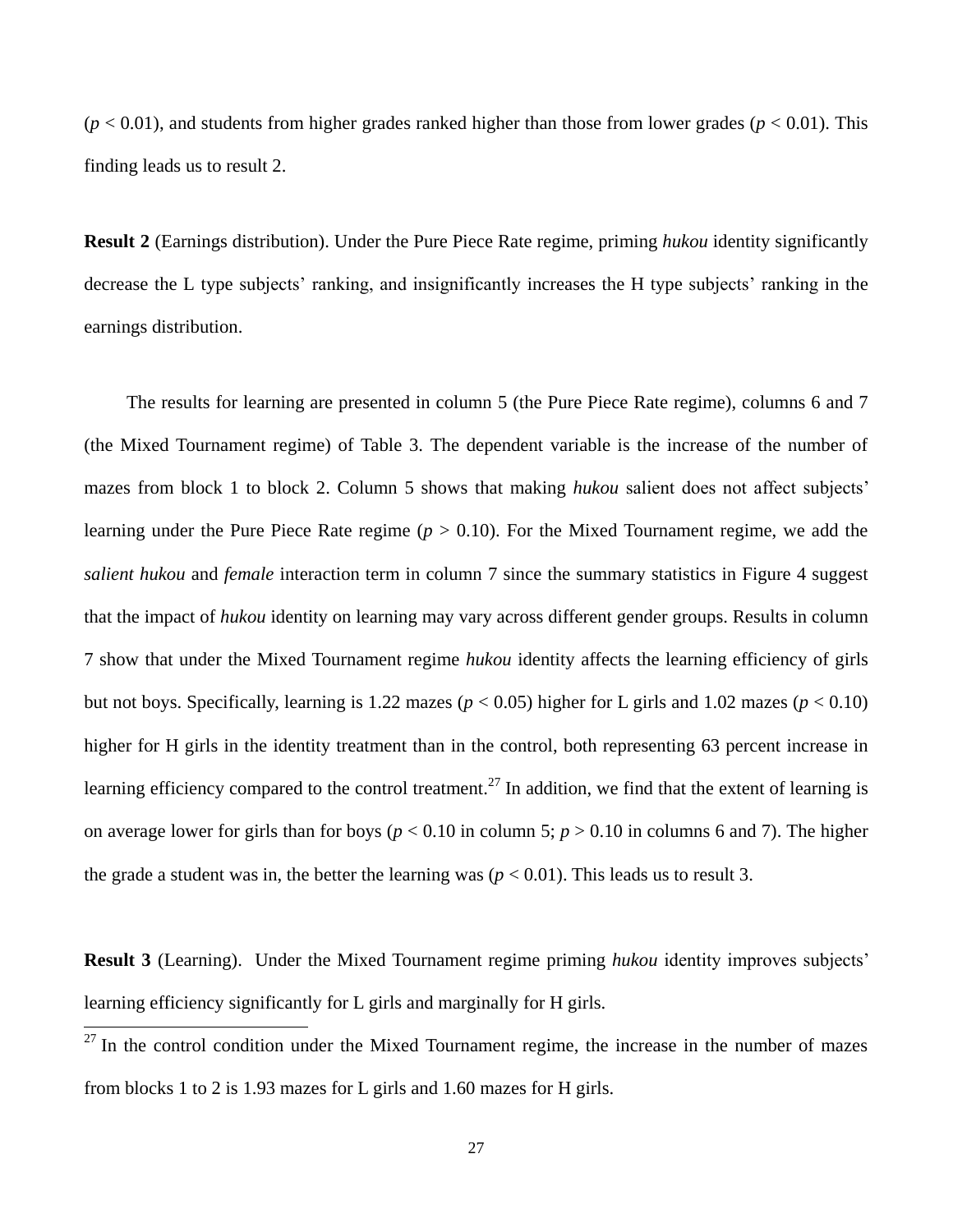($p < 0.01$), and students from higher grades ranked higher than those from lower grades ($p < 0.01$). This finding leads us to result 2.

**Result 2** (Earnings distribution). Under the Pure Piece Rate regime, priming *hukou* identity significantly decrease the L type subjects' ranking, and insignificantly increases the H type subjects' ranking in the earnings distribution.

The results for learning are presented in column 5 (the Pure Piece Rate regime), columns 6 and 7 (the Mixed Tournament regime) of Table 3. The dependent variable is the increase of the number of mazes from block 1 to block 2. Column 5 shows that making *hukou* salient does not affect subjects' learning under the Pure Piece Rate regime ($p > 0.10$). For the Mixed Tournament regime, we add the *salient hukou* and *female* interaction term in column 7 since the summary statistics in Figure 4 suggest that the impact of *hukou* identity on learning may vary across different gender groups. Results in column 7 show that under the Mixed Tournament regime *hukou* identity affects the learning efficiency of girls but not boys. Specifically, learning is 1.22 mazes ($p < 0.05$) higher for L girls and 1.02 mazes ($p < 0.10$) higher for H girls in the identity treatment than in the control, both representing 63 percent increase in learning efficiency compared to the control treatment.[27] In addition, we find that the extent of learning is on average lower for girls than for boys ($p < 0.10$ in column 5; $p > 0.10$ in columns 6 and 7). The higher the grade a student was in, the better the learning was ($p < 0.01$). This leads us to result 3.

**Result 3** (Learning). Under the Mixed Tournament regime priming *hukou* identity improves subjects' learning efficiency significantly for L girls and marginally for H girls.

[27] In the control condition under the Mixed Tournament regime, the increase in the number of mazes from blocks 1 to 2 is 1.93 mazes for L girls and 1.60 mazes for H girls.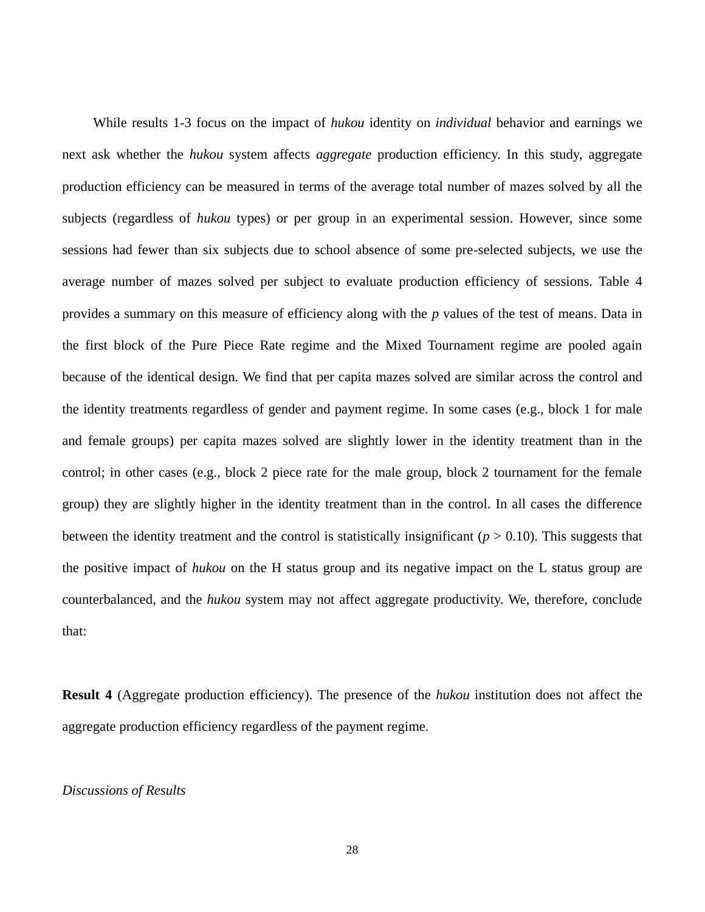While results 1-3 focus on the impact of *hukou* identity on *individual* behavior and earnings we next ask whether the *hukou* system affects *aggregate* production efficiency. In this study, aggregate production efficiency can be measured in terms of the average total number of mazes solved by all the subjects (regardless of *hukou* types) or per group in an experimental session. However, since some sessions had fewer than six subjects due to school absence of some pre-selected subjects, we use the average number of mazes solved per subject to evaluate production efficiency of sessions. Table 4 provides a summary on this measure of efficiency along with the *p* values of the test of means. Data in the first block of the Pure Piece Rate regime and the Mixed Tournament regime are pooled again because of the identical design. We find that per capita mazes solved are similar across the control and the identity treatments regardless of gender and payment regime. In some cases (e.g., block 1 for male and female groups) per capita mazes solved are slightly lower in the identity treatment than in the control; in other cases (e.g., block 2 piece rate for the male group, block 2 tournament for the female group) they are slightly higher in the identity treatment than in the control. In all cases the difference between the identity treatment and the control is statistically insignificant ($p > 0.10$). This suggests that the positive impact of *hukou* on the H status group and its negative impact on the L status group are counterbalanced, and the *hukou* system may not affect aggregate productivity. We, therefore, conclude that:

**Result 4** (Aggregate production efficiency). The presence of the *hukou* institution does not affect the aggregate production efficiency regardless of the payment regime.

*Discussions of Results*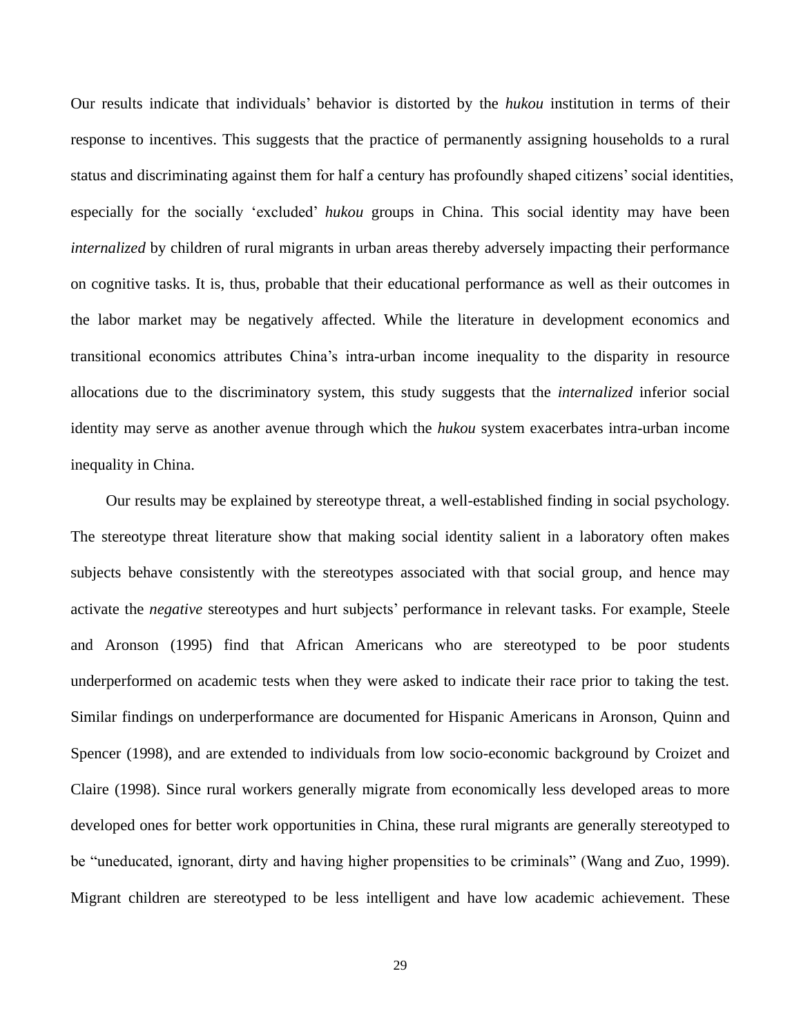Our results indicate that individuals' behavior is distorted by the *hukou* institution in terms of their response to incentives. This suggests that the practice of permanently assigning households to a rural status and discriminating against them for half a century has profoundly shaped citizens' social identities, especially for the socially 'excluded' *hukou* groups in China. This social identity may have been *internalized* by children of rural migrants in urban areas thereby adversely impacting their performance on cognitive tasks. It is, thus, probable that their educational performance as well as their outcomes in the labor market may be negatively affected. While the literature in development economics and transitional economics attributes China's intra-urban income inequality to the disparity in resource allocations due to the discriminatory system, this study suggests that the *internalized* inferior social identity may serve as another avenue through which the *hukou* system exacerbates intra-urban income inequality in China.

Our results may be explained by stereotype threat, a well-established finding in social psychology. The stereotype threat literature show that making social identity salient in a laboratory often makes subjects behave consistently with the stereotypes associated with that social group, and hence may activate the *negative* stereotypes and hurt subjects' performance in relevant tasks. For example, Steele and Aronson (1995) find that African Americans who are stereotyped to be poor students underperformed on academic tests when they were asked to indicate their race prior to taking the test. Similar findings on underperformance are documented for Hispanic Americans in Aronson, Quinn and Spencer (1998), and are extended to individuals from low socio-economic background by Croizet and Claire (1998). Since rural workers generally migrate from economically less developed areas to more developed ones for better work opportunities in China, these rural migrants are generally stereotyped to be "uneducated, ignorant, dirty and having higher propensities to be criminals" (Wang and Zuo, 1999). Migrant children are stereotyped to be less intelligent and have low academic achievement. These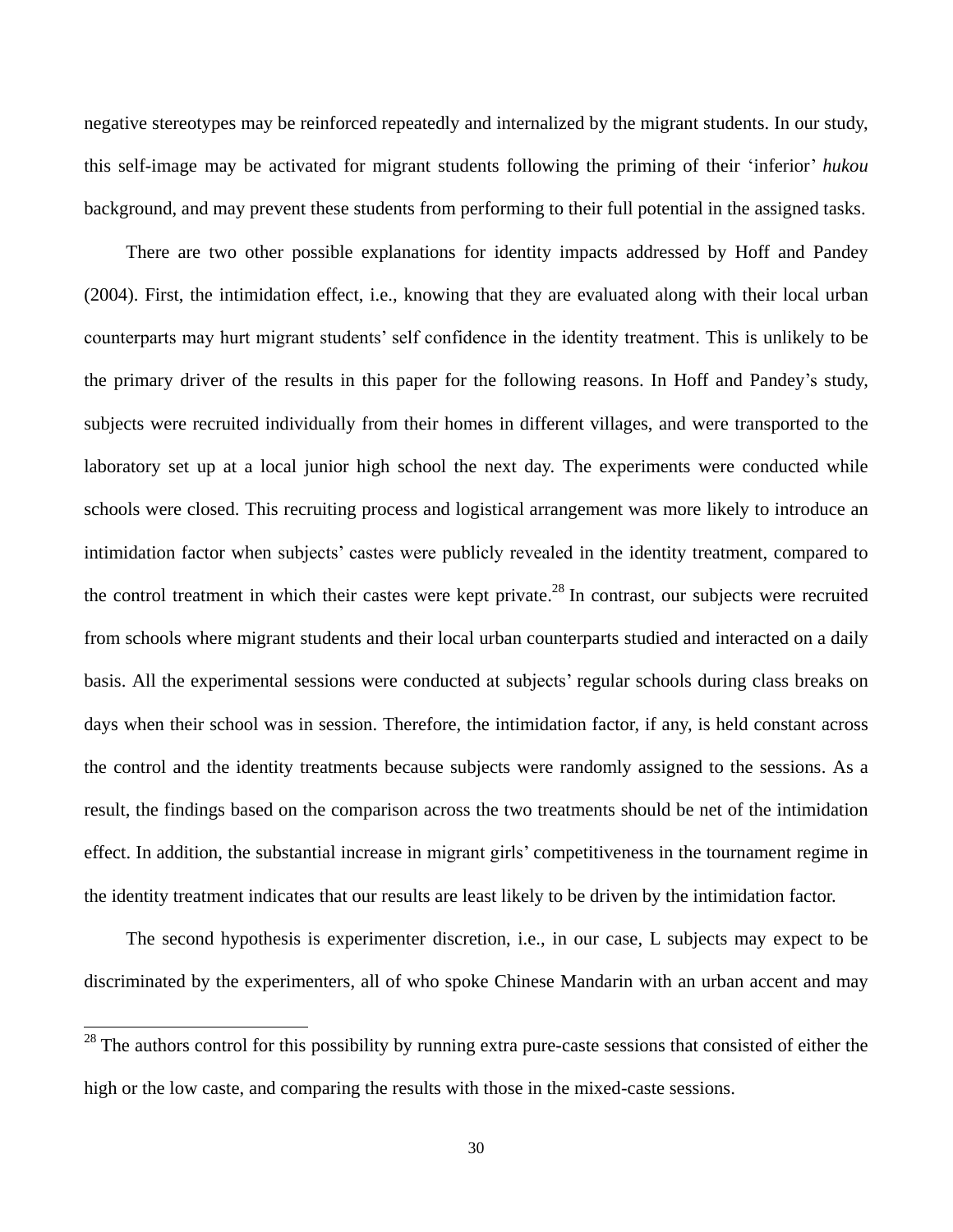negative stereotypes may be reinforced repeatedly and internalized by the migrant students. In our study, this self-image may be activated for migrant students following the priming of their 'inferior' *hukou* background, and may prevent these students from performing to their full potential in the assigned tasks.

There are two other possible explanations for identity impacts addressed by Hoff and Pandey (2004). First, the intimidation effect, i.e., knowing that they are evaluated along with their local urban counterparts may hurt migrant students' self confidence in the identity treatment. This is unlikely to be the primary driver of the results in this paper for the following reasons. In Hoff and Pandey's study, subjects were recruited individually from their homes in different villages, and were transported to the laboratory set up at a local junior high school the next day. The experiments were conducted while schools were closed. This recruiting process and logistical arrangement was more likely to introduce an intimidation factor when subjects' castes were publicly revealed in the identity treatment, compared to the control treatment in which their castes were kept private.[28] In contrast, our subjects were recruited from schools where migrant students and their local urban counterparts studied and interacted on a daily basis. All the experimental sessions were conducted at subjects' regular schools during class breaks on days when their school was in session. Therefore, the intimidation factor, if any, is held constant across the control and the identity treatments because subjects were randomly assigned to the sessions. As a result, the findings based on the comparison across the two treatments should be net of the intimidation effect. In addition, the substantial increase in migrant girls' competitiveness in the tournament regime in the identity treatment indicates that our results are least likely to be driven by the intimidation factor.

The second hypothesis is experimenter discretion, i.e., in our case, L subjects may expect to be discriminated by the experimenters, all of who spoke Chinese Mandarin with an urban accent and may

[28] The authors control for this possibility by running extra pure-caste sessions that consisted of either the high or the low caste, and comparing the results with those in the mixed-caste sessions.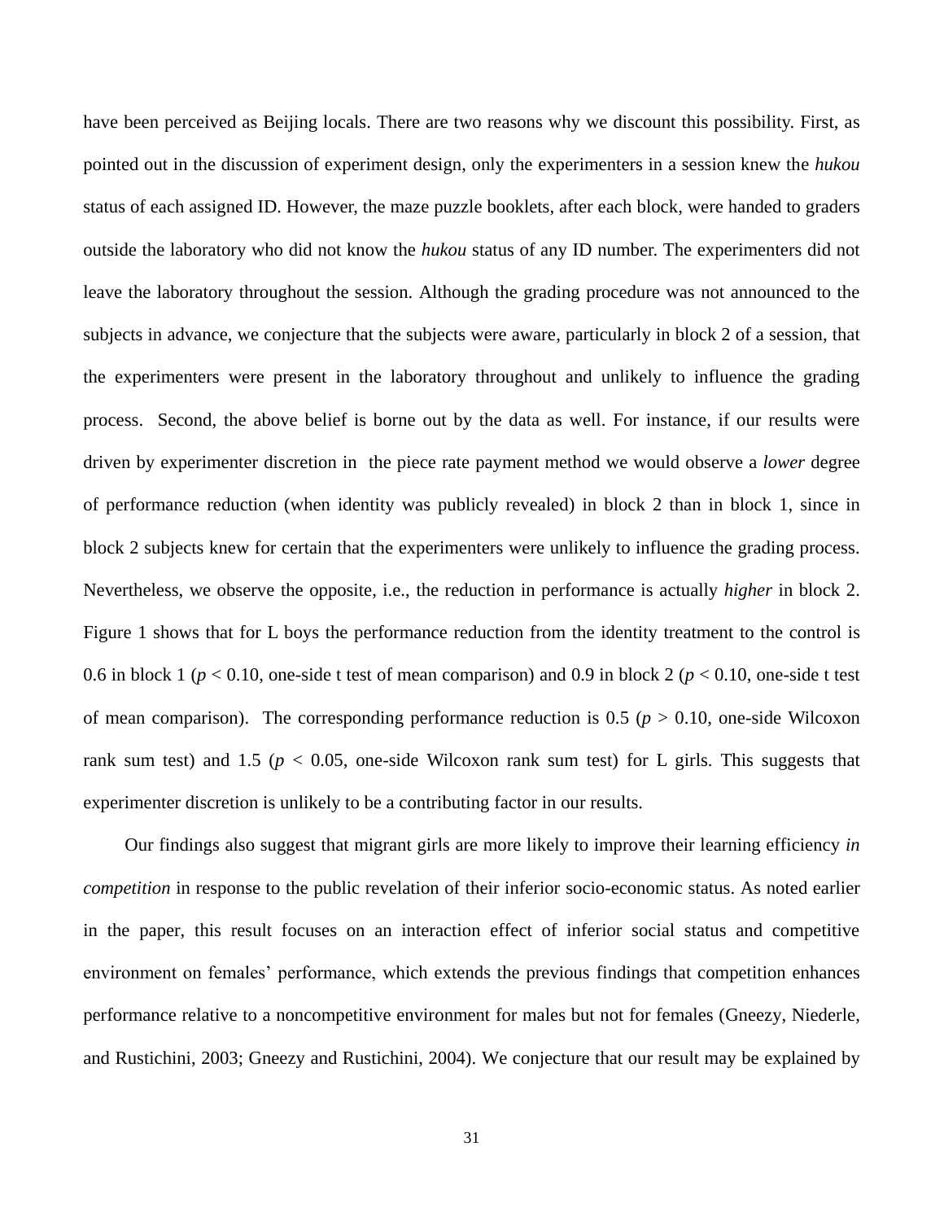have been perceived as Beijing locals. There are two reasons why we discount this possibility. First, as pointed out in the discussion of experiment design, only the experimenters in a session knew the *hukou* status of each assigned ID. However, the maze puzzle booklets, after each block, were handed to graders outside the laboratory who did not know the *hukou* status of any ID number. The experimenters did not leave the laboratory throughout the session. Although the grading procedure was not announced to the subjects in advance, we conjecture that the subjects were aware, particularly in block 2 of a session, that the experimenters were present in the laboratory throughout and unlikely to influence the grading process. Second, the above belief is borne out by the data as well. For instance, if our results were driven by experimenter discretion in the piece rate payment method we would observe a *lower* degree of performance reduction (when identity was publicly revealed) in block 2 than in block 1, since in block 2 subjects knew for certain that the experimenters were unlikely to influence the grading process. Nevertheless, we observe the opposite, i.e., the reduction in performance is actually *higher* in block 2. Figure 1 shows that for L boys the performance reduction from the identity treatment to the control is 0.6 in block 1 ($p < 0.10$, one-side t test of mean comparison) and 0.9 in block 2 ($p < 0.10$, one-side t test of mean comparison). The corresponding performance reduction is 0.5 ($p > 0.10$, one-side Wilcoxon rank sum test) and 1.5 ($p < 0.05$, one-side Wilcoxon rank sum test) for L girls. This suggests that experimenter discretion is unlikely to be a contributing factor in our results.

Our findings also suggest that migrant girls are more likely to improve their learning efficiency *in competition* in response to the public revelation of their inferior socio-economic status. As noted earlier in the paper, this result focuses on an interaction effect of inferior social status and competitive environment on females' performance, which extends the previous findings that competition enhances performance relative to a noncompetitive environment for males but not for females (Gneezy, Niederle, and Rustichini, 2003; Gneezy and Rustichini, 2004). We conjecture that our result may be explained by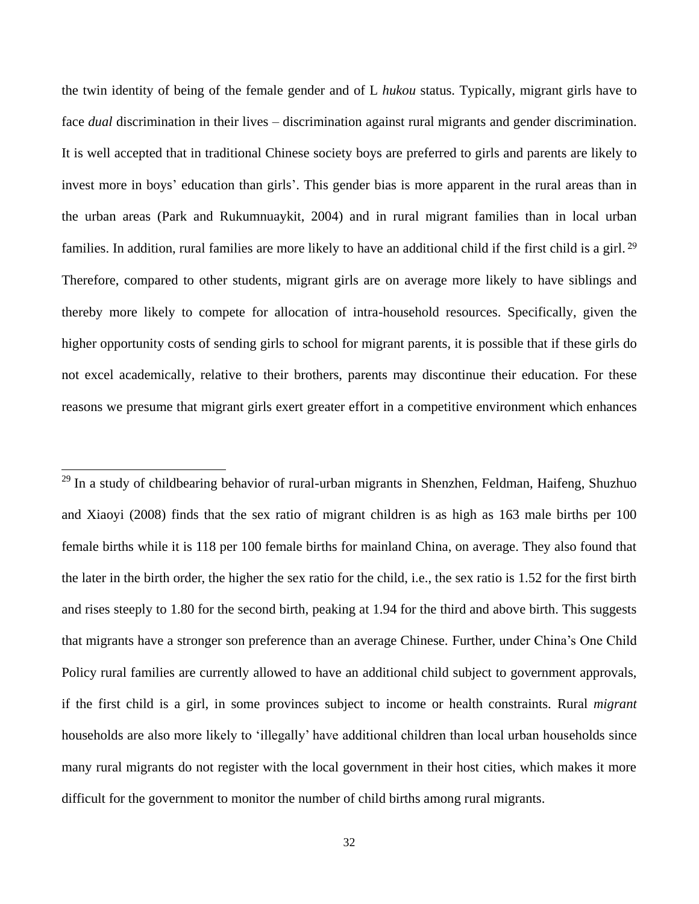the twin identity of being of the female gender and of L *hukou* status. Typically, migrant girls have to face *dual* discrimination in their lives – discrimination against rural migrants and gender discrimination. It is well accepted that in traditional Chinese society boys are preferred to girls and parents are likely to invest more in boys' education than girls'. This gender bias is more apparent in the rural areas than in the urban areas (Park and Rukumnuaykit, 2004) and in rural migrant families than in local urban families. In addition, rural families are more likely to have an additional child if the first child is a girl.[29] Therefore, compared to other students, migrant girls are on average more likely to have siblings and thereby more likely to compete for allocation of intra-household resources. Specifically, given the higher opportunity costs of sending girls to school for migrant parents, it is possible that if these girls do not excel academically, relative to their brothers, parents may discontinue their education. For these reasons we presume that migrant girls exert greater effort in a competitive environment which enhances

[29] In a study of childbearing behavior of rural-urban migrants in Shenzhen, Feldman, Haifeng, Shuzhuo and Xiaoyi (2008) finds that the sex ratio of migrant children is as high as 163 male births per 100 female births while it is 118 per 100 female births for mainland China, on average. They also found that the later in the birth order, the higher the sex ratio for the child, i.e., the sex ratio is 1.52 for the first birth and rises steeply to 1.80 for the second birth, peaking at 1.94 for the third and above birth. This suggests that migrants have a stronger son preference than an average Chinese. Further, under China's One Child Policy rural families are currently allowed to have an additional child subject to government approvals, if the first child is a girl, in some provinces subject to income or health constraints. Rural *migrant* households are also more likely to 'illegally' have additional children than local urban households since many rural migrants do not register with the local government in their host cities, which makes it more difficult for the government to monitor the number of child births among rural migrants.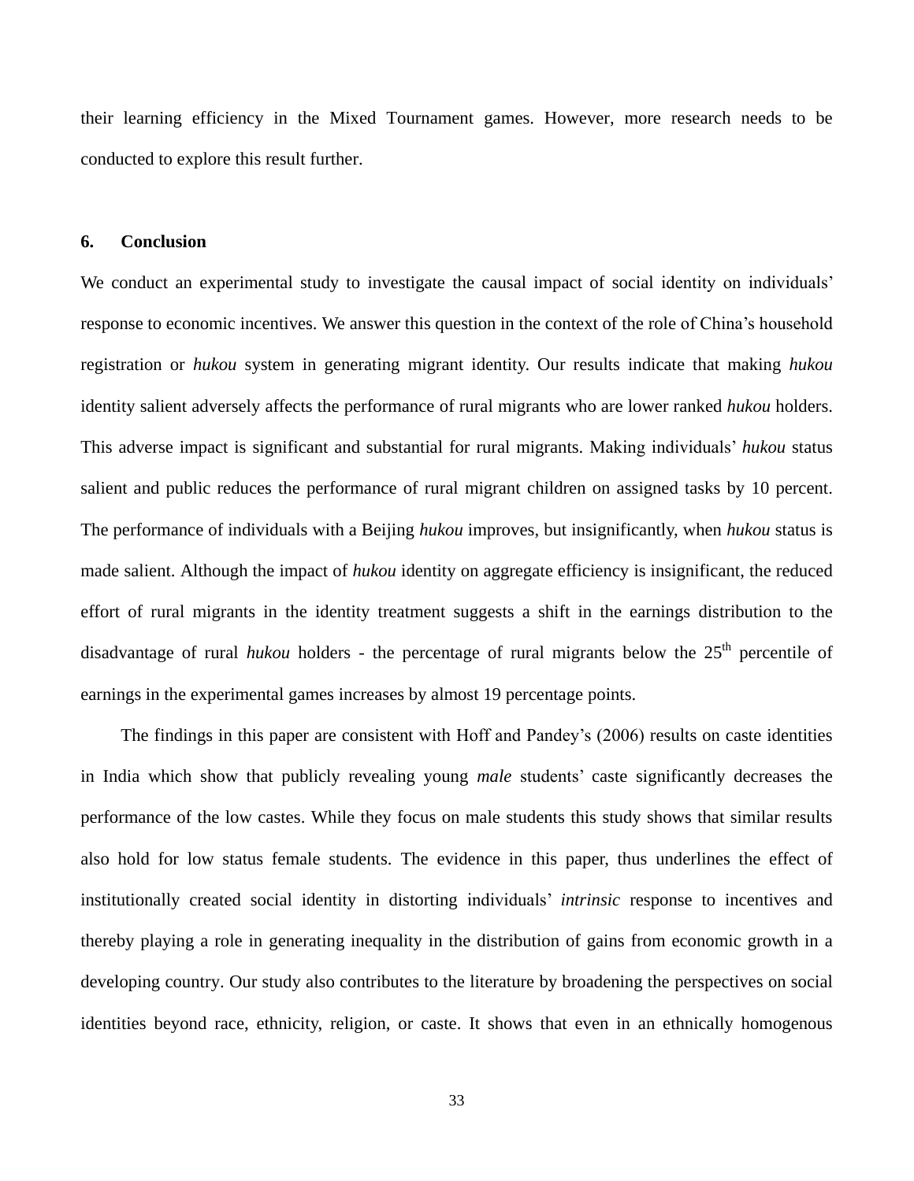their learning efficiency in the Mixed Tournament games. However, more research needs to be conducted to explore this result further.

## 6. Conclusion

We conduct an experimental study to investigate the causal impact of social identity on individuals' response to economic incentives. We answer this question in the context of the role of China's household registration or *hukou* system in generating migrant identity. Our results indicate that making *hukou* identity salient adversely affects the performance of rural migrants who are lower ranked *hukou* holders. This adverse impact is significant and substantial for rural migrants. Making individuals' *hukou* status salient and public reduces the performance of rural migrant children on assigned tasks by 10 percent. The performance of individuals with a Beijing *hukou* improves, but insignificantly, when *hukou* status is made salient. Although the impact of *hukou* identity on aggregate efficiency is insignificant, the reduced effort of rural migrants in the identity treatment suggests a shift in the earnings distribution to the disadvantage of rural *hukou* holders - the percentage of rural migrants below the 25th percentile of earnings in the experimental games increases by almost 19 percentage points.

The findings in this paper are consistent with Hoff and Pandey's (2006) results on caste identities in India which show that publicly revealing young *male* students' caste significantly decreases the performance of the low castes. While they focus on male students this study shows that similar results also hold for low status female students. The evidence in this paper, thus underlines the effect of institutionally created social identity in distorting individuals' *intrinsic* response to incentives and thereby playing a role in generating inequality in the distribution of gains from economic growth in a developing country. Our study also contributes to the literature by broadening the perspectives on social identities beyond race, ethnicity, religion, or caste. It shows that even in an ethnically homogenous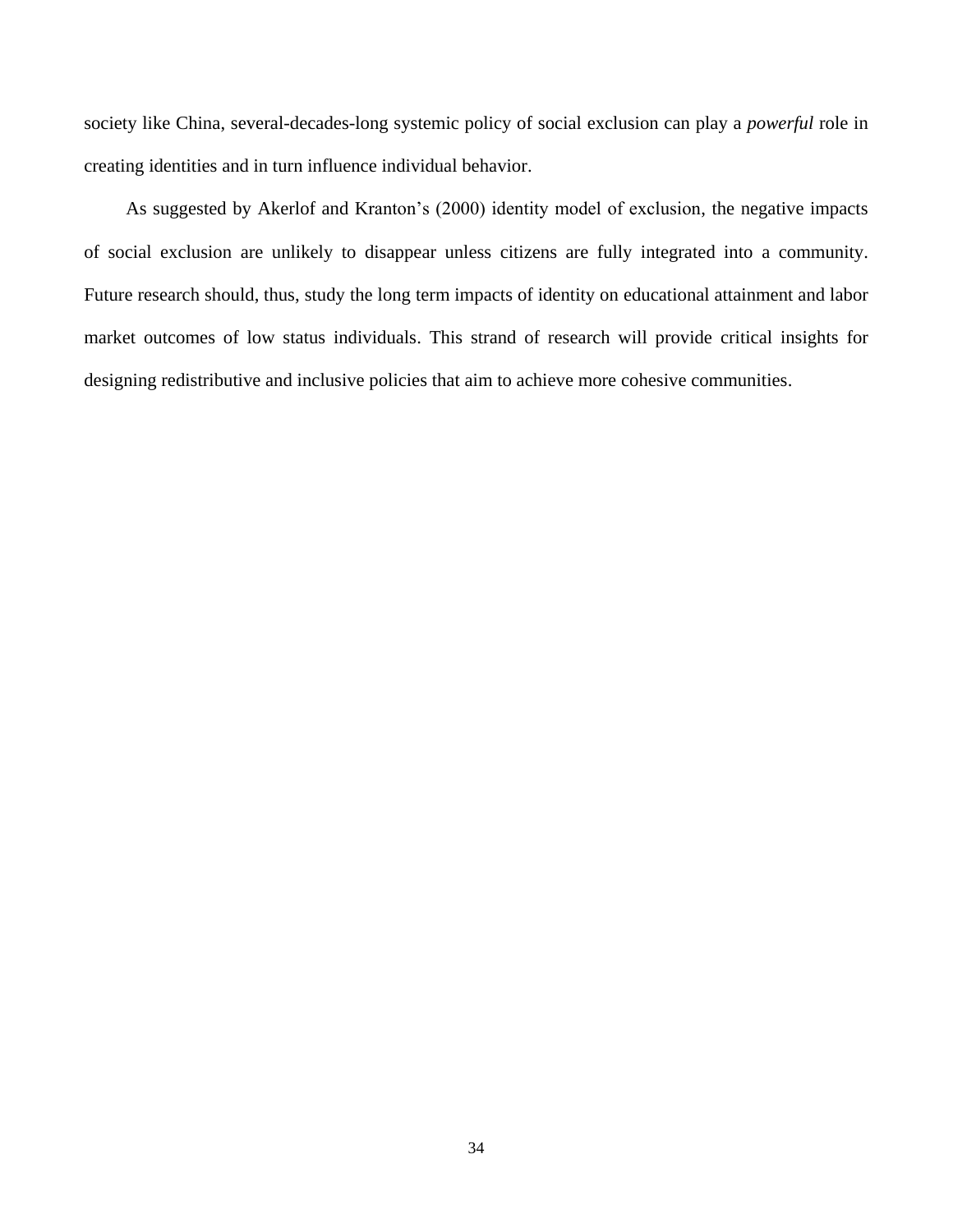society like China, several-decades-long systemic policy of social exclusion can play a *powerful* role in creating identities and in turn influence individual behavior.

As suggested by Akerlof and Kranton’s (2000) identity model of exclusion, the negative impacts of social exclusion are unlikely to disappear unless citizens are fully integrated into a community. Future research should, thus, study the long term impacts of identity on educational attainment and labor market outcomes of low status individuals. This strand of research will provide critical insights for designing redistributive and inclusive policies that aim to achieve more cohesive communities.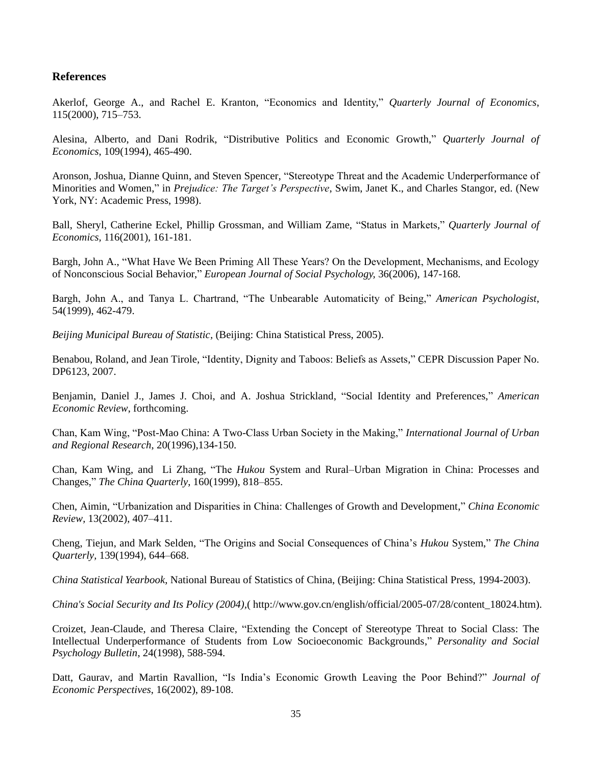## References

Akerlof, George A., and Rachel E. Kranton, "Economics and Identity," *Quarterly Journal of Economics*, 115(2000), 715–753.

Alesina, Alberto, and Dani Rodrik, "Distributive Politics and Economic Growth," *Quarterly Journal of Economics*, 109(1994), 465-490.

Aronson, Joshua, Dianne Quinn, and Steven Spencer, "Stereotype Threat and the Academic Underperformance of Minorities and Women," in *Prejudice: The Target's Perspective*, Swim, Janet K., and Charles Stangor, ed. (New York, NY: Academic Press, 1998).

Ball, Sheryl, Catherine Eckel, Phillip Grossman, and William Zame, "Status in Markets," *Quarterly Journal of Economics*, 116(2001), 161-181.

Bargh, John A., "What Have We Been Priming All These Years? On the Development, Mechanisms, and Ecology of Nonconscious Social Behavior," *European Journal of Social Psychology*, 36(2006), 147-168.

Bargh, John A., and Tanya L. Chartrand, "The Unbearable Automaticity of Being," *American Psychologist*, 54(1999), 462-479.

*Beijing Municipal Bureau of Statistic*, (Beijing: China Statistical Press, 2005).

Benabou, Roland, and Jean Tirole, "Identity, Dignity and Taboos: Beliefs as Assets," CEPR Discussion Paper No. DP6123, 2007.

Benjamin, Daniel J., James J. Choi, and A. Joshua Strickland, "Social Identity and Preferences," *American Economic Review*, forthcoming.

Chan, Kam Wing, "Post-Mao China: A Two-Class Urban Society in the Making," *International Journal of Urban and Regional Research*, 20(1996),134-150.

Chan, Kam Wing, and Li Zhang, "The *Hukou* System and Rural–Urban Migration in China: Processes and Changes," *The China Quarterly*, 160(1999), 818–855.

Chen, Aimin, "Urbanization and Disparities in China: Challenges of Growth and Development," *China Economic Review*, 13(2002), 407–411.

Cheng, Tiejun, and Mark Selden, "The Origins and Social Consequences of China's *Hukou* System," *The China Quarterly*, 139(1994), 644–668.

*China Statistical Yearbook*, National Bureau of Statistics of China, (Beijing: China Statistical Press, 1994-2003).

*China's Social Security and Its Policy (2004)*,( http://www.gov.cn/english/official/2005-07/28/content_18024.htm).

Croizet, Jean-Claude, and Theresa Claire, "Extending the Concept of Stereotype Threat to Social Class: The Intellectual Underperformance of Students from Low Socioeconomic Backgrounds," *Personality and Social Psychology Bulletin*, 24(1998), 588-594.

Datt, Gaurav, and Martin Ravallion, "Is India's Economic Growth Leaving the Poor Behind?" *Journal of Economic Perspectives*, 16(2002), 89-108.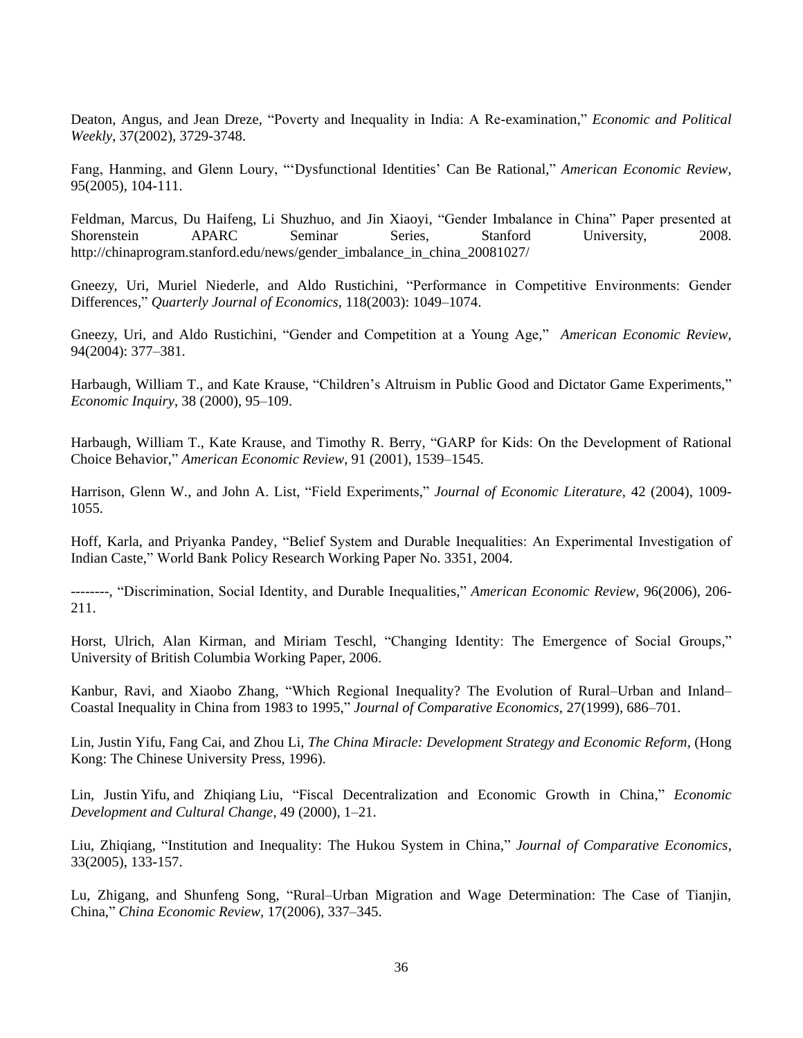Deaton, Angus, and Jean Dreze, "Poverty and Inequality in India: A Re-examination," *Economic and Political Weekly*, 37(2002), 3729-3748.

Fang, Hanming, and Glenn Loury, "'Dysfunctional Identities' Can Be Rational," *American Economic Review*, 95(2005), 104-111.

Feldman, Marcus, Du Haifeng, Li Shuzhuo, and Jin Xiaoyi, "Gender Imbalance in China" Paper presented at Shorenstein APARC Seminar Series, Stanford University, 2008. http://chinaprogram.stanford.edu/news/gender_imbalance_in_china_20081027/

Gneezy, Uri, Muriel Niederle, and Aldo Rustichini, "Performance in Competitive Environments: Gender Differences," *Quarterly Journal of Economics*, 118(2003): 1049–1074.

Gneezy, Uri, and Aldo Rustichini, "Gender and Competition at a Young Age," *American Economic Review*, 94(2004): 377–381.

Harbaugh, William T., and Kate Krause, "Children's Altruism in Public Good and Dictator Game Experiments," *Economic Inquiry*, 38 (2000), 95–109.

Harbaugh, William T., Kate Krause, and Timothy R. Berry, "GARP for Kids: On the Development of Rational Choice Behavior," *American Economic Review*, 91 (2001), 1539–1545.

Harrison, Glenn W., and John A. List, "Field Experiments," *Journal of Economic Literature*, 42 (2004), 1009-1055.

Hoff, Karla, and Priyanka Pandey, "Belief System and Durable Inequalities: An Experimental Investigation of Indian Caste," World Bank Policy Research Working Paper No. 3351, 2004.

--------, "Discrimination, Social Identity, and Durable Inequalities," *American Economic Review*, 96(2006), 206-211.

Horst, Ulrich, Alan Kirman, and Miriam Teschl, "Changing Identity: The Emergence of Social Groups," University of British Columbia Working Paper, 2006.

Kanbur, Ravi, and Xiaobo Zhang, "Which Regional Inequality? The Evolution of Rural–Urban and Inland–Coastal Inequality in China from 1983 to 1995," *Journal of Comparative Economics*, 27(1999), 686–701.

Lin, Justin Yifu, Fang Cai, and Zhou Li, *The China Miracle: Development Strategy and Economic Reform*, (Hong Kong: The Chinese University Press, 1996).

Lin, Justin Yifu, and Zhiqiang Liu, "Fiscal Decentralization and Economic Growth in China," *Economic Development and Cultural Change*, 49 (2000), 1–21.

Liu, Zhiqiang, "Institution and Inequality: The Hukou System in China," *Journal of Comparative Economics*, 33(2005), 133-157.

Lu, Zhigang, and Shunfeng Song, "Rural–Urban Migration and Wage Determination: The Case of Tianjin, China," *China Economic Review*, 17(2006), 337–345.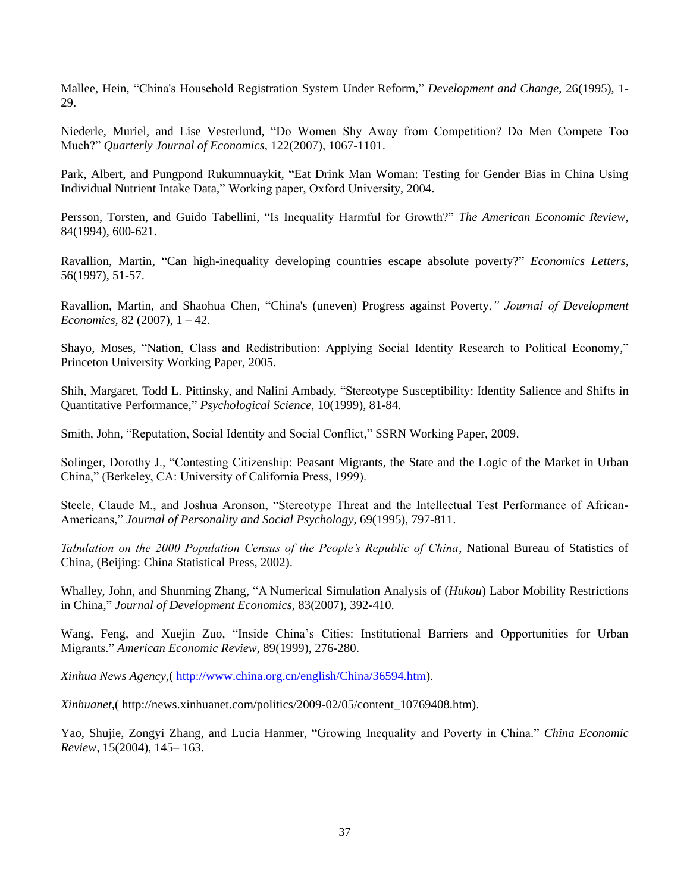Mallee, Hein, "China's Household Registration System Under Reform," *Development and Change*, 26(1995), 1-29.

Niederle, Muriel, and Lise Vesterlund, "Do Women Shy Away from Competition? Do Men Compete Too Much?" *Quarterly Journal of Economics*, 122(2007), 1067-1101.

Park, Albert, and Pungpond Rukumnuaykit, "Eat Drink Man Woman: Testing for Gender Bias in China Using Individual Nutrient Intake Data," Working paper, Oxford University, 2004.

Persson, Torsten, and Guido Tabellini, "Is Inequality Harmful for Growth?" *The American Economic Review*, 84(1994), 600-621.

Ravallion, Martin, "Can high-inequality developing countries escape absolute poverty?" *Economics Letters*, 56(1997), 51-57.

Ravallion, Martin, and Shaohua Chen, "China's (uneven) Progress against Poverty*," Journal of Development Economics,* 82 (2007), 1 – 42.

Shayo, Moses, "Nation, Class and Redistribution: Applying Social Identity Research to Political Economy," Princeton University Working Paper, 2005.

Shih, Margaret, Todd L. Pittinsky, and Nalini Ambady, "Stereotype Susceptibility: Identity Salience and Shifts in Quantitative Performance," *Psychological Science*, 10(1999), 81-84.

Smith, John, "Reputation, Social Identity and Social Conflict," SSRN Working Paper, 2009.

Solinger, Dorothy J., "Contesting Citizenship: Peasant Migrants, the State and the Logic of the Market in Urban China," (Berkeley, CA: University of California Press, 1999).

Steele, Claude M., and Joshua Aronson, "Stereotype Threat and the Intellectual Test Performance of African-Americans," *Journal of Personality and Social Psychology*, 69(1995), 797-811.

*Tabulation on the 2000 Population Census of the People's Republic of China*, National Bureau of Statistics of China, (Beijing: China Statistical Press, 2002).

Whalley, John, and Shunming Zhang, "A Numerical Simulation Analysis of (*Hukou*) Labor Mobility Restrictions in China," *Journal of Development Economics*, 83(2007), 392-410.

Wang, Feng, and Xuejin Zuo, "Inside China's Cities: Institutional Barriers and Opportunities for Urban Migrants." *American Economic Review*, 89(1999), 276-280.

*Xinhua News Agency*,( http://www.china.org.cn/english/China/36594.htm).

*Xinhuanet*,( http://news.xinhuanet.com/politics/2009-02/05/content_10769408.htm).

Yao, Shujie, Zongyi Zhang, and Lucia Hanmer, "Growing Inequality and Poverty in China." *China Economic Review*, 15(2004), 145– 163.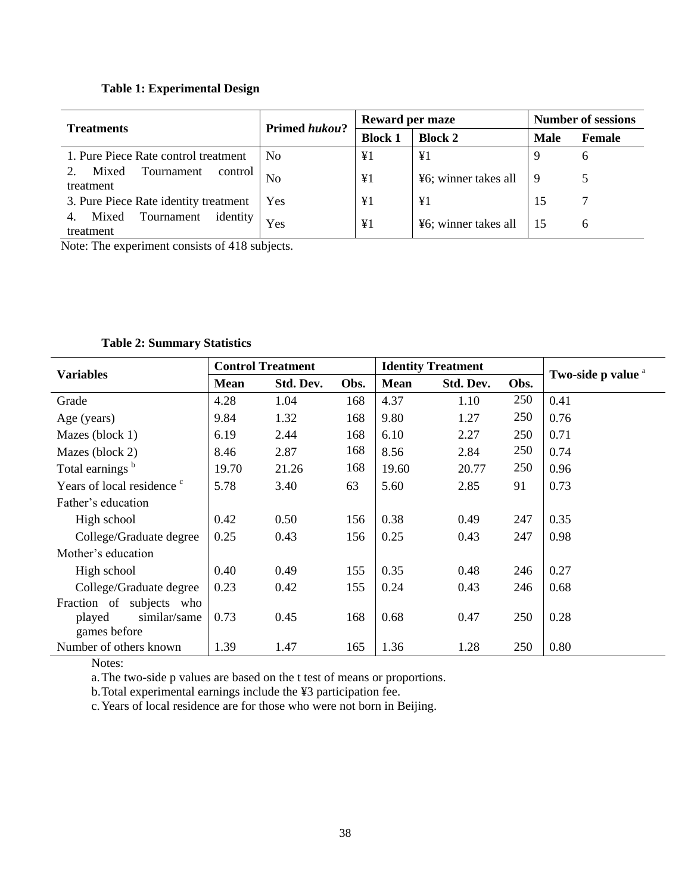**Table 1: Experimental Design**

| Treatments | Primed *hukou*? | Reward per maze | | Number of sessions | |
|---|---|---|---|---|---|
| | | Block 1 | Block 2 | Male | Female |
| 1. Pure Piece Rate control treatment | No | ¥1 | ¥1 | 9 | 6 |
| 2. Mixed Tournament control treatment | No | ¥1 | ¥6; winner takes all | 9 | 5 |
| 3. Pure Piece Rate identity treatment | Yes | ¥1 | ¥1 | 15 | 7 |
| 4. Mixed Tournament identity treatment | Yes | ¥1 | ¥6; winner takes all | 15 | 6 |

Note: The experiment consists of 418 subjects.

**Table 2: Summary Statistics**

| Variables | Control Treatment | | | Identity Treatment | | | Two-side p value [a] |
|---|---|---|---|---|---|---|---|
| | Mean | Std. Dev. | Obs. | Mean | Std. Dev. | Obs. | |
| Grade | 4.28 | 1.04 | 168 | 4.37 | 1.10 | 250 | 0.41 |
| Age (years) | 9.84 | 1.32 | 168 | 9.80 | 1.27 | 250 | 0.76 |
| Mazes (block 1) | 6.19 | 2.44 | 168 | 6.10 | 2.27 | 250 | 0.71 |
| Mazes (block 2) | 8.46 | 2.87 | 168 | 8.56 | 2.84 | 250 | 0.74 |
| Total earnings [b] | 19.70 | 21.26 | 168 | 19.60 | 20.77 | 250 | 0.96 |
| Years of local residence [c] | 5.78 | 3.40 | 63 | 5.60 | 2.85 | 91 | 0.73 |
| Father's education | | | | | | | |
| High school | 0.42 | 0.50 | 156 | 0.38 | 0.49 | 247 | 0.35 |
| College/Graduate degree | 0.25 | 0.43 | 156 | 0.25 | 0.43 | 247 | 0.98 |
| Mother's education | | | | | | | |
| High school | 0.40 | 0.49 | 155 | 0.35 | 0.48 | 246 | 0.27 |
| College/Graduate degree | 0.23 | 0.42 | 155 | 0.24 | 0.43 | 246 | 0.68 |
| Fraction of subjects who played similar/same games before | 0.73 | 0.45 | 168 | 0.68 | 0.47 | 250 | 0.28 |
| Number of others known | 1.39 | 1.47 | 165 | 1.36 | 1.28 | 250 | 0.80 |

Notes:

a. The two-side p values are based on the t test of means or proportions.

b. Total experimental earnings include the ¥3 participation fee.

c. Years of local residence are for those who were not born in Beijing.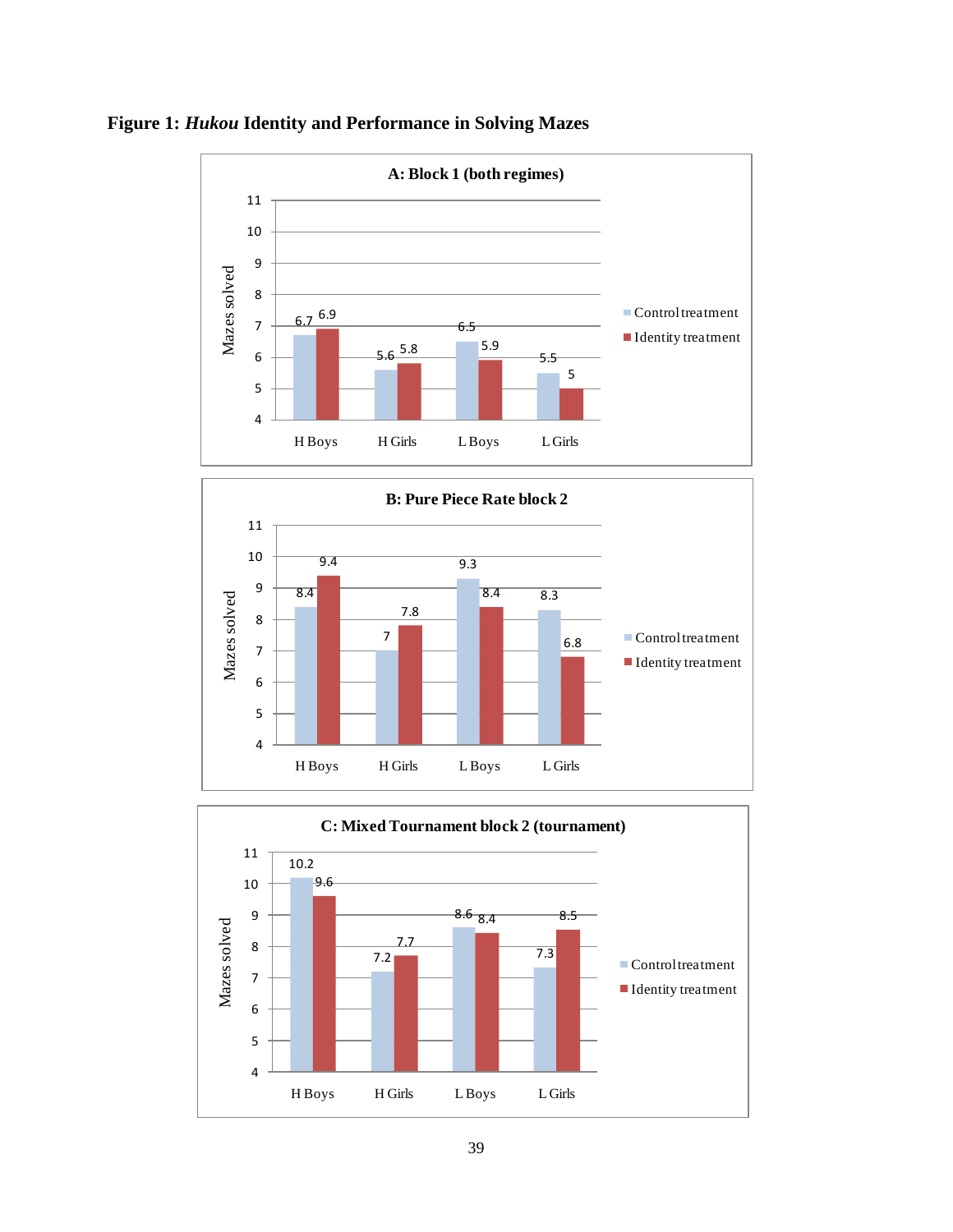**Figure 1: *Hukou* Identity and Performance in Solving Mazes**

**A: Block 1 (both regimes)**

| | Control treatment | Identity treatment |
|---|---|---|
| H Boys | 6.7 | 6.9 |
| H Girls | 5.6 | 5.8 |
| L Boys | 6.5 | 5.9 |
| L Girls | 5.5 | 5 |

**B: Pure Piece Rate block 2**

| | Control treatment | Identity treatment |
|---|---|---|
| H Boys | 8.4 | 9.4 |
| H Girls | 7 | 7.8 |
| L Boys | 9.3 | 8.4 |
| L Girls | 8.3 | 6.8 |

**C: Mixed Tournament block 2 (tournament)**

| | Control treatment | Identity treatment |
|---|---|---|
| H Boys | 10.2 | 9.6 |
| H Girls | 7.2 | 7.7 |
| L Boys | 8.6 | 8.4 |
| L Girls | 7.3 | 8.5 |

(Y-axis: Mazes solved)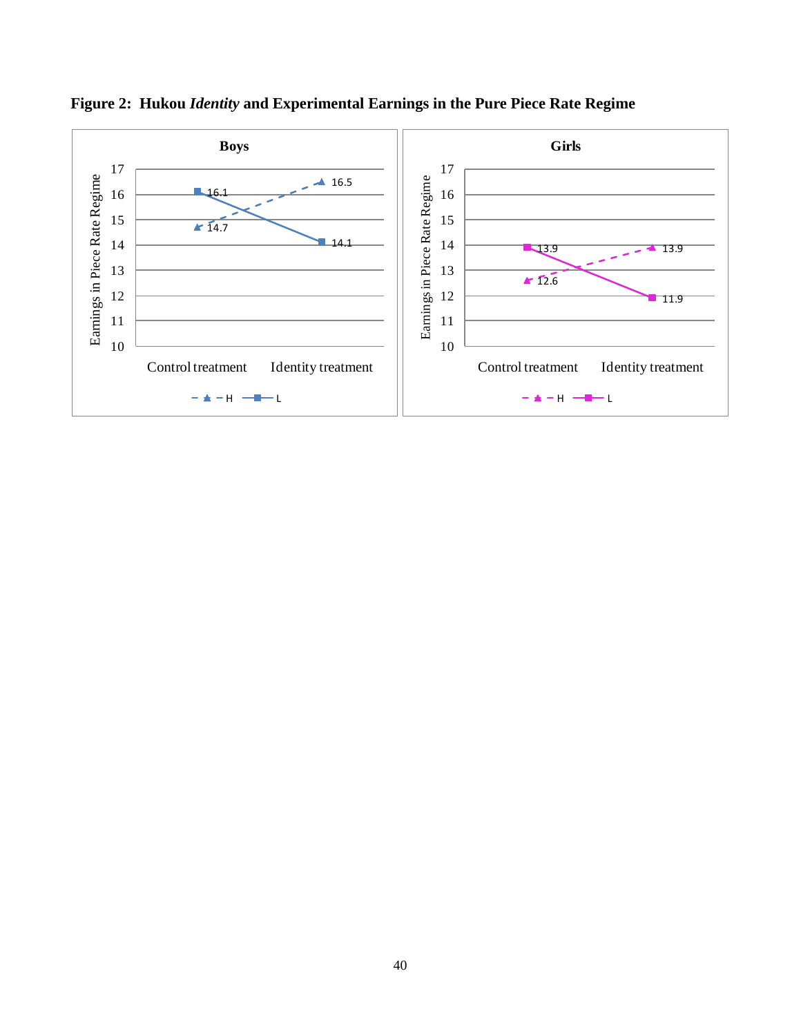**Figure 2: Hukou *Identity* and Experimental Earnings in the Pure Piece Rate Regime**

**Boys**

| | Control treatment | Identity treatment |
| --- | --- | --- |
| H | 14.7 | 16.5 |
| L | 16.1 | 14.1 |

**Girls**

| | Control treatment | Identity treatment |
| --- | --- | --- |
| H | 12.6 | 13.9 |
| L | 13.9 | 11.9 |

Y-axis: Earnings in Piece Rate Regime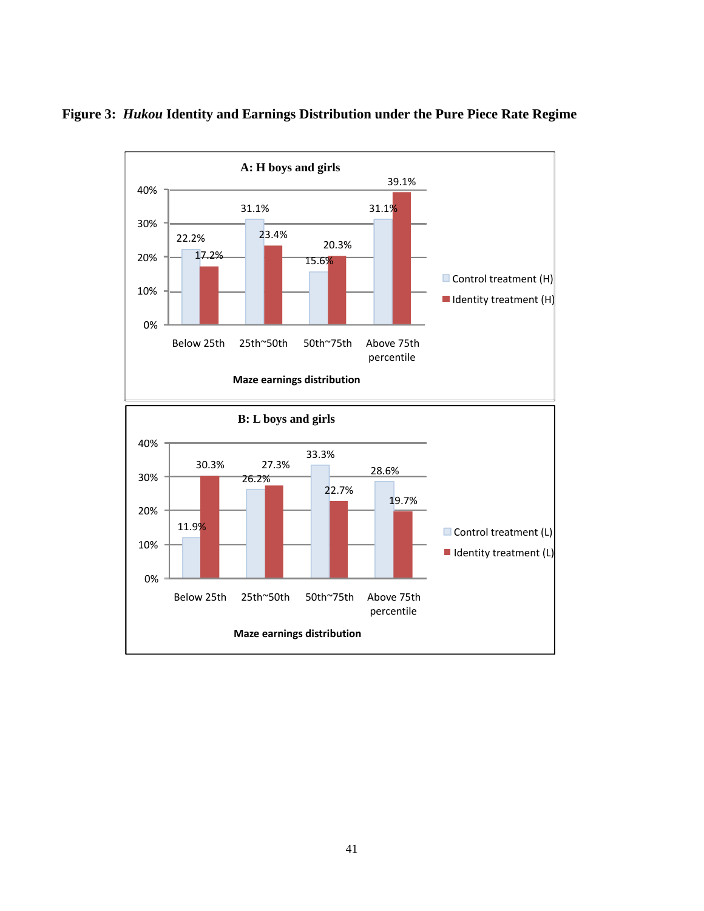**Figure 3: *Hukou* Identity and Earnings Distribution under the Pure Piece Rate Regime**

**A: H boys and girls**

| Maze earnings distribution | Control treatment (H) | Identity treatment (H) |
|---|---|---|
| Below 25th | 22.2% | 17.2% |
| 25th~50th | 31.1% | 23.4% |
| 50th~75th | 15.6% | 20.3% |
| Above 75th percentile | 31.1% | 39.1% |

**B: L boys and girls**

| Maze earnings distribution | Control treatment (L) | Identity treatment (L) |
|---|---|---|
| Below 25th | 11.9% | 30.3% |
| 25th~50th | 26.2% | 27.3% |
| 50th~75th | 33.3% | 22.7% |
| Above 75th percentile | 28.6% | 19.7% |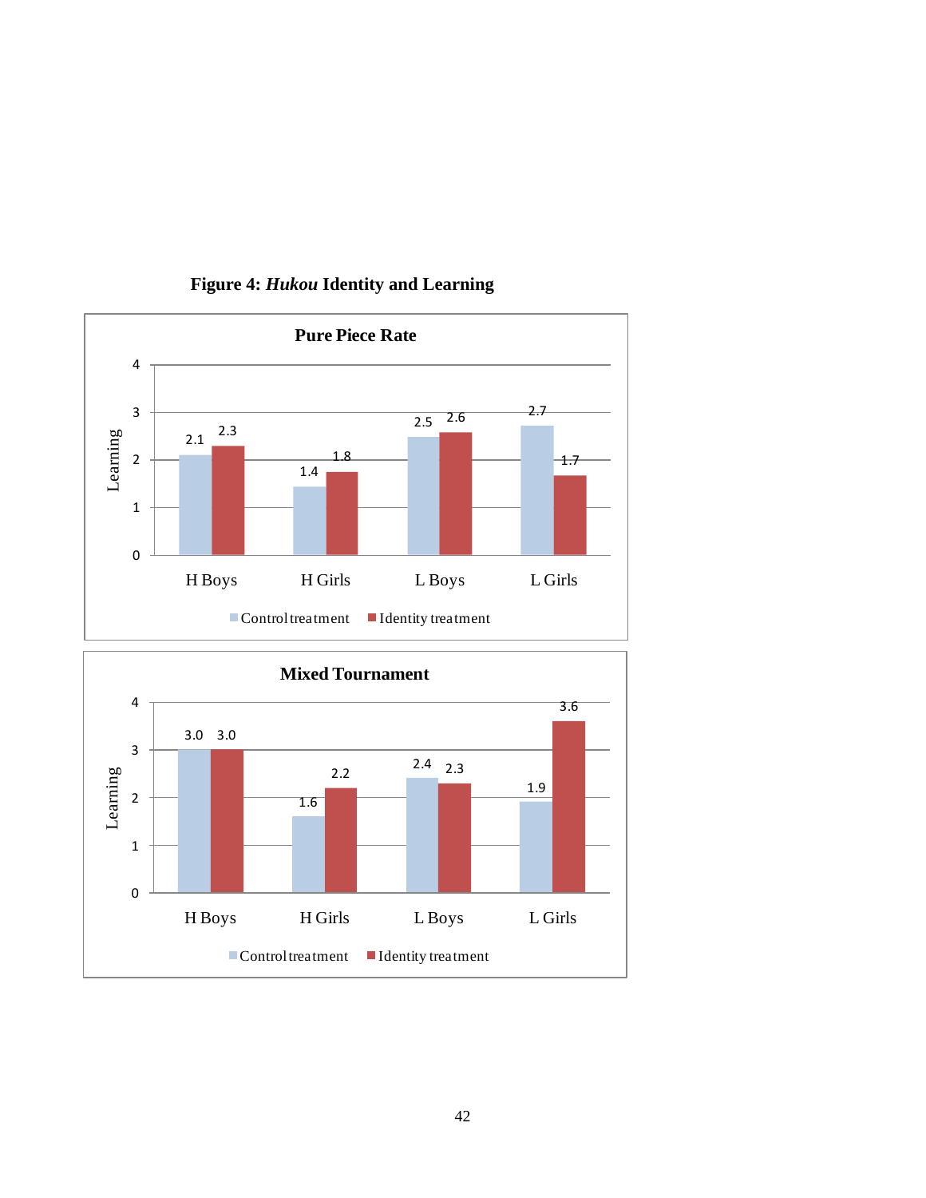**Figure 4: *Hukou* Identity and Learning**

**Pure Piece Rate**

| | Control treatment | Identity treatment |
|---|---|---|
| H Boys | 2.1 | 2.3 |
| H Girls | 1.4 | 1.8 |
| L Boys | 2.5 | 2.6 |
| L Girls | 2.7 | 1.7 |

**Mixed Tournament**

| | Control treatment | Identity treatment |
|---|---|---|
| H Boys | 3.0 | 3.0 |
| H Girls | 1.6 | 2.2 |
| L Boys | 2.4 | 2.3 |
| L Girls | 1.9 | 3.6 |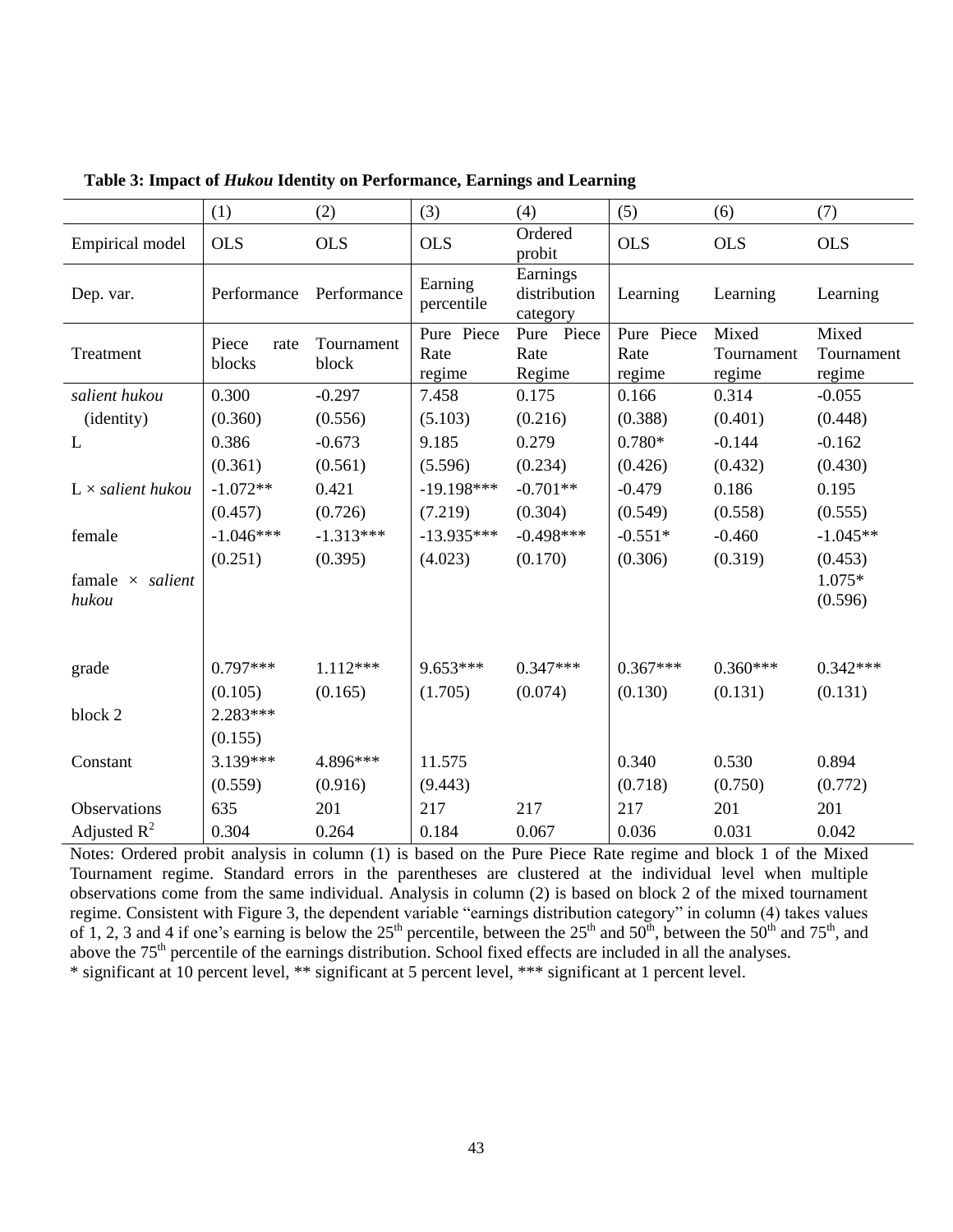**Table 3: Impact of *Hukou* Identity on Performance, Earnings and Learning**

| | (1) | (2) | (3) | (4) | (5) | (6) | (7) |
|---|---|---|---|---|---|---|---|
| Empirical model | OLS | OLS | OLS | Ordered probit | OLS | OLS | OLS |
| Dep. var. | Performance | Performance | Earning percentile | Earnings distribution category | Learning | Learning | Learning |
| Treatment | Piece rate blocks | Tournament block | Pure Piece Rate regime | Pure Piece Rate Regime | Pure Piece Rate regime | Mixed Tournament regime | Mixed Tournament regime |
| *salient hukou* | 0.300 | -0.297 | 7.458 | 0.175 | 0.166 | 0.314 | -0.055 |
| (identity) | (0.360) | (0.556) | (5.103) | (0.216) | (0.388) | (0.401) | (0.448) |
| L | 0.386 | -0.673 | 9.185 | 0.279 | 0.780* | -0.144 | -0.162 |
| | (0.361) | (0.561) | (5.596) | (0.234) | (0.426) | (0.432) | (0.430) |
| L × *salient hukou* | -1.072** | 0.421 | -19.198*** | -0.701** | -0.479 | 0.186 | 0.195 |
| | (0.457) | (0.726) | (7.219) | (0.304) | (0.549) | (0.558) | (0.555) |
| female | -1.046*** | -1.313*** | -13.935*** | -0.498*** | -0.551* | -0.460 | -1.045** |
| | (0.251) | (0.395) | (4.023) | (0.170) | (0.306) | (0.319) | (0.453) |
| famale × *salient hukou* | | | | | | | 1.075* |
| | | | | | | | (0.596) |
| grade | 0.797*** | 1.112*** | 9.653*** | 0.347*** | 0.367*** | 0.360*** | 0.342*** |
| | (0.105) | (0.165) | (1.705) | (0.074) | (0.130) | (0.131) | (0.131) |
| block 2 | 2.283*** | | | | | | |
| | (0.155) | | | | | | |
| Constant | 3.139*** | 4.896*** | 11.575 | | 0.340 | 0.530 | 0.894 |
| | (0.559) | (0.916) | (9.443) | | (0.718) | (0.750) | (0.772) |
| Observations | 635 | 201 | 217 | 217 | 217 | 201 | 201 |
| Adjusted $R^2$ | 0.304 | 0.264 | 0.184 | 0.067 | 0.036 | 0.031 | 0.042 |

Notes: Ordered probit analysis in column (1) is based on the Pure Piece Rate regime and block 1 of the Mixed Tournament regime. Standard errors in the parentheses are clustered at the individual level when multiple observations come from the same individual. Analysis in column (2) is based on block 2 of the mixed tournament regime. Consistent with Figure 3, the dependent variable "earnings distribution category" in column (4) takes values of 1, 2, 3 and 4 if one's earning is below the 25th percentile, between the 25th and 50th, between the 50th and 75th, and above the 75th percentile of the earnings distribution. School fixed effects are included in all the analyses.
* significant at 10 percent level, ** significant at 5 percent level, *** significant at 1 percent level.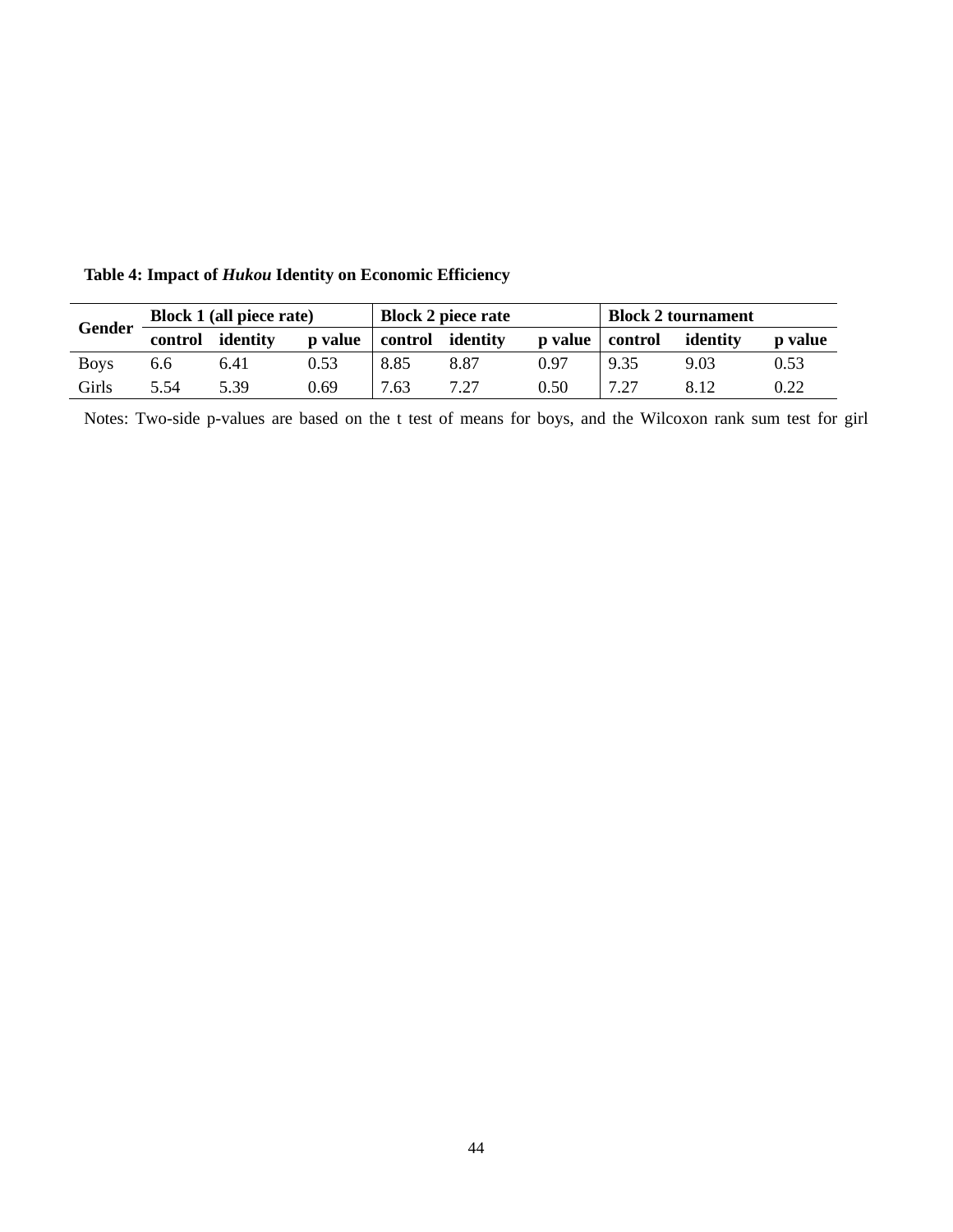**Table 4: Impact of *Hukou* Identity on Economic Efficiency**

| Gender | Block 1 (all piece rate) | | | Block 2 piece rate | | | Block 2 tournament | | |
|---|---|---|---|---|---|---|---|---|---|
| | control | identity | p value | control | identity | p value | control | identity | p value |
| Boys | 6.6 | 6.41 | 0.53 | 8.85 | 8.87 | 0.97 | 9.35 | 9.03 | 0.53 |
| Girls | 5.54 | 5.39 | 0.69 | 7.63 | 7.27 | 0.50 | 7.27 | 8.12 | 0.22 |

Notes: Two-side p-values are based on the t test of means for boys, and the Wilcoxon rank sum test for girl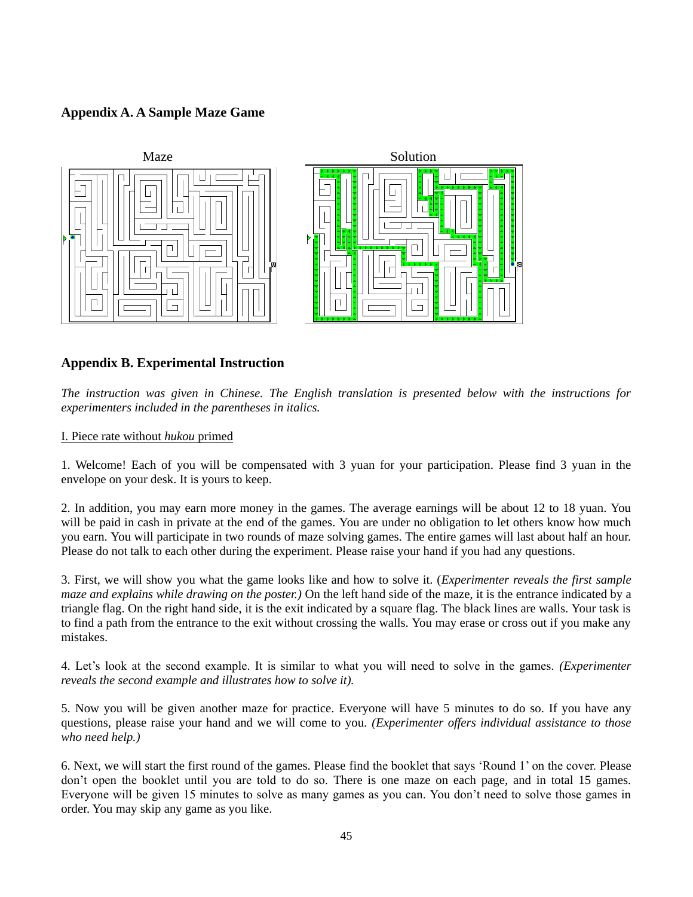## Appendix A. A Sample Maze Game

Maze    Solution

## Appendix B. Experimental Instruction

*The instruction was given in Chinese. The English translation is presented below with the instructions for experimenters included in the parentheses in italics.*

I. Piece rate without *hukou* primed

1. Welcome! Each of you will be compensated with 3 yuan for your participation. Please find 3 yuan in the envelope on your desk. It is yours to keep.

2. In addition, you may earn more money in the games. The average earnings will be about 12 to 18 yuan. You will be paid in cash in private at the end of the games. You are under no obligation to let others know how much you earn. You will participate in two rounds of maze solving games. The entire games will last about half an hour. Please do not talk to each other during the experiment. Please raise your hand if you had any questions.

3. First, we will show you what the game looks like and how to solve it. (*Experimenter reveals the first sample maze and explains while drawing on the poster.)* On the left hand side of the maze, it is the entrance indicated by a triangle flag. On the right hand side, it is the exit indicated by a square flag. The black lines are walls. Your task is to find a path from the entrance to the exit without crossing the walls. You may erase or cross out if you make any mistakes.

4. Let's look at the second example. It is similar to what you will need to solve in the games. *(Experimenter reveals the second example and illustrates how to solve it).*

5. Now you will be given another maze for practice. Everyone will have 5 minutes to do so. If you have any questions, please raise your hand and we will come to you. *(Experimenter offers individual assistance to those who need help.)*

6. Next, we will start the first round of the games. Please find the booklet that says 'Round 1' on the cover. Please don't open the booklet until you are told to do so. There is one maze on each page, and in total 15 games. Everyone will be given 15 minutes to solve as many games as you can. You don't need to solve those games in order. You may skip any game as you like.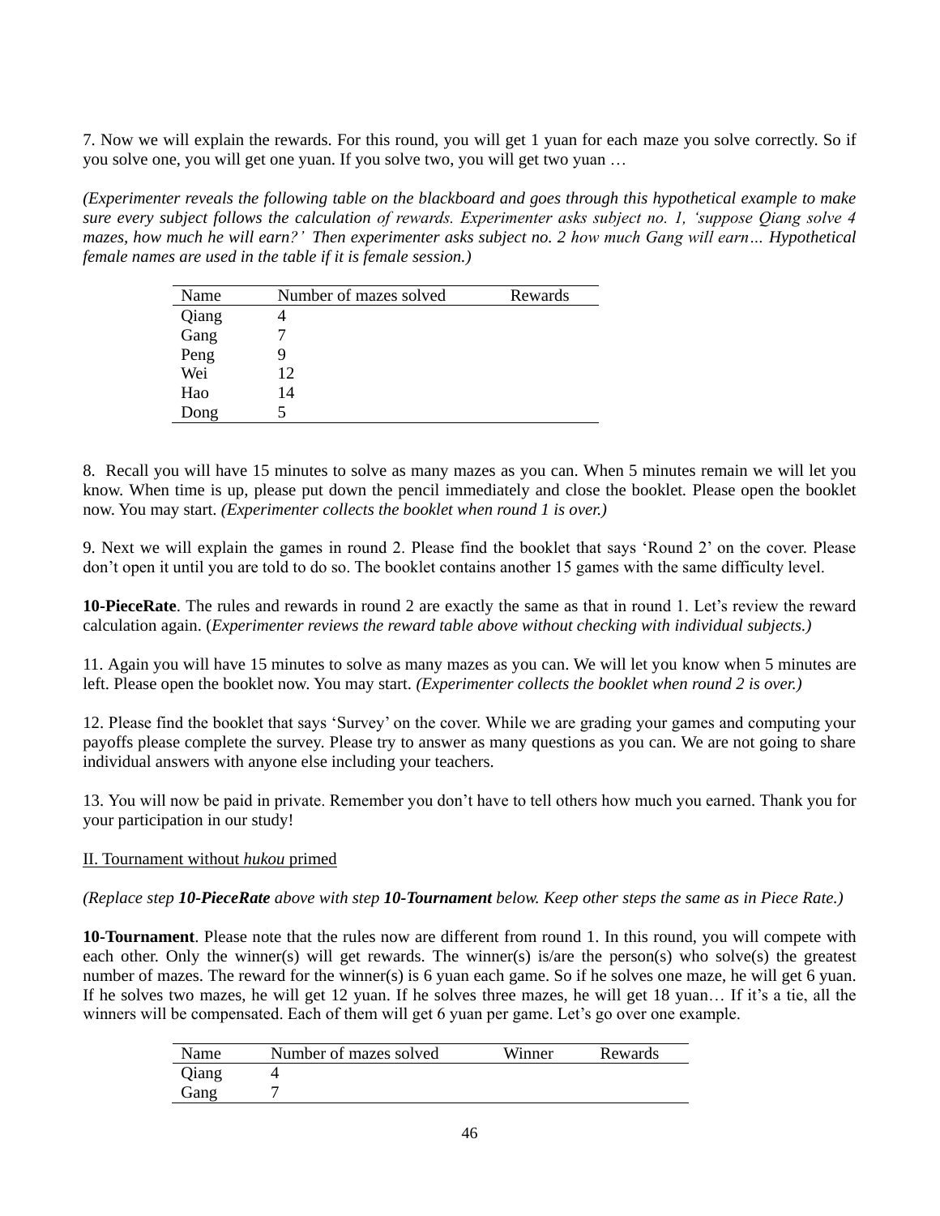7. Now we will explain the rewards. For this round, you will get 1 yuan for each maze you solve correctly. So if you solve one, you will get one yuan. If you solve two, you will get two yuan …

*(Experimenter reveals the following table on the blackboard and goes through this hypothetical example to make sure every subject follows the calculation of rewards. Experimenter asks subject no. 1, 'suppose Qiang solve 4 mazes, how much he will earn?' Then experimenter asks subject no. 2 how much Gang will earn… Hypothetical female names are used in the table if it is female session.)*

| Name | Number of mazes solved | Rewards |
| --- | --- | --- |
| Qiang | 4 | |
| Gang | 7 | |
| Peng | 9 | |
| Wei | 12 | |
| Hao | 14 | |
| Dong | 5 | |

8. Recall you will have 15 minutes to solve as many mazes as you can. When 5 minutes remain we will let you know. When time is up, please put down the pencil immediately and close the booklet. Please open the booklet now. You may start. *(Experimenter collects the booklet when round 1 is over.)*

9. Next we will explain the games in round 2. Please find the booklet that says 'Round 2' on the cover. Please don't open it until you are told to do so. The booklet contains another 15 games with the same difficulty level.

**10-PieceRate**. The rules and rewards in round 2 are exactly the same as that in round 1. Let's review the reward calculation again. (*Experimenter reviews the reward table above without checking with individual subjects.)*

11. Again you will have 15 minutes to solve as many mazes as you can. We will let you know when 5 minutes are left. Please open the booklet now. You may start. *(Experimenter collects the booklet when round 2 is over.)*

12. Please find the booklet that says 'Survey' on the cover. While we are grading your games and computing your payoffs please complete the survey. Please try to answer as many questions as you can. We are not going to share individual answers with anyone else including your teachers.

13. You will now be paid in private. Remember you don't have to tell others how much you earned. Thank you for your participation in our study!

II. Tournament without *hukou* primed

*(Replace step **10-PieceRate** above with step **10-Tournament** below. Keep other steps the same as in Piece Rate.)*

**10-Tournament**. Please note that the rules now are different from round 1. In this round, you will compete with each other. Only the winner(s) will get rewards. The winner(s) is/are the person(s) who solve(s) the greatest number of mazes. The reward for the winner(s) is 6 yuan each game. So if he solves one maze, he will get 6 yuan. If he solves two mazes, he will get 12 yuan. If he solves three mazes, he will get 18 yuan… If it's a tie, all the winners will be compensated. Each of them will get 6 yuan per game. Let's go over one example.

| Name | Number of mazes solved | Winner | Rewards |
| --- | --- | --- | --- |
| Qiang | 4 | | |
| Gang | 7 | | |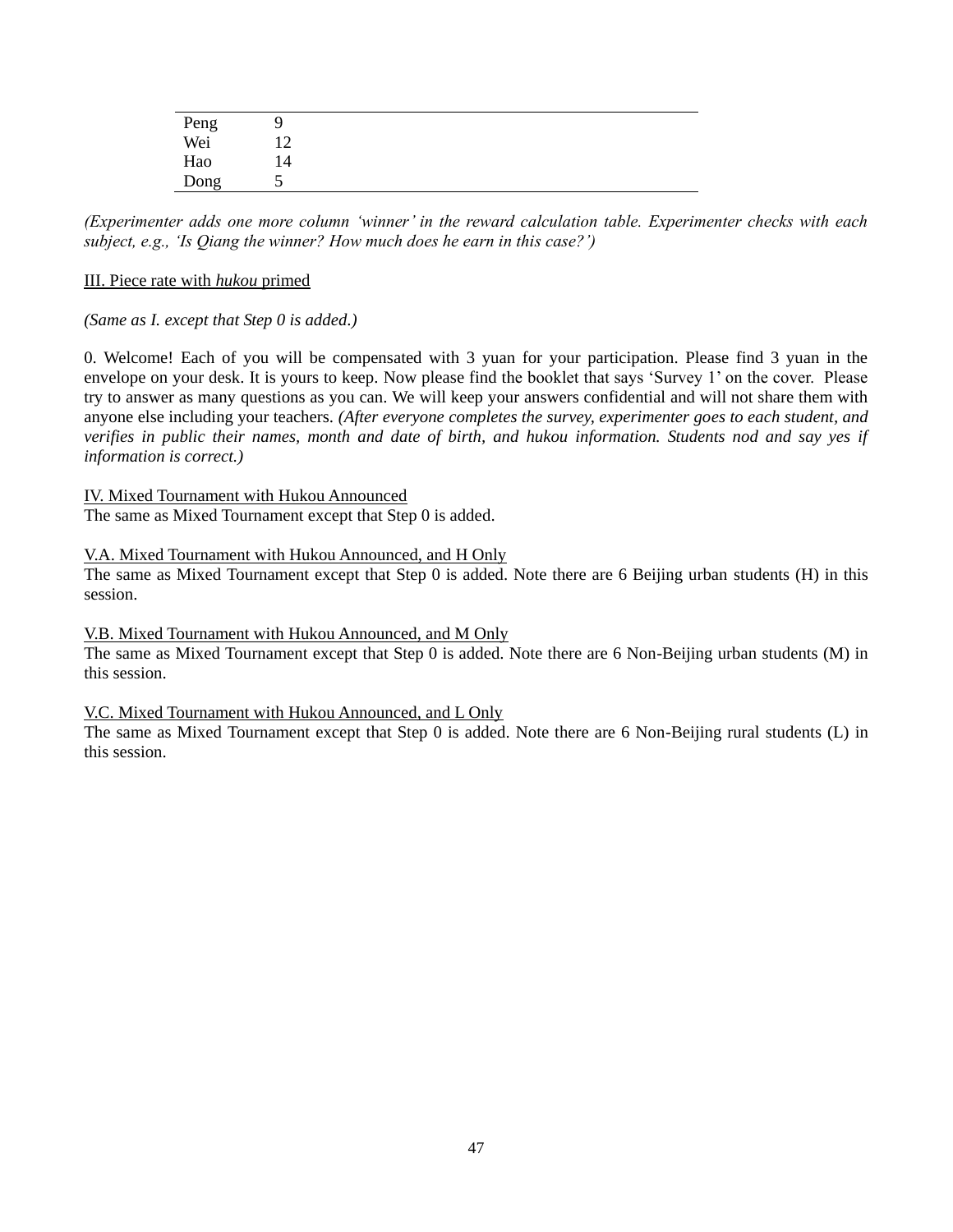| | |
|---|---|
| Peng | 9 |
| Wei | 12 |
| Hao | 14 |
| Dong | 5 |

*(Experimenter adds one more column 'winner' in the reward calculation table. Experimenter checks with each subject, e.g., 'Is Qiang the winner? How much does he earn in this case?')*

III. Piece rate with *hukou* primed

*(Same as I. except that Step 0 is added.)*

0. Welcome! Each of you will be compensated with 3 yuan for your participation. Please find 3 yuan in the envelope on your desk. It is yours to keep. Now please find the booklet that says 'Survey 1' on the cover. Please try to answer as many questions as you can. We will keep your answers confidential and will not share them with anyone else including your teachers. *(After everyone completes the survey, experimenter goes to each student, and verifies in public their names, month and date of birth, and hukou information. Students nod and say yes if information is correct.)*

IV. Mixed Tournament with Hukou Announced
The same as Mixed Tournament except that Step 0 is added.

V.A. Mixed Tournament with Hukou Announced, and H Only
The same as Mixed Tournament except that Step 0 is added. Note there are 6 Beijing urban students (H) in this session.

V.B. Mixed Tournament with Hukou Announced, and M Only
The same as Mixed Tournament except that Step 0 is added. Note there are 6 Non-Beijing urban students (M) in this session.

V.C. Mixed Tournament with Hukou Announced, and L Only
The same as Mixed Tournament except that Step 0 is added. Note there are 6 Non-Beijing rural students (L) in this session.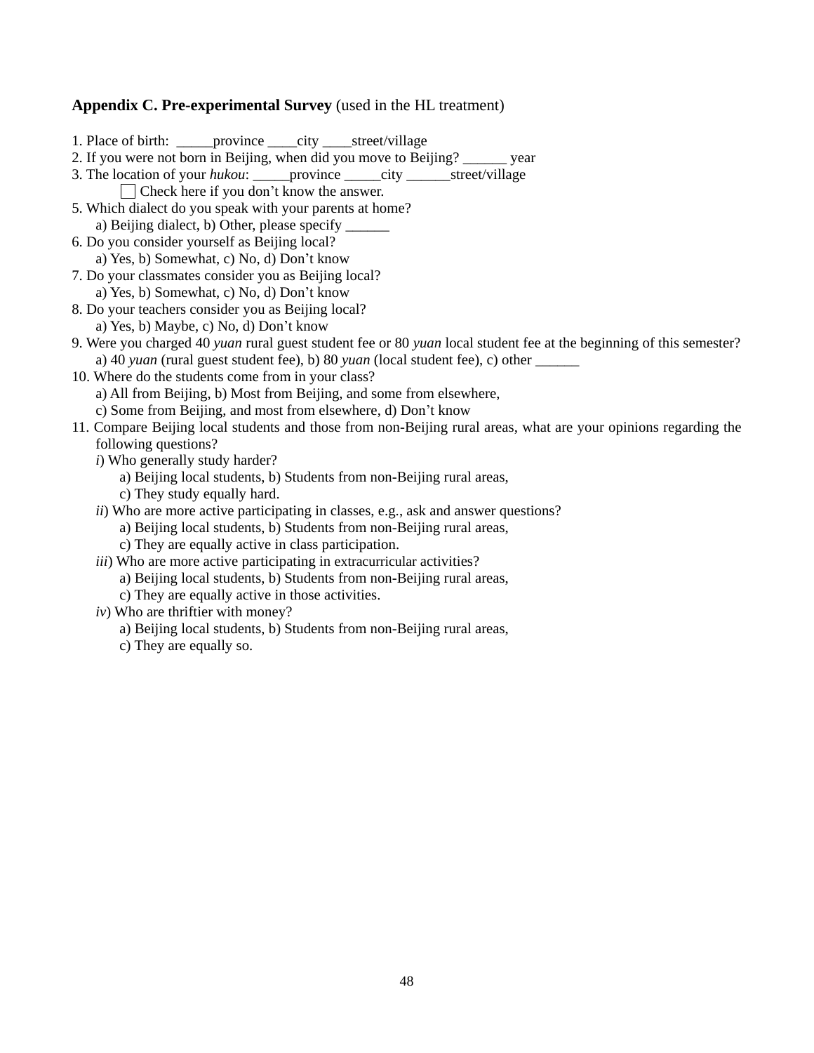**Appendix C. Pre-experimental Survey** (used in the HL treatment)

1. Place of birth: _____province ____city ____street/village
2. If you were not born in Beijing, when did you move to Beijing? ______ year
3. The location of your *hukou*: _____province _____city ______street/village
   ☐ Check here if you don't know the answer.
5. Which dialect do you speak with your parents at home?
   a) Beijing dialect, b) Other, please specify ______
6. Do you consider yourself as Beijing local?
   a) Yes, b) Somewhat, c) No, d) Don't know
7. Do your classmates consider you as Beijing local?
   a) Yes, b) Somewhat, c) No, d) Don't know
8. Do your teachers consider you as Beijing local?
   a) Yes, b) Maybe, c) No, d) Don't know
9. Were you charged 40 *yuan* rural guest student fee or 80 *yuan* local student fee at the beginning of this semester?
   a) 40 *yuan* (rural guest student fee), b) 80 *yuan* (local student fee), c) other ______
10. Where do the students come from in your class?
    a) All from Beijing, b) Most from Beijing, and some from elsewhere,
    c) Some from Beijing, and most from elsewhere, d) Don't know
11. Compare Beijing local students and those from non-Beijing rural areas, what are your opinions regarding the following questions?
    *i*) Who generally study harder?
       a) Beijing local students, b) Students from non-Beijing rural areas,
       c) They study equally hard.
    *ii*) Who are more active participating in classes, e.g., ask and answer questions?
       a) Beijing local students, b) Students from non-Beijing rural areas,
       c) They are equally active in class participation.
    *iii*) Who are more active participating in extracurricular activities?
       a) Beijing local students, b) Students from non-Beijing rural areas,
       c) They are equally active in those activities.
    *iv*) Who are thriftier with money?
       a) Beijing local students, b) Students from non-Beijing rural areas,
       c) They are equally so.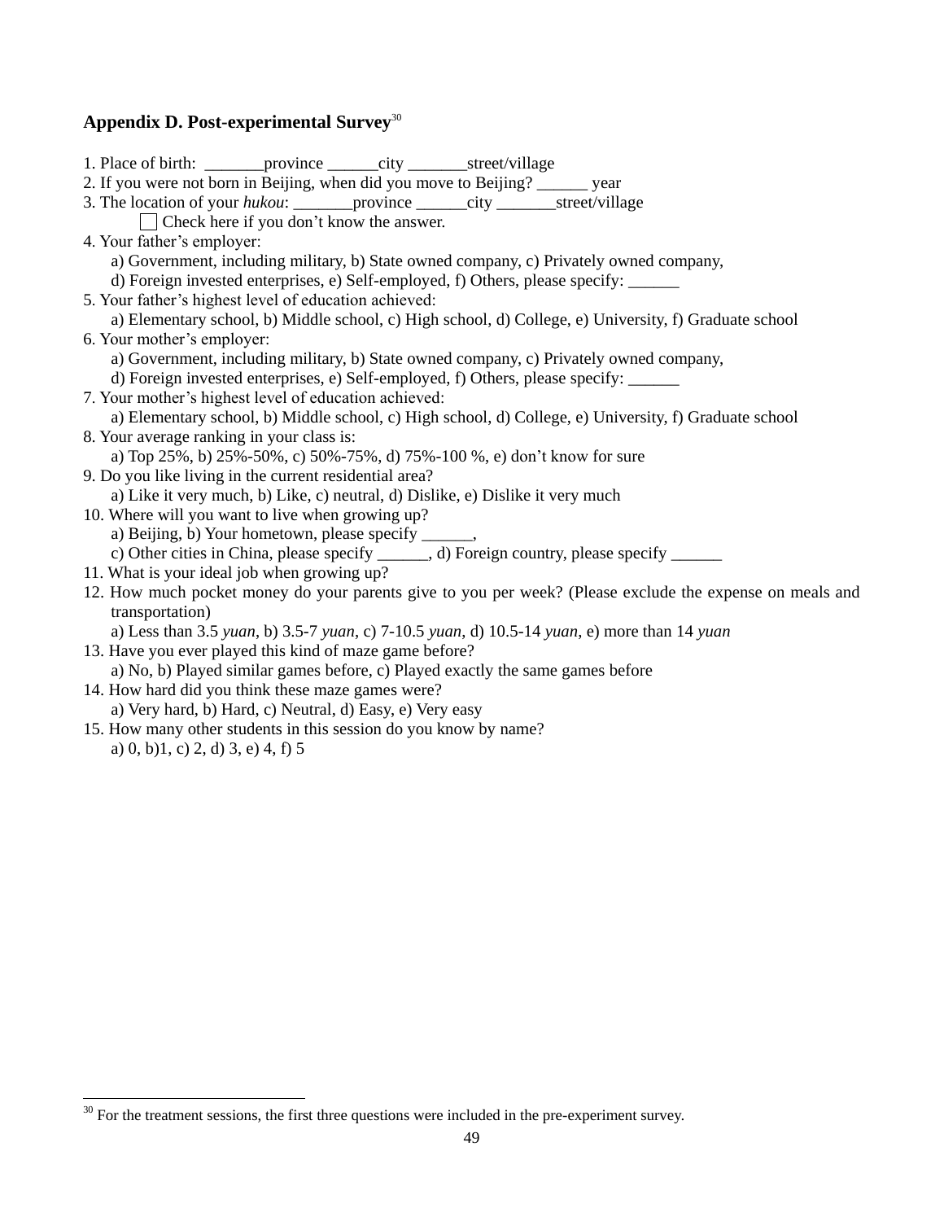### Appendix D. Post-experimental Survey[30]

1. Place of birth: _______province ______city _______street/village
2. If you were not born in Beijing, when did you move to Beijing? ______ year
3. The location of your *hukou*: _______province ______city _______street/village
   ☐ Check here if you don't know the answer.
4. Your father's employer:
   a) Government, including military, b) State owned company, c) Privately owned company,
   d) Foreign invested enterprises, e) Self-employed, f) Others, please specify: ______
5. Your father's highest level of education achieved:
   a) Elementary school, b) Middle school, c) High school, d) College, e) University, f) Graduate school
6. Your mother's employer:
   a) Government, including military, b) State owned company, c) Privately owned company,
   d) Foreign invested enterprises, e) Self-employed, f) Others, please specify: ______
7. Your mother's highest level of education achieved:
   a) Elementary school, b) Middle school, c) High school, d) College, e) University, f) Graduate school
8. Your average ranking in your class is:
   a) Top 25%, b) 25%-50%, c) 50%-75%, d) 75%-100 %, e) don't know for sure
9. Do you like living in the current residential area?
   a) Like it very much, b) Like, c) neutral, d) Dislike, e) Dislike it very much
10. Where will you want to live when growing up?
    a) Beijing, b) Your hometown, please specify ______,
    c) Other cities in China, please specify ______, d) Foreign country, please specify ______
11. What is your ideal job when growing up?
12. How much pocket money do your parents give to you per week? (Please exclude the expense on meals and transportation)
    a) Less than 3.5 *yuan*, b) 3.5-7 *yuan*, c) 7-10.5 *yuan*, d) 10.5-14 *yuan*, e) more than 14 *yuan*
13. Have you ever played this kind of maze game before?
    a) No, b) Played similar games before, c) Played exactly the same games before
14. How hard did you think these maze games were?
    a) Very hard, b) Hard, c) Neutral, d) Easy, e) Very easy
15. How many other students in this session do you know by name?
    a) 0, b)1, c) 2, d) 3, e) 4, f) 5

[30] For the treatment sessions, the first three questions were included in the pre-experiment survey.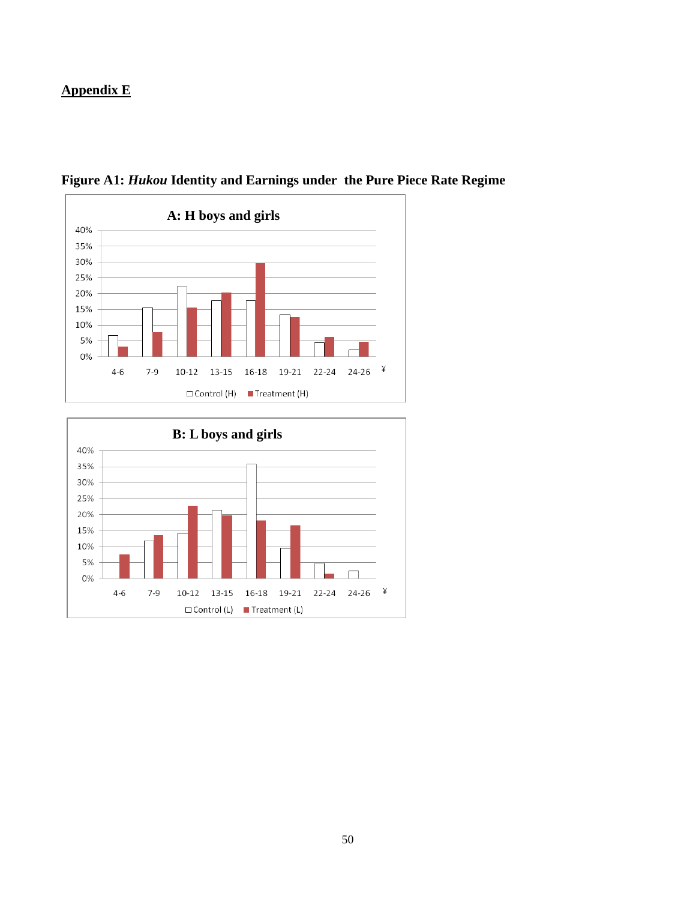## Appendix E

**Figure A1: *Hukou* Identity and Earnings under the Pure Piece Rate Regime**

**A: H boys and girls**

40%
35%
30%
25%
20%
15%
10%
5%
0%

4-6 7-9 10-12 13-15 16-18 19-21 22-24 24-26 ¥

Control (H) Treatment (H)

**B: L boys and girls**

40%
35%
30%
25%
20%
15%
10%
5%
0%

4-6 7-9 10-12 13-15 16-18 19-21 22-24 24-26 ¥

Control (L) Treatment (L)